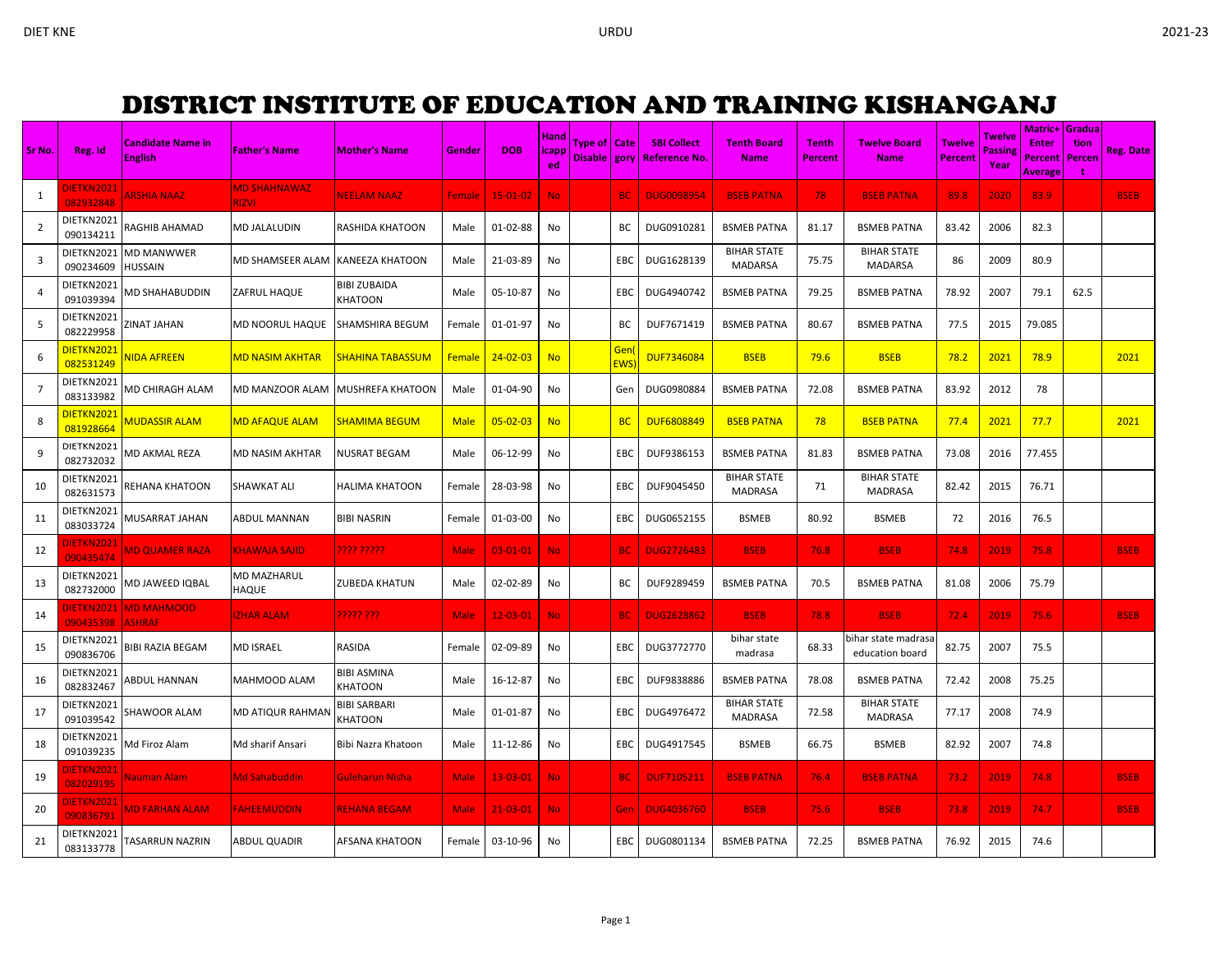# DISTRICT INSTITUTE OF EDUCATION AND TRAINING KISHANGANJ

| Sr No. | Reg. Id | Candidate Name in English | Father's Name | Mother's Name | Gender | DOB | Handicapped | Type of Disable | Category | SBI Collect Reference No. | Tenth Board Name | Tenth Percent | Twelve Board Name | Twelve Percent | Twelve Passing Year | Matric+ Enter Percent Average | Graduation Percent | Reg. Date |
|---|---|---|---|---|---|---|---|---|---|---|---|---|---|---|---|---|---|---|
| 1 | DIETKN2021082932848 | ARSHIA NAAZ | MD SHAHNAWAZ RIZVI | NEELAM NAAZ | Female | 15-01-02 | No | | BC | DUG0098954 | BSEB PATNA | 78 | BSEB PATNA | 89.8 | 2020 | 83.9 | | BSEB |
| 2 | DIETKN2021090134211 | RAGHIB AHAMAD | MD JALALUDIN | RASHIDA KHATOON | Male | 01-02-88 | No | | BC | DUG0910281 | BSMEB PATNA | 81.17 | BSMEB PATNA | 83.42 | 2006 | 82.3 | | |
| 3 | DIETKN2021090234609 | MD MANWWER HUSSAIN | MD SHAMSEER ALAM | KANEEZA KHATOON | Male | 21-03-89 | No | | EBC | DUG1628139 | BIHAR STATE MADARSA | 75.75 | BIHAR STATE MADARSA | 86 | 2009 | 80.9 | | |
| 4 | DIETKN2021091039394 | MD SHAHABUDDIN | ZAFRUL HAQUE | BIBI ZUBAIDA KHATOON | Male | 05-10-87 | No | | EBC | DUG4940742 | BSMEB PATNA | 79.25 | BSMEB PATNA | 78.92 | 2007 | 79.1 | 62.5 | |
| 5 | DIETKN2021082229958 | ZINAT JAHAN | MD NOORUL HAQUE | SHAMSHIRA BEGUM | Female | 01-01-97 | No | | BC | DUF7671419 | BSMEB PATNA | 80.67 | BSMEB PATNA | 77.5 | 2015 | 79.085 | | |
| 6 | DIETKN2021082531249 | NIDA AFREEN | MD NASIM AKHTAR | SHAHINA TABASSUM | Female | 24-02-03 | No | | Gen(EWS) | DUF7346084 | BSEB | 79.6 | BSEB | 78.2 | 2021 | 78.9 | | 2021 |
| 7 | DIETKN2021083133982 | MD CHIRAGH ALAM | MD MANZOOR ALAM | MUSHREFA KHATOON | Male | 01-04-90 | No | | Gen | DUG0980884 | BSMEB PATNA | 72.08 | BSMEB PATNA | 83.92 | 2012 | 78 | | |
| 8 | DIETKN2021081928664 | MUDASSIR ALAM | MD AFAQUE ALAM | SHAMIMA BEGUM | Male | 05-02-03 | No | | BC | DUF6808849 | BSEB PATNA | 78 | BSEB PATNA | 77.4 | 2021 | 77.7 | | 2021 |
| 9 | DIETKN2021082732032 | MD AKMAL REZA | MD NASIM AKHTAR | NUSRAT BEGAM | Male | 06-12-99 | No | | EBC | DUF9386153 | BSMEB PATNA | 81.83 | BSMEB PATNA | 73.08 | 2016 | 77.455 | | |
| 10 | DIETKN2021082631573 | REHANA KHATOON | SHAWKAT ALI | HALIMA KHATOON | Female | 28-03-98 | No | | EBC | DUF9045450 | BIHAR STATE MADRASA | 71 | BIHAR STATE MADRASA | 82.42 | 2015 | 76.71 | | |
| 11 | DIETKN2021083033724 | MUSARRAT JAHAN | ABDUL MANNAN | BIBI NASRIN | Female | 01-03-00 | No | | EBC | DUG0652155 | BSMEB | 80.92 | BSMEB | 72 | 2016 | 76.5 | | |
| 12 | DIETKN2021090435474 | MD QUAMER RAZA | KHAWAJA SAJID | ???? ????? | Male | 03-01-01 | No | | BC | DUG2726483 | BSEB | 76.8 | BSEB | 74.8 | 2019 | 75.8 | | BSEB |
| 13 | DIETKN2021082732000 | MD JAWEED IQBAL | MD MAZHARUL HAQUE | ZUBEDA KHATUN | Male | 02-02-89 | No | | BC | DUF9289459 | BSMEB PATNA | 70.5 | BSMEB PATNA | 81.08 | 2006 | 75.79 | | |
| 14 | DIETKN2021090435398 | MD MAHMOOD ASHRAF | IZHAR ALAM | ????? ??? | Male | 12-03-01 | No | | BC | DUG2628862 | BSEB | 78.8 | BSEB | 72.4 | 2019 | 75.6 | | BSEB |
| 15 | DIETKN2021090836706 | BIBI RAZIA BEGAM | MD ISRAEL | RASIDA | Female | 02-09-89 | No | | EBC | DUG3772770 | bihar state madrasa | 68.33 | bihar state madrasa education board | 82.75 | 2007 | 75.5 | | |
| 16 | DIETKN2021082832467 | ABDUL HANNAN | MAHMOOD ALAM | BIBI ASMINA KHATOON | Male | 16-12-87 | No | | EBC | DUF9838886 | BSMEB PATNA | 78.08 | BSMEB PATNA | 72.42 | 2008 | 75.25 | | |
| 17 | DIETKN2021091039542 | SHAWOOR ALAM | MD ATIQUR RAHMAN | BIBI SARBARI KHATOON | Male | 01-01-87 | No | | EBC | DUG4976472 | BIHAR STATE MADRASA | 72.58 | BIHAR STATE MADRASA | 77.17 | 2008 | 74.9 | | |
| 18 | DIETKN2021091039235 | Md Firoz Alam | Md sharif Ansari | Bibi Nazra Khatoon | Male | 11-12-86 | No | | EBC | DUG4917545 | BSMEB | 66.75 | BSMEB | 82.92 | 2007 | 74.8 | | |
| 19 | DIETKN2021082029195 | Nauman Alam | Md Sahabuddin | Guleharun Nisha | Male | 13-03-01 | No | | BC | DUF7105211 | BSEB PATNA | 76.4 | BSEB PATNA | 73.2 | 2019 | 74.8 | | BSEB |
| 20 | DIETKN2021090836791 | MD FARHAN ALAM | FAHEEMUDDIN | REHANA BEGAM | Male | 21-03-01 | No | | Gen | DUG4036760 | BSEB | 75.6 | BSEB | 73.8 | 2019 | 74.7 | | BSEB |
| 21 | DIETKN2021083133778 | TASARRUN NAZRIN | ABDUL QUADIR | AFSANA KHATOON | Female | 03-10-96 | No | | EBC | DUG0801134 | BSMEB PATNA | 72.25 | BSMEB PATNA | 76.92 | 2015 | 74.6 | | |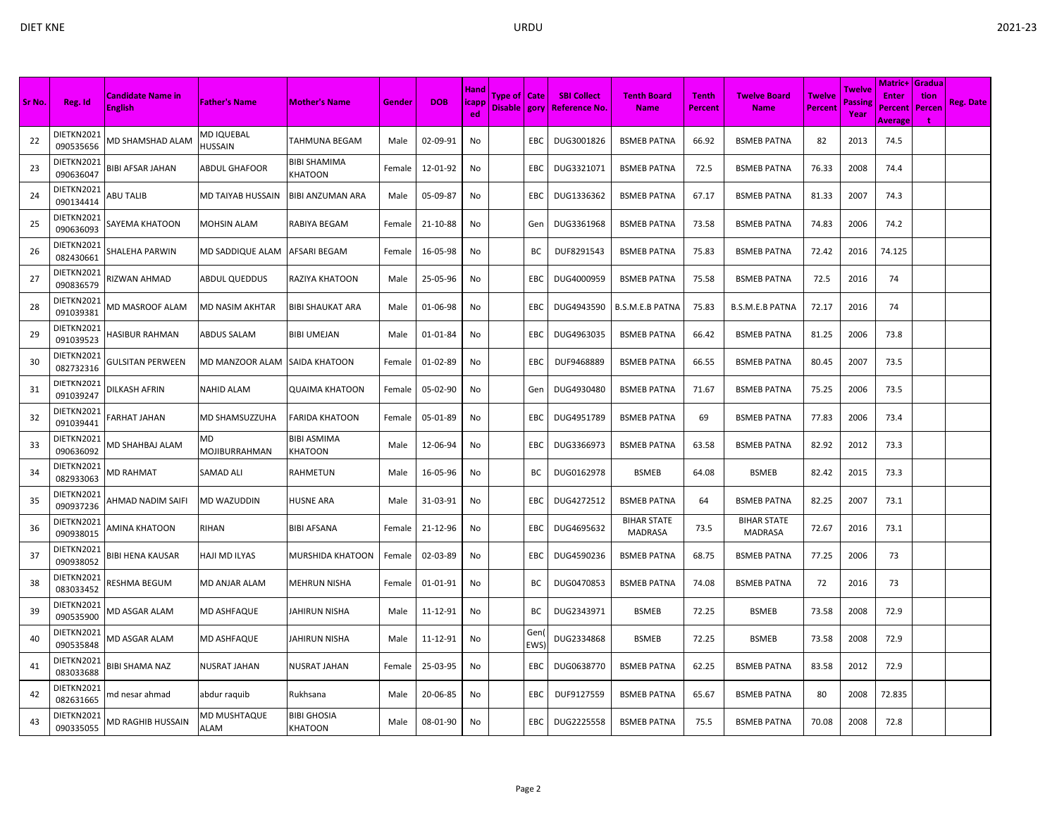| Sr No. | Reg. Id | Candidate Name in English | Father's Name | Mother's Name | Gender | DOB | Handicapped | Type of Disable | Category | SBI Collect Reference No. | Tenth Board Name | Tenth Percent | Twelve Board Name | Twelve Percent | Twelve Passing Year | Matric+ Enter Percent Average | Graduation Percent | Reg. Date |
|---|---|---|---|---|---|---|---|---|---|---|---|---|---|---|---|---|---|---|
| 22 | DIETKN2021 090535656 | MD SHAMSHAD ALAM | MD IQUEBAL HUSSAIN | TAHMUNA BEGAM | Male | 02-09-91 | No | | EBC | DUG3001826 | BSMEB PATNA | 66.92 | BSMEB PATNA | 82 | 2013 | 74.5 | | |
| 23 | DIETKN2021 090636047 | BIBI AFSAR JAHAN | ABDUL GHAFOOR | BIBI SHAMIMA KHATOON | Female | 12-01-92 | No | | EBC | DUG3321071 | BSMEB PATNA | 72.5 | BSMEB PATNA | 76.33 | 2008 | 74.4 | | |
| 24 | DIETKN2021 090134414 | ABU TALIB | MD TAIYAB HUSSAIN | BIBI ANZUMAN ARA | Male | 05-09-87 | No | | EBC | DUG1336362 | BSMEB PATNA | 67.17 | BSMEB PATNA | 81.33 | 2007 | 74.3 | | |
| 25 | DIETKN2021 090636093 | SAYEMA KHATOON | MOHSIN ALAM | RABIYA BEGAM | Female | 21-10-88 | No | | Gen | DUG3361968 | BSMEB PATNA | 73.58 | BSMEB PATNA | 74.83 | 2006 | 74.2 | | |
| 26 | DIETKN2021 082430661 | SHALEHA PARWIN | MD SADDIQUE ALAM | AFSARI BEGAM | Female | 16-05-98 | No | | BC | DUF8291543 | BSMEB PATNA | 75.83 | BSMEB PATNA | 72.42 | 2016 | 74.125 | | |
| 27 | DIETKN2021 090836579 | RIZWAN AHMAD | ABDUL QUEDDUS | RAZIYA KHATOON | Male | 25-05-96 | No | | EBC | DUG4000959 | BSMEB PATNA | 75.58 | BSMEB PATNA | 72.5 | 2016 | 74 | | |
| 28 | DIETKN2021 091039381 | MD MASROOF ALAM | MD NASIM AKHTAR | BIBI SHAUKAT ARA | Male | 01-06-98 | No | | EBC | DUG4943590 | B.S.M.E.B PATNA | 75.83 | B.S.M.E.B PATNA | 72.17 | 2016 | 74 | | |
| 29 | DIETKN2021 091039523 | HASIBUR RAHMAN | ABDUS SALAM | BIBI UMEJAN | Male | 01-01-84 | No | | EBC | DUG4963035 | BSMEB PATNA | 66.42 | BSMEB PATNA | 81.25 | 2006 | 73.8 | | |
| 30 | DIETKN2021 082732316 | GULSITAN PERWEEN | MD MANZOOR ALAM | SAIDA KHATOON | Female | 01-02-89 | No | | EBC | DUF9468889 | BSMEB PATNA | 66.55 | BSMEB PATNA | 80.45 | 2007 | 73.5 | | |
| 31 | DIETKN2021 091039247 | DILKASH AFRIN | NAHID ALAM | QUAIMA KHATOON | Female | 05-02-90 | No | | Gen | DUG4930480 | BSMEB PATNA | 71.67 | BSMEB PATNA | 75.25 | 2006 | 73.5 | | |
| 32 | DIETKN2021 091039441 | FARHAT JAHAN | MD SHAMSUZZUHA | FARIDA KHATOON | Female | 05-01-89 | No | | EBC | DUG4951789 | BSMEB PATNA | 69 | BSMEB PATNA | 77.83 | 2006 | 73.4 | | |
| 33 | DIETKN2021 090636092 | MD SHAHBAJ ALAM | MD MOJIBURRAHMAN | BIBI ASMIMA KHATOON | Male | 12-06-94 | No | | EBC | DUG3366973 | BSMEB PATNA | 63.58 | BSMEB PATNA | 82.92 | 2012 | 73.3 | | |
| 34 | DIETKN2021 082933063 | MD RAHMAT | SAMAD ALI | RAHMETUN | Male | 16-05-96 | No | | BC | DUG0162978 | BSMEB | 64.08 | BSMEB | 82.42 | 2015 | 73.3 | | |
| 35 | DIETKN2021 090937236 | AHMAD NADIM SAIFI | MD WAZUDDIN | HUSNE ARA | Male | 31-03-91 | No | | EBC | DUG4272512 | BSMEB PATNA | 64 | BSMEB PATNA | 82.25 | 2007 | 73.1 | | |
| 36 | DIETKN2021 090938015 | AMINA KHATOON | RIHAN | BIBI AFSANA | Female | 21-12-96 | No | | EBC | DUG4695632 | BIHAR STATE MADRASA | 73.5 | BIHAR STATE MADRASA | 72.67 | 2016 | 73.1 | | |
| 37 | DIETKN2021 090938052 | BIBI HENA KAUSAR | HAJI MD ILYAS | MURSHIDA KHATOON | Female | 02-03-89 | No | | EBC | DUG4590236 | BSMEB PATNA | 68.75 | BSMEB PATNA | 77.25 | 2006 | 73 | | |
| 38 | DIETKN2021 083033452 | RESHMA BEGUM | MD ANJAR ALAM | MEHRUN NISHA | Female | 01-01-91 | No | | BC | DUG0470853 | BSMEB PATNA | 74.08 | BSMEB PATNA | 72 | 2016 | 73 | | |
| 39 | DIETKN2021 090535900 | MD ASGAR ALAM | MD ASHFAQUE | JAHIRUN NISHA | Male | 11-12-91 | No | | BC | DUG2343971 | BSMEB | 72.25 | BSMEB | 73.58 | 2008 | 72.9 | | |
| 40 | DIETKN2021 090535848 | MD ASGAR ALAM | MD ASHFAQUE | JAHIRUN NISHA | Male | 11-12-91 | No | | Gen(EWS) | DUG2334868 | BSMEB | 72.25 | BSMEB | 73.58 | 2008 | 72.9 | | |
| 41 | DIETKN2021 083033688 | BIBI SHAMA NAZ | NUSRAT JAHAN | NUSRAT JAHAN | Female | 25-03-95 | No | | EBC | DUG0638770 | BSMEB PATNA | 62.25 | BSMEB PATNA | 83.58 | 2012 | 72.9 | | |
| 42 | DIETKN2021 082631665 | md nesar ahmad | abdur raquib | Rukhsana | Male | 20-06-85 | No | | EBC | DUF9127559 | BSMEB PATNA | 65.67 | BSMEB PATNA | 80 | 2008 | 72.835 | | |
| 43 | DIETKN2021 090335055 | MD RAGHIB HUSSAIN | MD MUSHTAQUE ALAM | BIBI GHOSIA KHATOON | Male | 08-01-90 | No | | EBC | DUG2225558 | BSMEB PATNA | 75.5 | BSMEB PATNA | 70.08 | 2008 | 72.8 | | |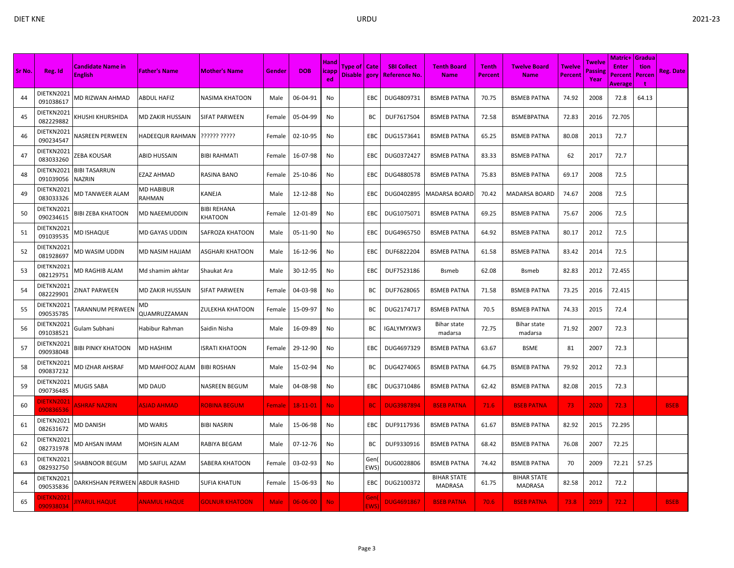| Sr No. | Reg. Id | Candidate Name in English | Father's Name | Mother's Name | Gender | DOB | Handicapped | Type of Disable | Category | SBI Collect Reference No. | Tenth Board Name | Tenth Percent | Twelve Board Name | Twelve Percent | Twelve Passing Year | Matric+Enter Percent Average | Graduation Percent | Reg. Date |
|---|---|---|---|---|---|---|---|---|---|---|---|---|---|---|---|---|---|---|
| 44 | DIETKN2021091038617 | MD RIZWAN AHMAD | ABDUL HAFIZ | NASIMA KHATOON | Male | 06-04-91 | No | | EBC | DUG4809731 | BSMEB PATNA | 70.75 | BSMEB PATNA | 74.92 | 2008 | 72.8 | 64.13 | |
| 45 | DIETKN2021082229882 | KHUSHI KHURSHIDA | MD ZAKIR HUSSAIN | SIFAT PARWEEN | Female | 05-04-99 | No | | BC | DUF7617504 | BSMEB PATNA | 72.58 | BSMEBPATNA | 72.83 | 2016 | 72.705 | | |
| 46 | DIETKN2021090234547 | NASREEN PERWEEN | HADEEQUR RAHMAN | ?????? ????? | Female | 02-10-95 | No | | EBC | DUG1573641 | BSMEB PATNA | 65.25 | BSMEB PATNA | 80.08 | 2013 | 72.7 | | |
| 47 | DIETKN2021083033260 | ZEBA KOUSAR | ABID HUSSAIN | BIBI RAHMATI | Female | 16-07-98 | No | | EBC | DUG0372427 | BSMEB PATNA | 83.33 | BSMEB PATNA | 62 | 2017 | 72.7 | | |
| 48 | DIETKN2021091039056 | BIBI TASARRUN NAZRIN | EZAZ AHMAD | RASINA BANO | Female | 25-10-86 | No | | EBC | DUG4880578 | BSMEB PATNA | 75.83 | BSMEB PATNA | 69.17 | 2008 | 72.5 | | |
| 49 | DIETKN2021083033326 | MD TANWEER ALAM | MD HABIBUR RAHMAN | KANEJA | Male | 12-12-88 | No | | EBC | DUG0402895 | MADARSA BOARD | 70.42 | MADARSA BOARD | 74.67 | 2008 | 72.5 | | |
| 50 | DIETKN2021090234615 | BIBI ZEBA KHATOON | MD NAEEMUDDIN | BIBI REHANA KHATOON | Female | 12-01-89 | No | | EBC | DUG1075071 | BSMEB PATNA | 69.25 | BSMEB PATNA | 75.67 | 2006 | 72.5 | | |
| 51 | DIETKN2021091039535 | MD ISHAQUE | MD GAYAS UDDIN | SAFROZA KHATOON | Male | 05-11-90 | No | | EBC | DUG4965750 | BSMEB PATNA | 64.92 | BSMEB PATNA | 80.17 | 2012 | 72.5 | | |
| 52 | DIETKN2021081928697 | MD WASIM UDDIN | MD NASIM HAJJAM | ASGHARI KHATOON | Male | 16-12-96 | No | | EBC | DUF6822204 | BSMEB PATNA | 61.58 | BSMEB PATNA | 83.42 | 2014 | 72.5 | | |
| 53 | DIETKN2021082129751 | MD RAGHIB ALAM | Md shamim akhtar | Shaukat Ara | Male | 30-12-95 | No | | EBC | DUF7523186 | Bsmeb | 62.08 | Bsmeb | 82.83 | 2012 | 72.455 | | |
| 54 | DIETKN2021082229901 | ZINAT PARWEEN | MD ZAKIR HUSSAIN | SIFAT PARWEEN | Female | 04-03-98 | No | | BC | DUF7628065 | BSMEB PATNA | 71.58 | BSMEB PATNA | 73.25 | 2016 | 72.415 | | |
| 55 | DIETKN2021090535785 | TARANNUM PERWEEN | MD QUAMRUZZAMAN | ZULEKHA KHATOON | Female | 15-09-97 | No | | BC | DUG2174717 | BSMEB PATNA | 70.5 | BSMEB PATNA | 74.33 | 2015 | 72.4 | | |
| 56 | DIETKN2021091038521 | Gulam Subhani | Habibur Rahman | Saidin Nisha | Male | 16-09-89 | No | | BC | IGALYMYXW3 | Bihar state madarsa | 72.75 | Bihar state madarsa | 71.92 | 2007 | 72.3 | | |
| 57 | DIETKN2021090938048 | BIBI PINKY KHATOON | MD HASHIM | ISRATI KHATOON | Female | 29-12-90 | No | | EBC | DUG4697329 | BSMEB PATNA | 63.67 | BSME | 81 | 2007 | 72.3 | | |
| 58 | DIETKN2021090837232 | MD IZHAR AHSRAF | MD MAHFOOZ ALAM | BIBI ROSHAN | Male | 15-02-94 | No | | BC | DUG4274065 | BSMEB PATNA | 64.75 | BSMEB PATNA | 79.92 | 2012 | 72.3 | | |
| 59 | DIETKN2021090736485 | MUGIS SABA | MD DAUD | NASREEN BEGUM | Male | 04-08-98 | No | | EBC | DUG3710486 | BSMEB PATNA | 62.42 | BSMEB PATNA | 82.08 | 2015 | 72.3 | | |
| 60 | DIETKN2021090836536 | ASHRAF NAZRIN | ASJAD AHMAD | ROBINA BEGUM | Female | 18-11-01 | No | | BC | DUG3987894 | BSEB PATNA | 71.6 | BSEB PATNA | 73 | 2020 | 72.3 | | BSEB |
| 61 | DIETKN2021082631672 | MD DANISH | MD WARIS | BIBI NASRIN | Male | 15-06-98 | No | | EBC | DUF9117936 | BSMEB PATNA | 61.67 | BSMEB PATNA | 82.92 | 2015 | 72.295 | | |
| 62 | DIETKN2021082731978 | MD AHSAN IMAM | MOHSIN ALAM | RABIYA BEGAM | Male | 07-12-76 | No | | BC | DUF9330916 | BSMEB PATNA | 68.42 | BSMEB PATNA | 76.08 | 2007 | 72.25 | | |
| 63 | DIETKN2021082932750 | SHABNOOR BEGUM | MD SAIFUL AZAM | SABERA KHATOON | Female | 03-02-93 | No | | Gen(EWS) | DUG0028806 | BSMEB PATNA | 74.42 | BSMEB PATNA | 70 | 2009 | 72.21 | 57.25 | |
| 64 | DIETKN2021090535836 | DARKHSHAN PERWEEN | ABDUR RASHID | SUFIA KHATUN | Female | 15-06-93 | No | | EBC | DUG2100372 | BIHAR STATE MADRASA | 61.75 | BIHAR STATE MADRASA | 82.58 | 2012 | 72.2 | | |
| 65 | DIETKN2021090938034 | JIYARUL HAQUE | ANAMUL HAQUE | GOLNUR KHATOON | Male | 06-06-00 | No | | Gen(EWS) | DUG4691867 | BSEB PATNA | 70.6 | BSEB PATNA | 73.8 | 2019 | 72.2 | | BSEB |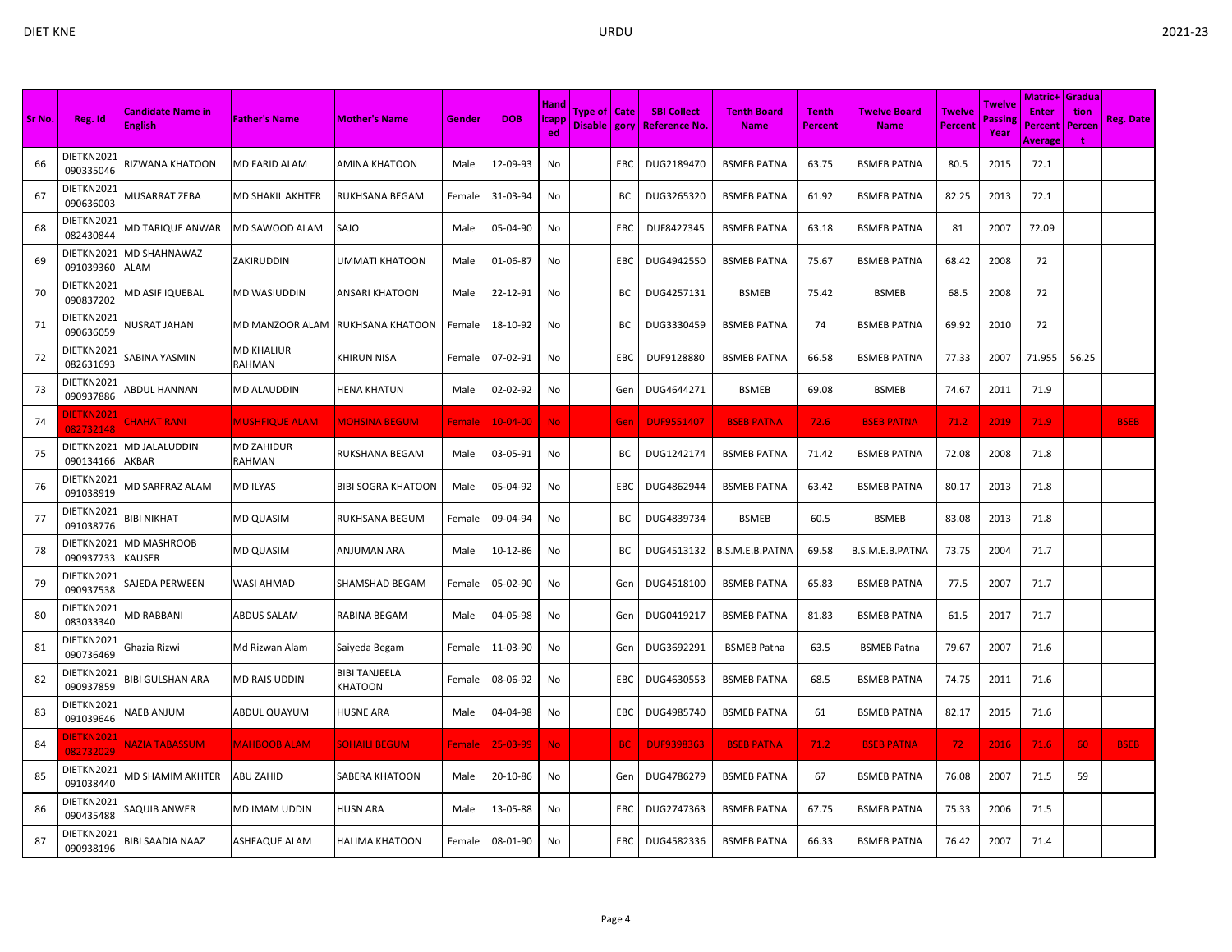| Sr No. | Reg. Id | Candidate Name in English | Father's Name | Mother's Name | Gender | DOB | Handicapped | Type of Disable | Category | SBI Collect Reference No. | Tenth Board Name | Tenth Percent | Twelve Board Name | Twelve Percent | Twelve Passing Year | Matric+Enter Percent Average | Graduation Percent | Reg. Date |
|---|---|---|---|---|---|---|---|---|---|---|---|---|---|---|---|---|---|---|
| 66 | DIETKN2021090335046 | RIZWANA KHATOON | MD FARID ALAM | AMINA KHATOON | Male | 12-09-93 | No | | EBC | DUG2189470 | BSMEB PATNA | 63.75 | BSMEB PATNA | 80.5 | 2015 | 72.1 | | |
| 67 | DIETKN2021090636003 | MUSARRAT ZEBA | MD SHAKIL AKHTER | RUKHSANA BEGAM | Female | 31-03-94 | No | | BC | DUG3265320 | BSMEB PATNA | 61.92 | BSMEB PATNA | 82.25 | 2013 | 72.1 | | |
| 68 | DIETKN2021082430844 | MD TARIQUE ANWAR | MD SAWOOD ALAM | SAJO | Male | 05-04-90 | No | | EBC | DUF8427345 | BSMEB PATNA | 63.18 | BSMEB PATNA | 81 | 2007 | 72.09 | | |
| 69 | DIETKN2021091039360 | MD SHAHNAWAZ ALAM | ZAKIRUDDIN | UMMATI KHATOON | Male | 01-06-87 | No | | EBC | DUG4942550 | BSMEB PATNA | 75.67 | BSMEB PATNA | 68.42 | 2008 | 72 | | |
| 70 | DIETKN2021090837202 | MD ASIF IQUEBAL | MD WASIUDDIN | ANSARI KHATOON | Male | 22-12-91 | No | | BC | DUG4257131 | BSMEB | 75.42 | BSMEB | 68.5 | 2008 | 72 | | |
| 71 | DIETKN2021090636059 | NUSRAT JAHAN | MD MANZOOR ALAM | RUKHSANA KHATOON | Female | 18-10-92 | No | | BC | DUG3330459 | BSMEB PATNA | 74 | BSMEB PATNA | 69.92 | 2010 | 72 | | |
| 72 | DIETKN2021082631693 | SABINA YASMIN | MD KHALIUR RAHMAN | KHIRUN NISA | Female | 07-02-91 | No | | EBC | DUF9128880 | BSMEB PATNA | 66.58 | BSMEB PATNA | 77.33 | 2007 | 71.955 | 56.25 | |
| 73 | DIETKN2021090937886 | ABDUL HANNAN | MD ALAUDDIN | HENA KHATUN | Male | 02-02-92 | No | | Gen | DUG4644271 | BSMEB | 69.08 | BSMEB | 74.67 | 2011 | 71.9 | | |
| 74 | DIETKN2021082732148 | CHAHAT RANI | MUSHFIQUE ALAM | MOHSINA BEGUM | Female | 10-04-00 | No | | Gen | DUF9551407 | BSEB PATNA | 72.6 | BSEB PATNA | 71.2 | 2019 | 71.9 | | BSEB |
| 75 | DIETKN2021090134166 | MD JALALUDDIN AKBAR | MD ZAHIDUR RAHMAN | RUKSHANA BEGAM | Male | 03-05-91 | No | | BC | DUG1242174 | BSMEB PATNA | 71.42 | BSMEB PATNA | 72.08 | 2008 | 71.8 | | |
| 76 | DIETKN2021091038919 | MD SARFRAZ ALAM | MD ILYAS | BIBI SOGRA KHATOON | Male | 05-04-92 | No | | EBC | DUG4862944 | BSMEB PATNA | 63.42 | BSMEB PATNA | 80.17 | 2013 | 71.8 | | |
| 77 | DIETKN2021091038776 | BIBI NIKHAT | MD QUASIM | RUKHSANA BEGUM | Female | 09-04-94 | No | | BC | DUG4839734 | BSMEB | 60.5 | BSMEB | 83.08 | 2013 | 71.8 | | |
| 78 | DIETKN2021090937733 | MD MASHROOB KAUSER | MD QUASIM | ANJUMAN ARA | Male | 10-12-86 | No | | BC | DUG4513132 | B.S.M.E.B.PATNA | 69.58 | B.S.M.E.B.PATNA | 73.75 | 2004 | 71.7 | | |
| 79 | DIETKN2021090937538 | SAJEDA PERWEEN | WASI AHMAD | SHAMSHAD BEGAM | Female | 05-02-90 | No | | Gen | DUG4518100 | BSMEB PATNA | 65.83 | BSMEB PATNA | 77.5 | 2007 | 71.7 | | |
| 80 | DIETKN2021083033340 | MD RABBANI | ABDUS SALAM | RABINA BEGAM | Male | 04-05-98 | No | | Gen | DUG0419217 | BSMEB PATNA | 81.83 | BSMEB PATNA | 61.5 | 2017 | 71.7 | | |
| 81 | DIETKN2021090736469 | Ghazia Rizwi | Md Rizwan Alam | Saiyeda Begam | Female | 11-03-90 | No | | Gen | DUG3692291 | BSMEB Patna | 63.5 | BSMEB Patna | 79.67 | 2007 | 71.6 | | |
| 82 | DIETKN2021090937859 | BIBI GULSHAN ARA | MD RAIS UDDIN | BIBI TANJEELA KHATOON | Female | 08-06-92 | No | | EBC | DUG4630553 | BSMEB PATNA | 68.5 | BSMEB PATNA | 74.75 | 2011 | 71.6 | | |
| 83 | DIETKN2021091039646 | NAEB ANJUM | ABDUL QUAYUM | HUSNE ARA | Male | 04-04-98 | No | | EBC | DUG4985740 | BSMEB PATNA | 61 | BSMEB PATNA | 82.17 | 2015 | 71.6 | | |
| 84 | DIETKN2021082732029 | NAZIA TABASSUM | MAHBOOB ALAM | SOHAILI BEGUM | Female | 25-03-99 | No | | BC | DUF9398363 | BSEB PATNA | 71.2 | BSEB PATNA | 72 | 2016 | 71.6 | 60 | BSEB |
| 85 | DIETKN2021091038440 | MD SHAMIM AKHTER | ABU ZAHID | SABERA KHATOON | Male | 20-10-86 | No | | Gen | DUG4786279 | BSMEB PATNA | 67 | BSMEB PATNA | 76.08 | 2007 | 71.5 | 59 | |
| 86 | DIETKN2021090435488 | SAQUIB ANWER | MD IMAM UDDIN | HUSN ARA | Male | 13-05-88 | No | | EBC | DUG2747363 | BSMEB PATNA | 67.75 | BSMEB PATNA | 75.33 | 2006 | 71.5 | | |
| 87 | DIETKN2021090938196 | BIBI SAADIA NAAZ | ASHFAQUE ALAM | HALIMA KHATOON | Female | 08-01-90 | No | | EBC | DUG4582336 | BSMEB PATNA | 66.33 | BSMEB PATNA | 76.42 | 2007 | 71.4 | | |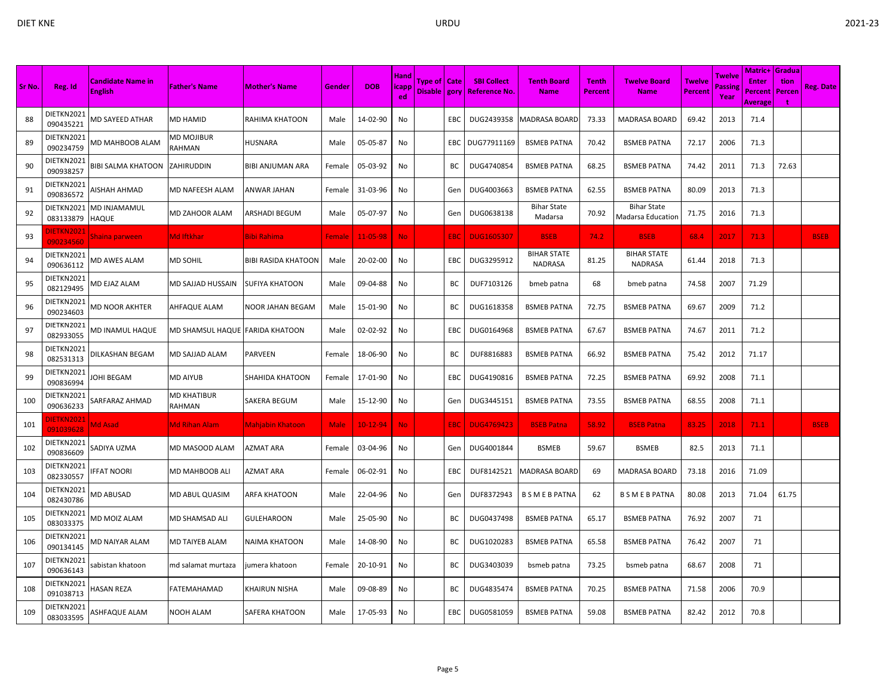| Sr No. | Reg. Id | Candidate Name in English | Father's Name | Mother's Name | Gender | DOB | Handicapped | Type of Disable | Category | SBI Collect Reference No. | Tenth Board Name | Tenth Percent | Twelve Board Name | Twelve Percent | Twelve Passing Year | Matric+ Enter Percent Average | Graduation Percent | Reg. Date |
|---|---|---|---|---|---|---|---|---|---|---|---|---|---|---|---|---|---|---|
| 88 | DIETKN2021090435221 | MD SAYEED ATHAR | MD HAMID | RAHIMA KHATOON | Male | 14-02-90 | No | | EBC | DUG2439358 | MADRASA BOARD | 73.33 | MADRASA BOARD | 69.42 | 2013 | 71.4 | | |
| 89 | DIETKN2021090234759 | MD MAHBOOB ALAM | MD MOJIBUR RAHMAN | HUSNARA | Male | 05-05-87 | No | | EBC | DUG77911169 | BSMEB PATNA | 70.42 | BSMEB PATNA | 72.17 | 2006 | 71.3 | | |
| 90 | DIETKN2021090938257 | BIBI SALMA KHATOON | ZAHIRUDDIN | BIBI ANJUMAN ARA | Female | 05-03-92 | No | | BC | DUG4740854 | BSMEB PATNA | 68.25 | BSMEB PATNA | 74.42 | 2011 | 71.3 | 72.63 | |
| 91 | DIETKN2021090836572 | AISHAH AHMAD | MD NAFEESH ALAM | ANWAR JAHAN | Female | 31-03-96 | No | | Gen | DUG4003663 | BSMEB PATNA | 62.55 | BSMEB PATNA | 80.09 | 2013 | 71.3 | | |
| 92 | DIETKN2021083133879 | MD INJAMAMUL HAQUE | MD ZAHOOR ALAM | ARSHADI BEGUM | Male | 05-07-97 | No | | Gen | DUG0638138 | Bihar State Madarsa | 70.92 | Bihar State Madarsa Education | 71.75 | 2016 | 71.3 | | |
| 93 | DIETKN2021090234560 | Shaina parweeen | Md Iftkhar | Bibi Rahima | Female | 11-05-98 | No | | EBC | DUG1605307 | BSEB | 74.2 | BSEB | 68.4 | 2017 | 71.3 | | BSEB |
| 94 | DIETKN2021090636112 | MD AWES ALAM | MD SOHIL | BIBI RASIDA KHATOON | Male | 20-02-00 | No | | EBC | DUG3295912 | BIHAR STATE NADRASA | 81.25 | BIHAR STATE NADRASA | 61.44 | 2018 | 71.3 | | |
| 95 | DIETKN2021082129495 | MD EJAZ ALAM | MD SAJJAD HUSSAIN | SUFIYA KHATOON | Male | 09-04-88 | No | | BC | DUF7103126 | bmeb patna | 68 | bmeb patna | 74.58 | 2007 | 71.29 | | |
| 96 | DIETKN2021090234603 | MD NOOR AKHTER | AHFAQUE ALAM | NOOR JAHAN BEGAM | Male | 15-01-90 | No | | BC | DUG1618358 | BSMEB PATNA | 72.75 | BSMEB PATNA | 69.67 | 2009 | 71.2 | | |
| 97 | DIETKN2021082933055 | MD INAMUL HAQUE | MD SHAMSUL HAQUE | FARIDA KHATOON | Male | 02-02-92 | No | | EBC | DUG0164968 | BSMEB PATNA | 67.67 | BSMEB PATNA | 74.67 | 2011 | 71.2 | | |
| 98 | DIETKN2021082531313 | DILKASHAN BEGAM | MD SAJJAD ALAM | PARVEEN | Female | 18-06-90 | No | | BC | DUF8816883 | BSMEB PATNA | 66.92 | BSMEB PATNA | 75.42 | 2012 | 71.17 | | |
| 99 | DIETKN2021090836994 | JOHI BEGAM | MD AIYUB | SHAHIDA KHATOON | Female | 17-01-90 | No | | EBC | DUG4190816 | BSMEB PATNA | 72.25 | BSMEB PATNA | 69.92 | 2008 | 71.1 | | |
| 100 | DIETKN2021090636233 | SARFARAZ AHMAD | MD KHATIBUR RAHMAN | SAKERA BEGUM | Male | 15-12-90 | No | | Gen | DUG3445151 | BSMEB PATNA | 73.55 | BSMEB PATNA | 68.55 | 2008 | 71.1 | | |
| 101 | DIETKN2021091039628 | Md Asad | Md Rihan Alam | Mahjabin Khatoon | Male | 10-12-94 | No | | EBC | DUG4769423 | BSEB Patna | 58.92 | BSEB Patna | 83.25 | 2018 | 71.1 | | BSEB |
| 102 | DIETKN2021090836609 | SADIYA UZMA | MD MASOOD ALAM | AZMAT ARA | Female | 03-04-96 | No | | Gen | DUG4001844 | BSMEB | 59.67 | BSMEB | 82.5 | 2013 | 71.1 | | |
| 103 | DIETKN2021082330557 | IFFAT NOORI | MD MAHBOOB ALI | AZMAT ARA | Female | 06-02-91 | No | | EBC | DUF8142521 | MADRASA BOARD | 69 | MADRASA BOARD | 73.18 | 2016 | 71.09 | | |
| 104 | DIETKN2021082430786 | MD ABUSAD | MD ABUL QUASIM | ARFA KHATOON | Male | 22-04-96 | No | | Gen | DUF8372943 | B S M E B PATNA | 62 | B S M E B PATNA | 80.08 | 2013 | 71.04 | 61.75 | |
| 105 | DIETKN2021083033375 | MD MOIZ ALAM | MD SHAMSAD ALI | GULEHAROON | Male | 25-05-90 | No | | BC | DUG0437498 | BSMEB PATNA | 65.17 | BSMEB PATNA | 76.92 | 2007 | 71 | | |
| 106 | DIETKN2021090134145 | MD NAIYAR ALAM | MD TAIYEB ALAM | NAIMA KHATOON | Male | 14-08-90 | No | | BC | DUG1020283 | BSMEB PATNA | 65.58 | BSMEB PATNA | 76.42 | 2007 | 71 | | |
| 107 | DIETKN2021090636143 | sabistan khatoon | md salamat murtaza | jumera khatoon | Female | 20-10-91 | No | | BC | DUG3403039 | bsmeb patna | 73.25 | bsmeb patna | 68.67 | 2008 | 71 | | |
| 108 | DIETKN2021091038713 | HASAN REZA | FATEMAHAMAD | KHAIRUN NISHA | Male | 09-08-89 | No | | BC | DUG4835474 | BSMEB PATNA | 70.25 | BSMEB PATNA | 71.58 | 2006 | 70.9 | | |
| 109 | DIETKN2021083033595 | ASHFAQUE ALAM | NOOH ALAM | SAFERA KHATOON | Male | 17-05-93 | No | | EBC | DUG0581059 | BSMEB PATNA | 59.08 | BSMEB PATNA | 82.42 | 2012 | 70.8 | | |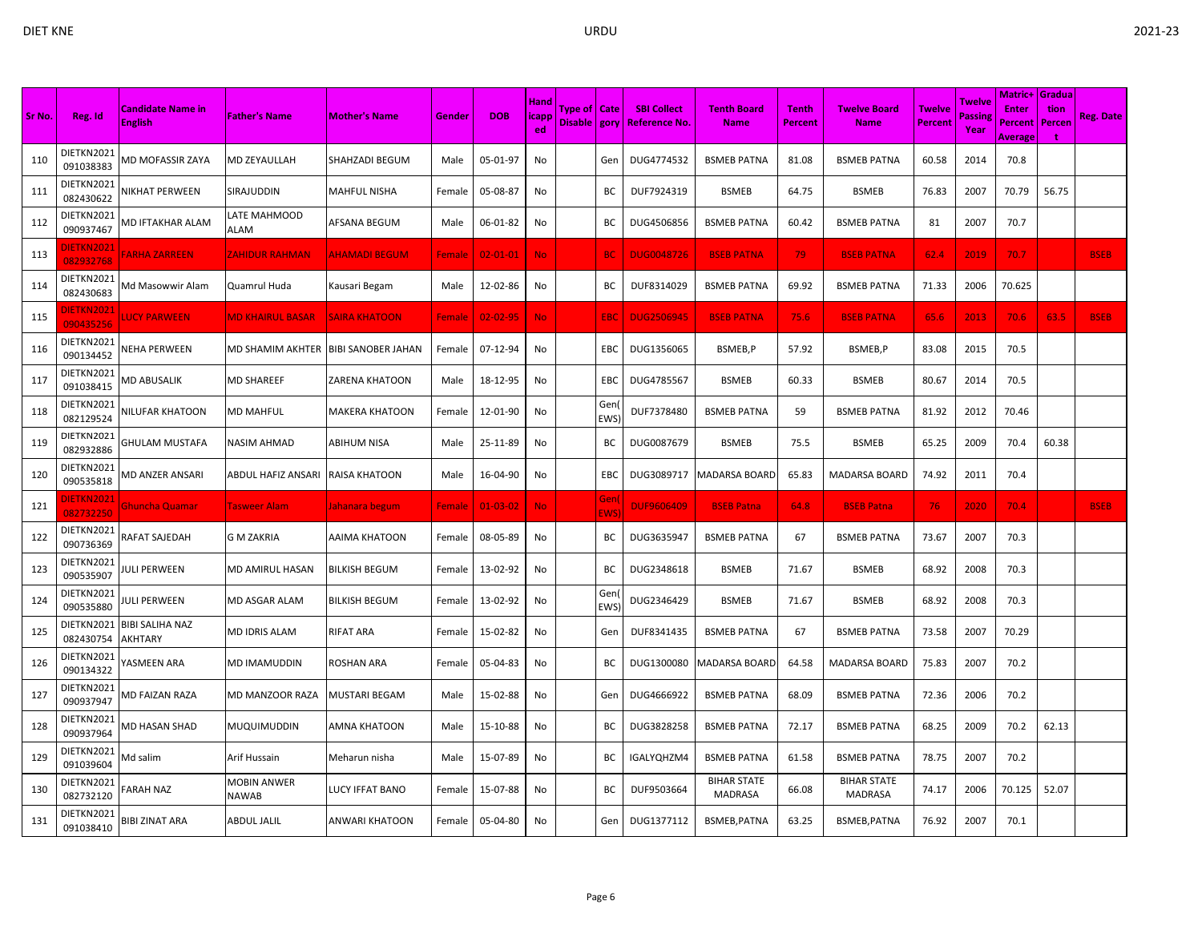| Sr No. | Reg. Id | Candidate Name in English | Father's Name | Mother's Name | Gender | DOB | Handicapped | Type of Disable | Category | SBI Collect Reference No. | Tenth Board Name | Tenth Percent | Twelve Board Name | Twelve Percent | Twelve Passing Year | Matric+Enter Percent Average | Graduation Percent | Reg. Date |
|---|---|---|---|---|---|---|---|---|---|---|---|---|---|---|---|---|---|---|
| 110 | DIETKN2021091038383 | MD MOFASSIR ZAYA | MD ZEYAULLAH | SHAHZADI BEGUM | Male | 05-01-97 | No | | Gen | DUG4774532 | BSMEB PATNA | 81.08 | BSMEB PATNA | 60.58 | 2014 | 70.8 | | |
| 111 | DIETKN2021082430622 | NIKHAT PERWEEN | SIRAJUDDIN | MAHFUL NISHA | Female | 05-08-87 | No | | BC | DUF7924319 | BSMEB | 64.75 | BSMEB | 76.83 | 2007 | 70.79 | 56.75 | |
| 112 | DIETKN2021090937467 | MD IFTAKHAR ALAM | LATE MAHMOOD ALAM | AFSANA BEGUM | Male | 06-01-82 | No | | BC | DUG4506856 | BSMEB PATNA | 60.42 | BSMEB PATNA | 81 | 2007 | 70.7 | | |
| 113 | DIETKN2021082932768 | FARHA ZARREEN | ZAHIDUR RAHMAN | AHAMADI BEGUM | Female | 02-01-01 | No | | BC | DUG0048726 | BSEB PATNA | 79 | BSEB PATNA | 62.4 | 2019 | 70.7 | | BSEB |
| 114 | DIETKN2021082430683 | Md Masowwir Alam | Quamrul Huda | Kausari Begam | Male | 12-02-86 | No | | BC | DUF8314029 | BSMEB PATNA | 69.92 | BSMEB PATNA | 71.33 | 2006 | 70.625 | | |
| 115 | DIETKN2021090435256 | LUCY PARWEEN | MD KHAIRUL BASAR | SAIRA KHATOON | Female | 02-02-95 | No | | EBC | DUG2506945 | BSEB PATNA | 75.6 | BSEB PATNA | 65.6 | 2013 | 70.6 | 63.5 | BSEB |
| 116 | DIETKN2021090134452 | NEHA PERWEEN | MD SHAMIM AKHTER | BIBI SANOBER JAHAN | Female | 07-12-94 | No | | EBC | DUG1356065 | BSMEB,P | 57.92 | BSMEB,P | 83.08 | 2015 | 70.5 | | |
| 117 | DIETKN2021091038415 | MD ABUSALIK | MD SHAREEF | ZARENA KHATOON | Male | 18-12-95 | No | | EBC | DUG4785567 | BSMEB | 60.33 | BSMEB | 80.67 | 2014 | 70.5 | | |
| 118 | DIETKN2021082129524 | NILUFAR KHATOON | MD MAHFUL | MAKERA KHATOON | Female | 12-01-90 | No | | Gen(EWS) | DUF7378480 | BSMEB PATNA | 59 | BSMEB PATNA | 81.92 | 2012 | 70.46 | | |
| 119 | DIETKN2021082932886 | GHULAM MUSTAFA | NASIM AHMAD | ABIHUM NISA | Male | 25-11-89 | No | | BC | DUG0087679 | BSMEB | 75.5 | BSMEB | 65.25 | 2009 | 70.4 | 60.38 | |
| 120 | DIETKN2021090535818 | MD ANZER ANSARI | ABDUL HAFIZ ANSARI | RAISA KHATOON | Male | 16-04-90 | No | | EBC | DUG3089717 | MADARSA BOARD | 65.83 | MADARSA BOARD | 74.92 | 2011 | 70.4 | | |
| 121 | DIETKN2021082732250 | Ghuncha Quamar | Tasweer Alam | Jahanara begum | Female | 01-03-02 | No | | Gen(EWS) | DUF9606409 | BSEB Patna | 64.8 | BSEB Patna | 76 | 2020 | 70.4 | | BSEB |
| 122 | DIETKN2021090736369 | RAFAT SAJEDAH | G M ZAKRIA | AAIMA KHATOON | Female | 08-05-89 | No | | BC | DUG3635947 | BSMEB PATNA | 67 | BSMEB PATNA | 73.67 | 2007 | 70.3 | | |
| 123 | DIETKN2021090535907 | JULI PERWEEN | MD AMIRUL HASAN | BILKISH BEGUM | Female | 13-02-92 | No | | BC | DUG2348618 | BSMEB | 71.67 | BSMEB | 68.92 | 2008 | 70.3 | | |
| 124 | DIETKN2021090535880 | JULI PERWEEN | MD ASGAR ALAM | BILKISH BEGUM | Female | 13-02-92 | No | | Gen(EWS) | DUG2346429 | BSMEB | 71.67 | BSMEB | 68.92 | 2008 | 70.3 | | |
| 125 | DIETKN2021082430754 | BIBI SALIHA NAZ AKHTARY | MD IDRIS ALAM | RIFAT ARA | Female | 15-02-82 | No | | Gen | DUF8341435 | BSMEB PATNA | 67 | BSMEB PATNA | 73.58 | 2007 | 70.29 | | |
| 126 | DIETKN2021090134322 | YASMEEN ARA | MD IMAMUDDIN | ROSHAN ARA | Female | 05-04-83 | No | | BC | DUG1300080 | MADARSA BOARD | 64.58 | MADARSA BOARD | 75.83 | 2007 | 70.2 | | |
| 127 | DIETKN2021090937947 | MD FAIZAN RAZA | MD MANZOOR RAZA | MUSTARI BEGAM | Male | 15-02-88 | No | | Gen | DUG4666922 | BSMEB PATNA | 68.09 | BSMEB PATNA | 72.36 | 2006 | 70.2 | | |
| 128 | DIETKN2021090937964 | MD HASAN SHAD | MUQUIMUDDIN | AMNA KHATOON | Male | 15-10-88 | No | | BC | DUG3828258 | BSMEB PATNA | 72.17 | BSMEB PATNA | 68.25 | 2009 | 70.2 | 62.13 | |
| 129 | DIETKN2021091039604 | Md salim | Arif Hussain | Meharun nisha | Male | 15-07-89 | No | | BC | IGALYQHZM4 | BSMEB PATNA | 61.58 | BSMEB PATNA | 78.75 | 2007 | 70.2 | | |
| 130 | DIETKN2021082732120 | FARAH NAZ | MOBIN ANWER NAWAB | LUCY IFFAT BANO | Female | 15-07-88 | No | | BC | DUF9503664 | BIHAR STATE MADRASA | 66.08 | BIHAR STATE MADRASA | 74.17 | 2006 | 70.125 | 52.07 | |
| 131 | DIETKN2021091038410 | BIBI ZINAT ARA | ABDUL JALIL | ANWARI KHATOON | Female | 05-04-80 | No | | Gen | DUG1377112 | BSMEB,PATNA | 63.25 | BSMEB,PATNA | 76.92 | 2007 | 70.1 | | |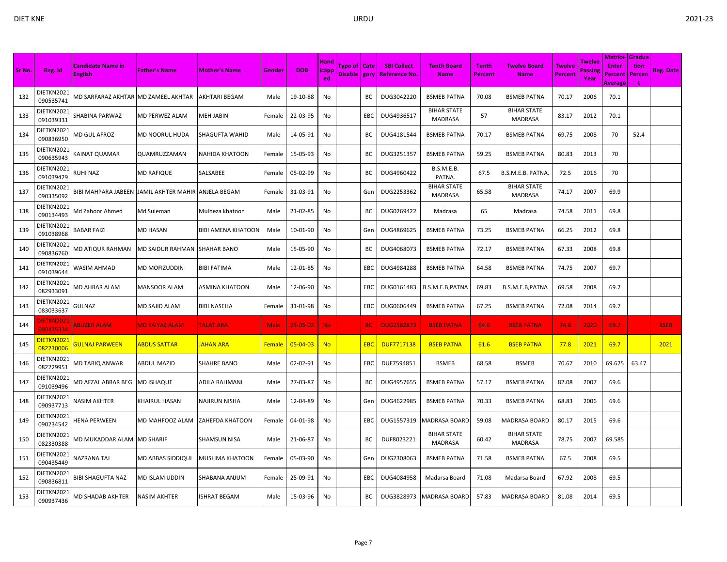| Sr No. | Reg. Id | Candidate Name in English | Father's Name | Mother's Name | Gender | DOB | Handicapped | Type of Disable | Category | SBI Collect Reference No. | Tenth Board Name | Tenth Percent | Twelve Board Name | Twelve Percent | Twelve Passing Year | Matric+Enter Percent Average | Graduation Percent | Reg. Date |
|---|---|---|---|---|---|---|---|---|---|---|---|---|---|---|---|---|---|---|
| 132 | DIETKN2021090535741 | MD SARFARAZ AKHTAR | MD ZAMEEL AKHTAR | AKHTARI BEGAM | Male | 19-10-88 | No | | BC | DUG3042220 | BSMEB PATNA | 70.08 | BSMEB PATNA | 70.17 | 2006 | 70.1 | | |
| 133 | DIETKN2021091039331 | SHABINA PARWAZ | MD PERWEZ ALAM | MEH JABIN | Female | 22-03-95 | No | | EBC | DUG4936517 | BIHAR STATE MADRASA | 57 | BIHAR STATE MADRASA | 83.17 | 2012 | 70.1 | | |
| 134 | DIETKN2021090836950 | MD GUL AFROZ | MD NOORUL HUDA | SHAGUFTA WAHID | Male | 14-05-91 | No | | BC | DUG4181544 | BSMEB PATNA | 70.17 | BSMEB PATNA | 69.75 | 2008 | 70 | 52.4 | |
| 135 | DIETKN2021090635943 | KAINAT QUAMAR | QUAMRUZZAMAN | NAHIDA KHATOON | Female | 15-05-93 | No | | BC | DUG3251357 | BSMEB PATNA | 59.25 | BSMEB PATNA | 80.83 | 2013 | 70 | | |
| 136 | DIETKN2021091039429 | RUHI NAZ | MD RAFIQUE | SALSABEE | Female | 05-02-99 | No | | BC | DUG4960422 | B.S.M.E.B. PATNA. | 67.5 | B.S.M.E.B. PATNA. | 72.5 | 2016 | 70 | | |
| 137 | DIETKN2021090335092 | BIBI MAHPARA JABEEN | JAMIL AKHTER MAHIR | ANJELA BEGAM | Female | 31-03-91 | No | | Gen | DUG2253362 | BIHAR STATE MADRASA | 65.58 | BIHAR STATE MADRASA | 74.17 | 2007 | 69.9 | | |
| 138 | DIETKN2021090134493 | Md Zahoor Ahmed | Md Suleman | Mulheza khatoon | Male | 21-02-85 | No | | BC | DUG0269422 | Madrasa | 65 | Madrasa | 74.58 | 2011 | 69.8 | | |
| 139 | DIETKN2021091038968 | BABAR FAIZI | MD HASAN | BIBI AMENA KHATOON | Male | 10-01-90 | No | | Gen | DUG4869625 | BSMEB PATNA | 73.25 | BSMEB PATNA | 66.25 | 2012 | 69.8 | | |
| 140 | DIETKN2021090836760 | MD ATIQUR RAHMAN | MD SAIDUR RAHMAN | SHAHAR BANO | Male | 15-05-90 | No | | BC | DUG4068073 | BSMEB PATNA | 72.17 | BSMEB PATNA | 67.33 | 2008 | 69.8 | | |
| 141 | DIETKN2021091039644 | WASIM AHMAD | MD MOFIZUDDIN | BIBI FATIMA | Male | 12-01-85 | No | | EBC | DUG4984288 | BSMEB PATNA | 64.58 | BSMEB PATNA | 74.75 | 2007 | 69.7 | | |
| 142 | DIETKN2021082933091 | MD AHRAR ALAM | MANSOOR ALAM | ASMINA KHATOON | Male | 12-06-90 | No | | EBC | DUG0161483 | B.S.M.E.B,PATNA | 69.83 | B.S.M.E.B,PATNA | 69.58 | 2008 | 69.7 | | |
| 143 | DIETKN2021083033637 | GULNAZ | MD SAJID ALAM | BIBI NASEHA | Female | 31-01-98 | No | | EBC | DUG0606449 | BSMEB PATNA | 67.25 | BSMEB PATNA | 72.08 | 2014 | 69.7 | | |
| 144 | DIETKN2021090435334 | ABUZER ALAM | MD FAIYAZ ALAM | TALAT ARA | Male | 25-05-02 | No | | BC | DUG2582873 | BSEB PATNA | 64.6 | BSEB PATNA | 74.8 | 2020 | 69.7 | | BSEB |
| 145 | DIETKN2021082230006 | GULNAJ PARWEEN | ABDUS SATTAR | JAHAN ARA | Female | 05-04-03 | No | | EBC | DUF7717138 | BSEB PATNA | 61.6 | BSEB PATNA | 77.8 | 2021 | 69.7 | | 2021 |
| 146 | DIETKN2021082229951 | MD TARIQ ANWAR | ABDUL MAZID | SHAHRE BANO | Male | 02-02-91 | No | | EBC | DUF7594851 | BSMEB | 68.58 | BSMEB | 70.67 | 2010 | 69.625 | 63.47 | |
| 147 | DIETKN2021091039496 | MD AFZAL ABRAR BEG | MD ISHAQUE | ADILA RAHMANI | Male | 27-03-87 | No | | BC | DUG4957655 | BSMEB PATNA | 57.17 | BSMEB PATNA | 82.08 | 2007 | 69.6 | | |
| 148 | DIETKN2021090937713 | NASIM AKHTER | KHAIRUL HASAN | NAJIRUN NISHA | Male | 12-04-89 | No | | Gen | DUG4622985 | BSMEB PATNA | 70.33 | BSMEB PATNA | 68.83 | 2006 | 69.6 | | |
| 149 | DIETKN2021090234542 | HENA PERWEEN | MD MAHFOOZ ALAM | ZAHEFDA KHATOON | Female | 04-01-98 | No | | EBC | DUG1557319 | MADRASA BOARD | 59.08 | MADRASA BOARD | 80.17 | 2015 | 69.6 | | |
| 150 | DIETKN2021082330388 | MD MUKADDAR ALAM | MD SHARIF | SHAMSUN NISA | Male | 21-06-87 | No | | BC | DUF8023221 | BIHAR STATE MADRASA | 60.42 | BIHAR STATE MADRASA | 78.75 | 2007 | 69.585 | | |
| 151 | DIETKN2021090435449 | NAZRANA TAJ | MD ABBAS SIDDIQUI | MUSLIMA KHATOON | Female | 05-03-90 | No | | Gen | DUG2308063 | BSMEB PATNA | 71.58 | BSMEB PATNA | 67.5 | 2008 | 69.5 | | |
| 152 | DIETKN2021090836811 | BIBI SHAGUFTA NAZ | MD ISLAM UDDIN | SHABANA ANJUM | Female | 25-09-91 | No | | EBC | DUG4084958 | Madarsa Board | 71.08 | Madarsa Board | 67.92 | 2008 | 69.5 | | |
| 153 | DIETKN2021090937436 | MD SHADAB AKHTER | NASIM AKHTER | ISHRAT BEGAM | Male | 15-03-96 | No | | BC | DUG3828973 | MADRASA BOARD | 57.83 | MADRASA BOARD | 81.08 | 2014 | 69.5 | | |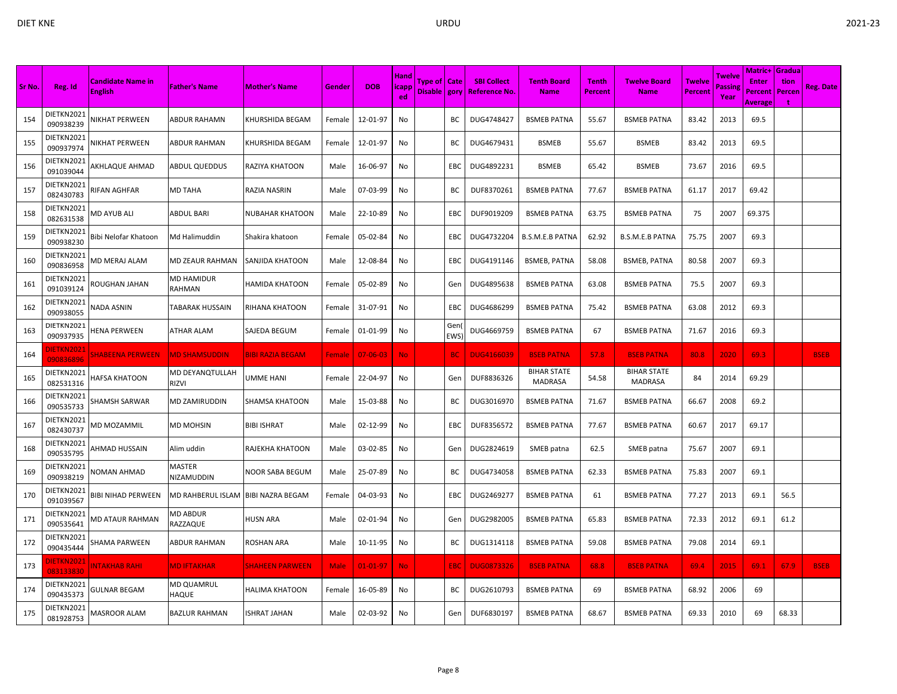| Sr No. | Reg. Id | Candidate Name in English | Father's Name | Mother's Name | Gender | DOB | Handicapped | Type of Disable | Category | SBI Collect Reference No. | Tenth Board Name | Tenth Percent | Twelve Board Name | Twelve Percent | Twelve Passing Year | Matric+Enter Percent Average | Graduation Percent | Reg. Date |
|---|---|---|---|---|---|---|---|---|---|---|---|---|---|---|---|---|---|---|
| 154 | DIETKN2021090938239 | NIKHAT PERWEEN | ABDUR RAHAMN | KHURSHIDA BEGAM | Female | 12-01-97 | No | | BC | DUG4748427 | BSMEB PATNA | 55.67 | BSMEB PATNA | 83.42 | 2013 | 69.5 | | |
| 155 | DIETKN2021090937974 | NIKHAT PERWEEN | ABDUR RAHMAN | KHURSHIDA BEGAM | Female | 12-01-97 | No | | BC | DUG4679431 | BSMEB | 55.67 | BSMEB | 83.42 | 2013 | 69.5 | | |
| 156 | DIETKN2021091039044 | AKHLAQUE AHMAD | ABDUL QUEDDUS | RAZIYA KHATOON | Male | 16-06-97 | No | | EBC | DUG4892231 | BSMEB | 65.42 | BSMEB | 73.67 | 2016 | 69.5 | | |
| 157 | DIETKN2021082430783 | RIFAN AGHFAR | MD TAHA | RAZIA NASRIN | Male | 07-03-99 | No | | BC | DUF8370261 | BSMEB PATNA | 77.67 | BSMEB PATNA | 61.17 | 2017 | 69.42 | | |
| 158 | DIETKN2021082631538 | MD AYUB ALI | ABDUL BARI | NUBAHAR KHATOON | Male | 22-10-89 | No | | EBC | DUF9019209 | BSMEB PATNA | 63.75 | BSMEB PATNA | 75 | 2007 | 69.375 | | |
| 159 | DIETKN2021090938230 | Bibi Nelofar Khatoon | Md Halimuddin | Shakira khatoon | Female | 05-02-84 | No | | EBC | DUG4732204 | B.S.M.E.B PATNA | 62.92 | B.S.M.E.B PATNA | 75.75 | 2007 | 69.3 | | |
| 160 | DIETKN2021090836958 | MD MERAJ ALAM | MD ZEAUR RAHMAN | SANJIDA KHATOON | Male | 12-08-84 | No | | EBC | DUG4191146 | BSMEB, PATNA | 58.08 | BSMEB, PATNA | 80.58 | 2007 | 69.3 | | |
| 161 | DIETKN2021091039124 | ROUGHAN JAHAN | MD HAMIDUR RAHMAN | HAMIDA KHATOON | Female | 05-02-89 | No | | Gen | DUG4895638 | BSMEB PATNA | 63.08 | BSMEB PATNA | 75.5 | 2007 | 69.3 | | |
| 162 | DIETKN2021090938055 | NADA ASNIN | TABARAK HUSSAIN | RIHANA KHATOON | Female | 31-07-91 | No | | EBC | DUG4686299 | BSMEB PATNA | 75.42 | BSMEB PATNA | 63.08 | 2012 | 69.3 | | |
| 163 | DIETKN2021090937935 | HENA PERWEEN | ATHAR ALAM | SAJEDA BEGUM | Female | 01-01-99 | No | | Gen(EWS) | DUG4669759 | BSMEB PATNA | 67 | BSMEB PATNA | 71.67 | 2016 | 69.3 | | |
| 164 | DIETKN2021090836896 | SHABEENA PERWEEN | MD SHAMSUDDIN | BIBI RAZIA BEGAM | Female | 07-06-03 | No | | BC | DUG4166039 | BSEB PATNA | 57.8 | BSEB PATNA | 80.8 | 2020 | 69.3 | | BSEB |
| 165 | DIETKN2021082531316 | HAFSA KHATOON | MD DEYANQTULLAH RIZVI | UMME HANI | Female | 22-04-97 | No | | Gen | DUF8836326 | BIHAR STATE MADRASA | 54.58 | BIHAR STATE MADRASA | 84 | 2014 | 69.29 | | |
| 166 | DIETKN2021090535733 | SHAMSH SARWAR | MD ZAMIRUDDIN | SHAMSA KHATOON | Male | 15-03-88 | No | | BC | DUG3016970 | BSMEB PATNA | 71.67 | BSMEB PATNA | 66.67 | 2008 | 69.2 | | |
| 167 | DIETKN2021082430737 | MD MOZAMMIL | MD MOHSIN | BIBI ISHRAT | Male | 02-12-99 | No | | EBC | DUF8356572 | BSMEB PATNA | 77.67 | BSMEB PATNA | 60.67 | 2017 | 69.17 | | |
| 168 | DIETKN2021090535795 | AHMAD HUSSAIN | Alim uddin | RAJEKHA KHATOON | Male | 03-02-85 | No | | Gen | DUG2824619 | SMEB patna | 62.5 | SMEB patna | 75.67 | 2007 | 69.1 | | |
| 169 | DIETKN2021090938219 | NOMAN AHMAD | MASTER NIZAMUDDIN | NOOR SABA BEGUM | Male | 25-07-89 | No | | BC | DUG4734058 | BSMEB PATNA | 62.33 | BSMEB PATNA | 75.83 | 2007 | 69.1 | | |
| 170 | DIETKN2021091039567 | BIBI NIHAD PERWEEN | MD RAHBERUL ISLAM | BIBI NAZRA BEGAM | Female | 04-03-93 | No | | EBC | DUG2469277 | BSMEB PATNA | 61 | BSMEB PATNA | 77.27 | 2013 | 69.1 | 56.5 | |
| 171 | DIETKN2021090535641 | MD ATAUR RAHMAN | MD ABDUR RAZZAQUE | HUSN ARA | Male | 02-01-94 | No | | Gen | DUG2982005 | BSMEB PATNA | 65.83 | BSMEB PATNA | 72.33 | 2012 | 69.1 | 61.2 | |
| 172 | DIETKN2021090435444 | SHAMA PARWEEN | ABDUR RAHMAN | ROSHAN ARA | Male | 10-11-95 | No | | BC | DUG1314118 | BSMEB PATNA | 59.08 | BSMEB PATNA | 79.08 | 2014 | 69.1 | | |
| 173 | DIETKN2021083133830 | INTAKHAB RAHI | MD IFTAKHAR | SHAHEEN PARWEEN | Male | 01-01-97 | No | | EBC | DUG0873326 | BSEB PATNA | 68.8 | BSEB PATNA | 69.4 | 2015 | 69.1 | 67.9 | BSEB |
| 174 | DIETKN2021090435373 | GULNAR BEGAM | MD QUAMRUL HAQUE | HALIMA KHATOON | Female | 16-05-89 | No | | BC | DUG2610793 | BSMEB PATNA | 69 | BSMEB PATNA | 68.92 | 2006 | 69 | | |
| 175 | DIETKN2021081928753 | MASROOR ALAM | BAZLUR RAHMAN | ISHRAT JAHAN | Male | 02-03-92 | No | | Gen | DUF6830197 | BSMEB PATNA | 68.67 | BSMEB PATNA | 69.33 | 2010 | 69 | 68.33 | |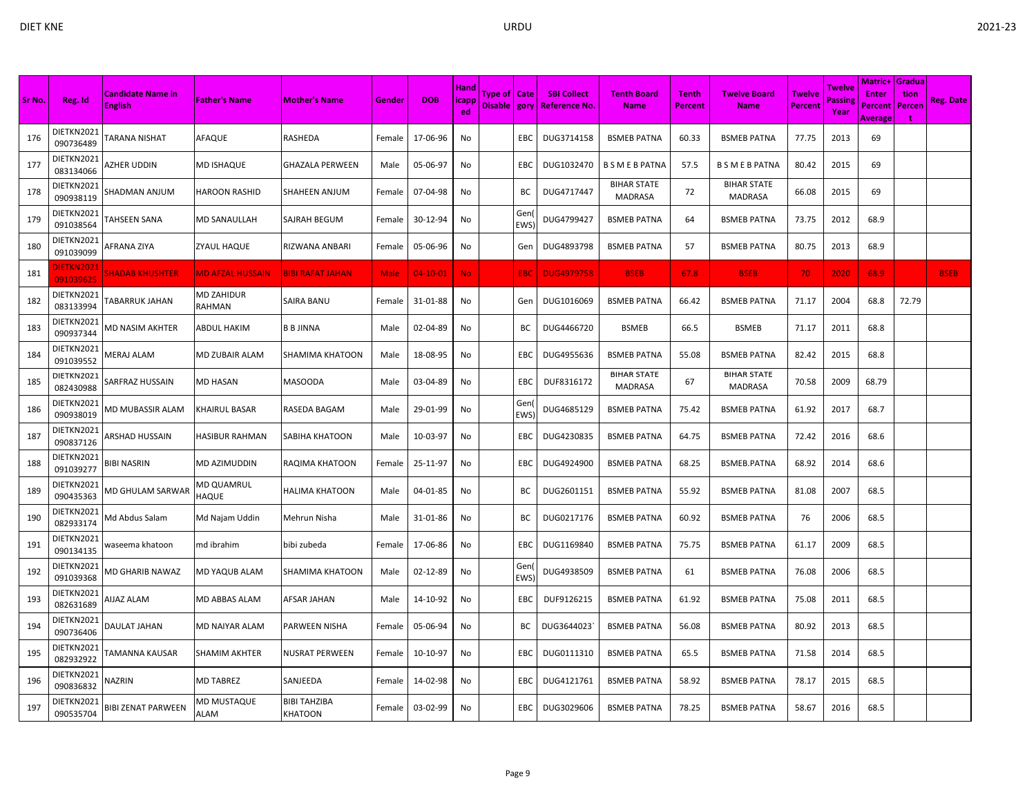| Sr No. | Reg. Id | Candidate Name in English | Father's Name | Mother's Name | Gender | DOB | Handicapped | Type of Disable | Category | SBI Collect Reference No. | Tenth Board Name | Tenth Percent | Twelve Board Name | Twelve Percent | Twelve Passing Year | Matric+Enter Percent Average | Graduation Percent | Reg. Date |
|---|---|---|---|---|---|---|---|---|---|---|---|---|---|---|---|---|---|---|
| 176 | DIETKN2021090736489 | TARANA NISHAT | AFAQUE | RASHEDA | Female | 17-06-96 | No | | EBC | DUG3714158 | BSMEB PATNA | 60.33 | BSMEB PATNA | 77.75 | 2013 | 69 | | |
| 177 | DIETKN2021083134066 | AZHER UDDIN | MD ISHAQUE | GHAZALA PERWEEN | Male | 05-06-97 | No | | EBC | DUG1032470 | B S M E B PATNA | 57.5 | B S M E B PATNA | 80.42 | 2015 | 69 | | |
| 178 | DIETKN2021090938119 | SHADMAN ANJUM | HAROON RASHID | SHAHEEN ANJUM | Female | 07-04-98 | No | | BC | DUG4717447 | BIHAR STATE MADRASA | 72 | BIHAR STATE MADRASA | 66.08 | 2015 | 69 | | |
| 179 | DIETKN2021091038564 | TAHSEEN SANA | MD SANAULLAH | SAJRAH BEGUM | Female | 30-12-94 | No | | Gen(EWS) | DUG4799427 | BSMEB PATNA | 64 | BSMEB PATNA | 73.75 | 2012 | 68.9 | | |
| 180 | DIETKN2021091039099 | AFRANA ZIYA | ZYAUL HAQUE | RIZWANA ANBARI | Female | 05-06-96 | No | | Gen | DUG4893798 | BSMEB PATNA | 57 | BSMEB PATNA | 80.75 | 2013 | 68.9 | | |
| 181 | DIETKN2021091039625 | SHADAB KHUSHTER | MD AFZAL HUSSAIN | BIBI RAFAT JAHAN | Male | 04-10-01 | No | | EBC | DUG4979758 | BSEB | 67.8 | BSEB | 70 | 2020 | 68.9 | | BSEB |
| 182 | DIETKN2021083133994 | TABARRUK JAHAN | MD ZAHIDUR RAHMAN | SAIRA BANU | Female | 31-01-88 | No | | Gen | DUG1016069 | BSMEB PATNA | 66.42 | BSMEB PATNA | 71.17 | 2004 | 68.8 | 72.79 | |
| 183 | DIETKN2021090937344 | MD NASIM AKHTER | ABDUL HAKIM | B B JINNA | Male | 02-04-89 | No | | BC | DUG4466720 | BSMEB | 66.5 | BSMEB | 71.17 | 2011 | 68.8 | | |
| 184 | DIETKN2021091039552 | MERAJ ALAM | MD ZUBAIR ALAM | SHAMIMA KHATOON | Male | 18-08-95 | No | | EBC | DUG4955636 | BSMEB PATNA | 55.08 | BSMEB PATNA | 82.42 | 2015 | 68.8 | | |
| 185 | DIETKN2021082430988 | SARFRAZ HUSSAIN | MD HASAN | MASOODA | Male | 03-04-89 | No | | EBC | DUF8316172 | BIHAR STATE MADRASA | 67 | BIHAR STATE MADRASA | 70.58 | 2009 | 68.79 | | |
| 186 | DIETKN2021090938019 | MD MUBASSIR ALAM | KHAIRUL BASAR | RASEDA BAGAM | Male | 29-01-99 | No | | Gen(EWS) | DUG4685129 | BSMEB PATNA | 75.42 | BSMEB PATNA | 61.92 | 2017 | 68.7 | | |
| 187 | DIETKN2021090837126 | ARSHAD HUSSAIN | HASIBUR RAHMAN | SABIHA KHATOON | Male | 10-03-97 | No | | EBC | DUG4230835 | BSMEB PATNA | 64.75 | BSMEB PATNA | 72.42 | 2016 | 68.6 | | |
| 188 | DIETKN2021091039277 | BIBI NASRIN | MD AZIMUDDIN | RAQIMA KHATOON | Female | 25-11-97 | No | | EBC | DUG4924900 | BSMEB PATNA | 68.25 | BSMEB.PATNA | 68.92 | 2014 | 68.6 | | |
| 189 | DIETKN2021090435363 | MD GHULAM SARWAR | MD QUAMRUL HAQUE | HALIMA KHATOON | Male | 04-01-85 | No | | BC | DUG2601151 | BSMEB PATNA | 55.92 | BSMEB PATNA | 81.08 | 2007 | 68.5 | | |
| 190 | DIETKN2021082933174 | Md Abdus Salam | Md Najam Uddin | Mehrun Nisha | Male | 31-01-86 | No | | BC | DUG0217176 | BSMEB PATNA | 60.92 | BSMEB PATNA | 76 | 2006 | 68.5 | | |
| 191 | DIETKN2021090134135 | waseema khatoon | md ibrahim | bibi zubeda | Female | 17-06-86 | No | | EBC | DUG1169840 | BSMEB PATNA | 75.75 | BSMEB PATNA | 61.17 | 2009 | 68.5 | | |
| 192 | DIETKN2021091039368 | MD GHARIB NAWAZ | MD YAQUB ALAM | SHAMIMA KHATOON | Male | 02-12-89 | No | | Gen(EWS) | DUG4938509 | BSMEB PATNA | 61 | BSMEB PATNA | 76.08 | 2006 | 68.5 | | |
| 193 | DIETKN2021082631689 | AIJAZ ALAM | MD ABBAS ALAM | AFSAR JAHAN | Male | 14-10-92 | No | | EBC | DUF9126215 | BSMEB PATNA | 61.92 | BSMEB PATNA | 75.08 | 2011 | 68.5 | | |
| 194 | DIETKN2021090736406 | DAULAT JAHAN | MD NAIYAR ALAM | PARWEEN NISHA | Female | 05-06-94 | No | | BC | DUG3644023` | BSMEB PATNA | 56.08 | BSMEB PATNA | 80.92 | 2013 | 68.5 | | |
| 195 | DIETKN2021082932922 | TAMANNA KAUSAR | SHAMIM AKHTER | NUSRAT PERWEEN | Female | 10-10-97 | No | | EBC | DUG0111310 | BSMEB PATNA | 65.5 | BSMEB PATNA | 71.58 | 2014 | 68.5 | | |
| 196 | DIETKN2021090836832 | NAZRIN | MD TABREZ | SANJEEDA | Female | 14-02-98 | No | | EBC | DUG4121761 | BSMEB PATNA | 58.92 | BSMEB PATNA | 78.17 | 2015 | 68.5 | | |
| 197 | DIETKN2021090535704 | BIBI ZENAT PARWEEN | MD MUSTAQUE ALAM | BIBI TAHZIBA KHATOON | Female | 03-02-99 | No | | EBC | DUG3029606 | BSMEB PATNA | 78.25 | BSMEB PATNA | 58.67 | 2016 | 68.5 | | |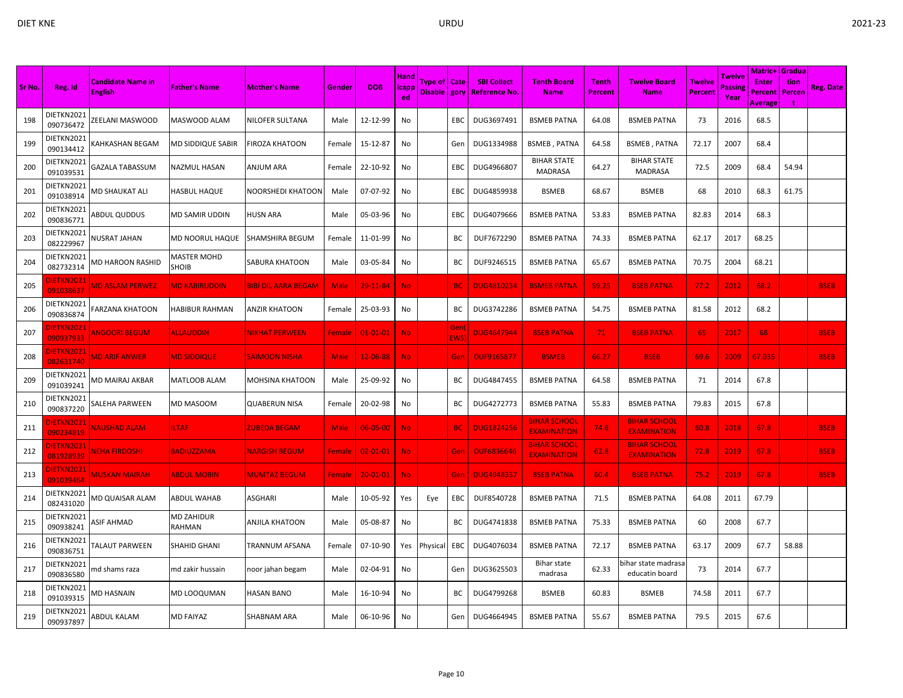| Sr No. | Reg. Id | Candidate Name in English | Father's Name | Mother's Name | Gender | DOB | Handicapped | Type of Disable | Category | SBI Collect Reference No. | Tenth Board Name | Tenth Percent | Twelve Board Name | Twelve Percent | Twelve Passing Year | Matric+Enter Percent Average | Graduation Percent | Reg. Date |
|---|---|---|---|---|---|---|---|---|---|---|---|---|---|---|---|---|---|---|
| 198 | DIETKN2021090736472 | ZEELANI MASWOOD | MASWOOD ALAM | NILOFER SULTANA | Male | 12-12-99 | No | | EBC | DUG3697491 | BSMEB PATNA | 64.08 | BSMEB PATNA | 73 | 2016 | 68.5 | | |
| 199 | DIETKN2021090134412 | KAHKASHAN BEGAM | MD SIDDIQUE SABIR | FIROZA KHATOON | Female | 15-12-87 | No | | Gen | DUG1334988 | BSMEB , PATNA | 64.58 | BSMEB , PATNA | 72.17 | 2007 | 68.4 | | |
| 200 | DIETKN2021091039531 | GAZALA TABASSUM | NAZMUL HASAN | ANJUM ARA | Female | 22-10-92 | No | | EBC | DUG4966807 | BIHAR STATE MADRASA | 64.27 | BIHAR STATE MADRASA | 72.5 | 2009 | 68.4 | 54.94 | |
| 201 | DIETKN2021091038914 | MD SHAUKAT ALI | HASBUL HAQUE | NOORSHEDI KHATOON | Male | 07-07-92 | No | | EBC | DUG4859938 | BSMEB | 68.67 | BSMEB | 68 | 2010 | 68.3 | 61.75 | |
| 202 | DIETKN2021090836771 | ABDUL QUDDUS | MD SAMIR UDDIN | HUSN ARA | Male | 05-03-96 | No | | EBC | DUG4079666 | BSMEB PATNA | 53.83 | BSMEB PATNA | 82.83 | 2014 | 68.3 | | |
| 203 | DIETKN2021082229967 | NUSRAT JAHAN | MD NOORUL HAQUE | SHAMSHIRA BEGUM | Female | 11-01-99 | No | | BC | DUF7672290 | BSMEB PATNA | 74.33 | BSMEB PATNA | 62.17 | 2017 | 68.25 | | |
| 204 | DIETKN2021082732314 | MD HAROON RASHID | MASTER MOHD SHOIB | SABURA KHATOON | Male | 03-05-84 | No | | BC | DUF9246515 | BSMEB PATNA | 65.67 | BSMEB PATNA | 70.75 | 2004 | 68.21 | | |
| 205 | DIETKN2021091038637 | MD ASLAM PERWEZ | MD KABIRUDDIN | BIBI DIL AARA BEGAM | Male | 29-11-84 | No | | BC | DUG4810234 | BSMEB PATNA | 59.25 | BSEB PATNA | 77.2 | 2012 | 68.2 | | BSEB |
| 206 | DIETKN2021090836874 | FARZANA KHATOON | HABIBUR RAHMAN | ANZIR KHATOON | Female | 25-03-93 | No | | BC | DUG3742286 | BSMEB PATNA | 54.75 | BSMEB PATNA | 81.58 | 2012 | 68.2 | | |
| 207 | DIETKN2021090937933 | ANGOORI BEGUM | ALLAUDDIN | NIKHAT PERWEEN | Female | 01-01-01 | No | | Gen(EWS) | DUG4647944 | BSEB PATNA | 71 | BSEB PATNA | 65 | 2017 | 68 | | BSEB |
| 208 | DIETKN2021082631740 | MD ARIF ANWER | MD SIDDIQUE | SAIMOON NISHA | Male | 12-06-88 | No | | Gen | DUF9165877 | BSMEB | 66.27 | BSEB | 69.6 | 2009 | 67.935 | | BSEB |
| 209 | DIETKN2021091039241 | MD MAIRAJ AKBAR | MATLOOB ALAM | MOHSINA KHATOON | Male | 25-09-92 | No | | BC | DUG4847455 | BSMEB PATNA | 64.58 | BSMEB PATNA | 71 | 2014 | 67.8 | | |
| 210 | DIETKN2021090837220 | SALEHA PARWEEN | MD MASOOM | QUABERUN NISA | Female | 20-02-98 | No | | BC | DUG4272773 | BSMEB PATNA | 55.83 | BSMEB PATNA | 79.83 | 2015 | 67.8 | | |
| 211 | DIETKN2021090234819 | NAUSHAD ALAM | ILTAF | ZUBEDA BEGAM | Male | 06-05-00 | No | | BC | DUG1824256 | BIHAR SCHOOL EXAMINATION | 74.8 | BIHAR SCHOOL EXAMINATION | 60.8 | 2018 | 67.8 | | BSEB |
| 212 | DIETKN2021081928939 | NEHA FIRDOSHI | BADIUZZAMA | NARGISH BEGUM | Female | 02-01-01 | No | | Gen | DUF6836646 | BIHAR SCHOOL EXAMINATION | 62.8 | BIHAR SCHOOL EXAMINATION | 72.8 | 2019 | 67.8 | | BSEB |
| 213 | DIETKN2021091039464 | MUSKAN MAIRAH | ABDUL MOBIN | MUMTAZ BEGUM | Female | 20-01-01 | No | | Gen | DUG4948337 | BSEB PATNA | 60.4 | BSEB PATNA | 75.2 | 2019 | 67.8 | | BSEB |
| 214 | DIETKN2021082431020 | MD QUAISAR ALAM | ABDUL WAHAB | ASGHARI | Male | 10-05-92 | Yes | Eye | EBC | DUF8540728 | BSMEB PATNA | 71.5 | BSMEB PATNA | 64.08 | 2011 | 67.79 | | |
| 215 | DIETKN2021090938241 | ASIF AHMAD | MD ZAHIDUR RAHMAN | ANJILA KHATOON | Male | 05-08-87 | No | | BC | DUG4741838 | BSMEB PATNA | 75.33 | BSMEB PATNA | 60 | 2008 | 67.7 | | |
| 216 | DIETKN2021090836751 | TALAUT PARWEEN | SHAHID GHANI | TRANNUM AFSANA | Female | 07-10-90 | Yes | Physical | EBC | DUG4076034 | BSMEB PATNA | 72.17 | BSMEB PATNA | 63.17 | 2009 | 67.7 | 58.88 | |
| 217 | DIETKN2021090836580 | md shams raza | md zakir hussain | noor jahan begam | Male | 02-04-91 | No | | Gen | DUG3625503 | Bihar state madrasa | 62.33 | bihar state madrasa educatin board | 73 | 2014 | 67.7 | | |
| 218 | DIETKN2021091039315 | MD HASNAIN | MD LOOQUMAN | HASAN BANO | Male | 16-10-94 | No | | BC | DUG4799268 | BSMEB | 60.83 | BSMEB | 74.58 | 2011 | 67.7 | | |
| 219 | DIETKN2021090937897 | ABDUL KALAM | MD FAIYAZ | SHABNAM ARA | Male | 06-10-96 | No | | Gen | DUG4664945 | BSMEB PATNA | 55.67 | BSMEB PATNA | 79.5 | 2015 | 67.6 | | |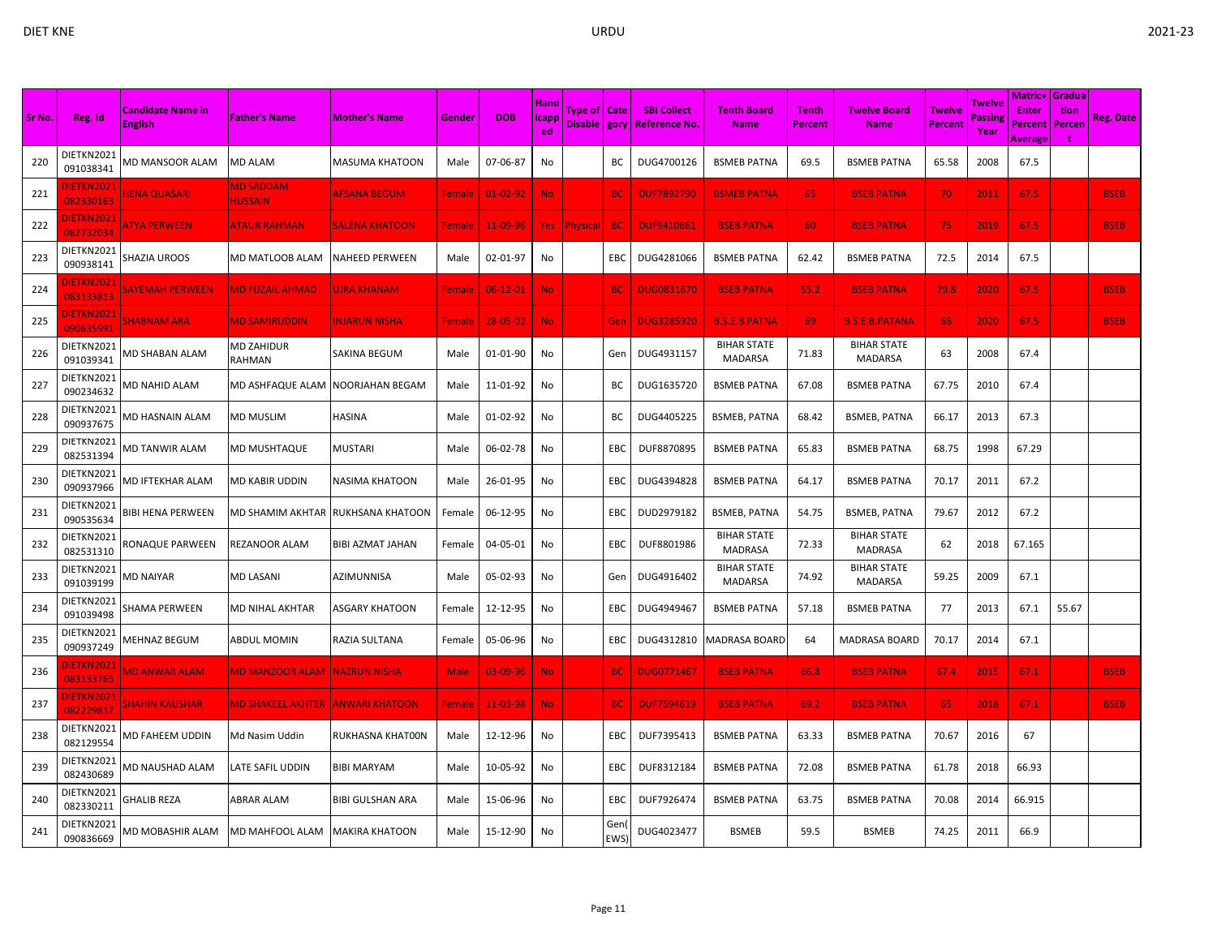| Sr No. | Reg. Id | Candidate Name in English | Father's Name | Mother's Name | Gender | DOB | Handicapped | Type of Disable | Category | SBI Collect Reference No. | Tenth Board Name | Tenth Percent | Twelve Board Name | Twelve Percent | Twelve Passing Year | Matric+Enter Percent Average | Graduation Percent | Reg. Date |
|---|---|---|---|---|---|---|---|---|---|---|---|---|---|---|---|---|---|---|
| 220 | DIETKN2021091038341 | MD MANSOOR ALAM | MD ALAM | MASUMA KHATOON | Male | 07-06-87 | No | | BC | DUG4700126 | BSMEB PATNA | 69.5 | BSMEB PATNA | 65.58 | 2008 | 67.5 | | |
| 221 | DIETKN2021082330163 | HENA QUASARI | MD SADDAM HUSSAIN | AFSANA BEGUM | Female | 01-02-92 | No | | BC | DUF7892790 | BSMEB PATNA | 65 | BSEB PATNA | 70 | 2011 | 67.5 | | BSEB |
| 222 | DIETKN2021082732034 | ATYA PERWEEN | ATAUR RAHMAN | SALENA KHATOON | Female | 11-09-96 | Yes | Physical | BC | DUF9410861 | BSEB PATNA | 60 | BSEB PATNA | 75 | 2019 | 67.5 | | BSEB |
| 223 | DIETKN2021090938141 | SHAZIA UROOS | MD MATLOOB ALAM | NAHEED PERWEEN | Male | 02-01-97 | No | | EBC | DUG4281066 | BSMEB PATNA | 62.42 | BSMEB PATNA | 72.5 | 2014 | 67.5 | | |
| 224 | DIETKN2021083133813 | SAYEMAH PERWEEN | MD FUZAIL AHMAD | UJRA KHANAM | Female | 06-12-01 | No | | BC | DUG0831670 | BSEB PATNA | 55.2 | BSEB PATNA | 79.8 | 2020 | 67.5 | | BSEB |
| 225 | DIETKN2021090635991 | SHABNAM ARA | MD SAMIRUDDIN | INJARUN NISHA | Female | 28-05-02 | No | | Gen | DUG3285920 | B.S.E.B.PATNA | 69 | B.S.E.B.PATANA | 66 | 2020 | 67.5 | | BSEB |
| 226 | DIETKN2021091039341 | MD SHABAN ALAM | MD ZAHIDUR RAHMAN | SAKINA BEGUM | Male | 01-01-90 | No | | Gen | DUG4931157 | BIHAR STATE MADARSA | 71.83 | BIHAR STATE MADARSA | 63 | 2008 | 67.4 | | |
| 227 | DIETKN2021090234632 | MD NAHID ALAM | MD ASHFAQUE ALAM | NOORJAHAN BEGAM | Male | 11-01-92 | No | | BC | DUG1635720 | BSMEB PATNA | 67.08 | BSMEB PATNA | 67.75 | 2010 | 67.4 | | |
| 228 | DIETKN2021090937675 | MD HASNAIN ALAM | MD MUSLIM | HASINA | Male | 01-02-92 | No | | BC | DUG4405225 | BSMEB, PATNA | 68.42 | BSMEB, PATNA | 66.17 | 2013 | 67.3 | | |
| 229 | DIETKN2021082531394 | MD TANWIR ALAM | MD MUSHTAQUE | MUSTARI | Male | 06-02-78 | No | | EBC | DUF8870895 | BSMEB PATNA | 65.83 | BSMEB PATNA | 68.75 | 1998 | 67.29 | | |
| 230 | DIETKN2021090937966 | MD IFTEKHAR ALAM | MD KABIR UDDIN | NASIMA KHATOON | Male | 26-01-95 | No | | EBC | DUG4394828 | BSMEB PATNA | 64.17 | BSMEB PATNA | 70.17 | 2011 | 67.2 | | |
| 231 | DIETKN2021090535634 | BIBI HENA PERWEEN | MD SHAMIM AKHTAR | RUKHSANA KHATOON | Female | 06-12-95 | No | | EBC | DUD2979182 | BSMEB, PATNA | 54.75 | BSMEB, PATNA | 79.67 | 2012 | 67.2 | | |
| 232 | DIETKN2021082531310 | RONAQUE PARWEEN | REZANOOR ALAM | BIBI AZMAT JAHAN | Female | 04-05-01 | No | | EBC | DUF8801986 | BIHAR STATE MADRASA | 72.33 | BIHAR STATE MADRASA | 62 | 2018 | 67.165 | | |
| 233 | DIETKN2021091039199 | MD NAIYAR | MD LASANI | AZIMUNNISA | Male | 05-02-93 | No | | Gen | DUG4916402 | BIHAR STATE MADARSA | 74.92 | BIHAR STATE MADARSA | 59.25 | 2009 | 67.1 | | |
| 234 | DIETKN2021091039498 | SHAMA PERWEEN | MD NIHAL AKHTAR | ASGARY KHATOON | Female | 12-12-95 | No | | EBC | DUG4949467 | BSMEB PATNA | 57.18 | BSMEB PATNA | 77 | 2013 | 67.1 | 55.67 | |
| 235 | DIETKN2021090937249 | MEHNAZ BEGUM | ABDUL MOMIN | RAZIA SULTANA | Female | 05-06-96 | No | | EBC | DUG4312810 | MADRASA BOARD | 64 | MADRASA BOARD | 70.17 | 2014 | 67.1 | | |
| 236 | DIETKN2021083133765 | MD ANWAR ALAM | MD MANZOOR ALAM | NAZRUN NISHA | Male | 03-09-96 | No | | BC | DUG0771467 | BSEB PATNA | 66.8 | BSEB PATNA | 67.4 | 2015 | 67.1 | | BSEB |
| 237 | DIETKN2021082229817 | SHAHIN KAUSHAR | MD SHAKEEL AKHTER | ANWARI KHATOON | Female | 11-03-98 | No | | BC | DUF7594619 | BSEB PATNA | 69.2 | BSEB PATNA | 65 | 2018 | 67.1 | | BSEB |
| 238 | DIETKN2021082129554 | MD FAHEEM UDDIN | Md Nasim Uddin | RUKHASNA KHAT00N | Male | 12-12-96 | No | | EBC | DUF7395413 | BSMEB PATNA | 63.33 | BSMEB PATNA | 70.67 | 2016 | 67 | | |
| 239 | DIETKN2021082430689 | MD NAUSHAD ALAM | LATE SAFIL UDDIN | BIBI MARYAM | Male | 10-05-92 | No | | EBC | DUF8312184 | BSMEB PATNA | 72.08 | BSMEB PATNA | 61.78 | 2018 | 66.93 | | |
| 240 | DIETKN2021082330211 | GHALIB REZA | ABRAR ALAM | BIBI GULSHAN ARA | Male | 15-06-96 | No | | EBC | DUF7926474 | BSMEB PATNA | 63.75 | BSMEB PATNA | 70.08 | 2014 | 66.915 | | |
| 241 | DIETKN2021090836669 | MD MOBASHIR ALAM | MD MAHFOOL ALAM | MAKIRA KHATOON | Male | 15-12-90 | No | | Gen(EWS) | DUG4023477 | BSMEB | 59.5 | BSMEB | 74.25 | 2011 | 66.9 | | |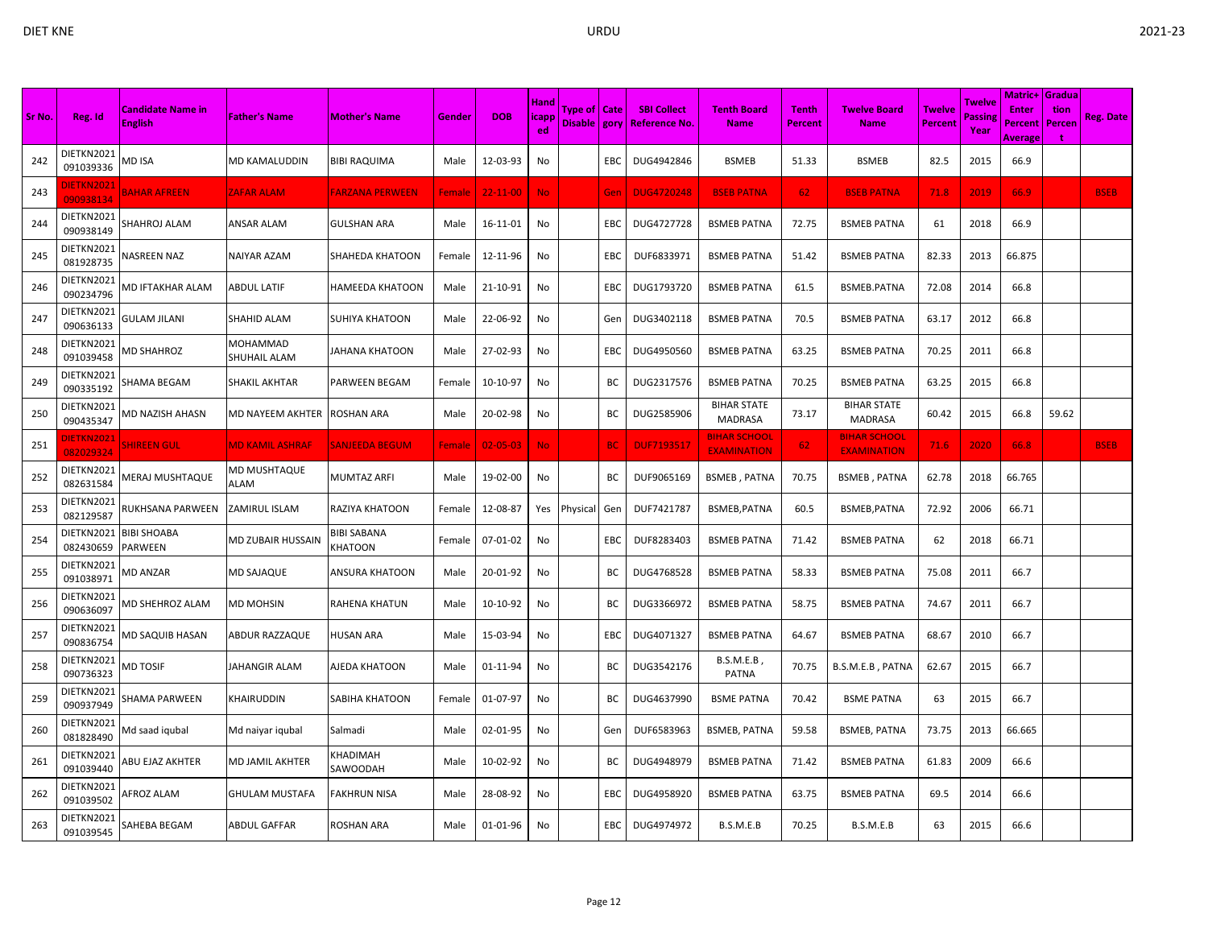| Sr No. | Reg. Id | Candidate Name in English | Father's Name | Mother's Name | Gender | DOB | Handicapped | Type of Disable | Category | SBI Collect Reference No. | Tenth Board Name | Tenth Percent | Twelve Board Name | Twelve Percent | Twelve Passing Year | Matric+Enter Percent Average | Graduation Percent | Reg. Date |
|---|---|---|---|---|---|---|---|---|---|---|---|---|---|---|---|---|---|---|
| 242 | DIETKN2021091039336 | MD ISA | MD KAMALUDDIN | BIBI RAQUIMA | Male | 12-03-93 | No | | EBC | DUG4942846 | BSMEB | 51.33 | BSMEB | 82.5 | 2015 | 66.9 | | |
| 243 | DIETKN2021090938134 | BAHAR AFREEN | ZAFAR ALAM | FARZANA PERWEEN | Female | 22-11-00 | No | | Gen | DUG4720248 | BSEB PATNA | 62 | BSEB PATNA | 71.8 | 2019 | 66.9 | | BSEB |
| 244 | DIETKN2021090938149 | SHAHROJ ALAM | ANSAR ALAM | GULSHAN ARA | Male | 16-11-01 | No | | EBC | DUG4727728 | BSMEB PATNA | 72.75 | BSMEB PATNA | 61 | 2018 | 66.9 | | |
| 245 | DIETKN2021081928735 | NASREEN NAZ | NAIYAR AZAM | SHAHEDA KHATOON | Female | 12-11-96 | No | | EBC | DUF6833971 | BSMEB PATNA | 51.42 | BSMEB PATNA | 82.33 | 2013 | 66.875 | | |
| 246 | DIETKN2021090234796 | MD IFTAKHAR ALAM | ABDUL LATIF | HAMEEDA KHATOON | Male | 21-10-91 | No | | EBC | DUG1793720 | BSMEB PATNA | 61.5 | BSMEB.PATNA | 72.08 | 2014 | 66.8 | | |
| 247 | DIETKN2021090636133 | GULAM JILANI | SHAHID ALAM | SUHIYA KHATOON | Male | 22-06-92 | No | | Gen | DUG3402118 | BSMEB PATNA | 70.5 | BSMEB PATNA | 63.17 | 2012 | 66.8 | | |
| 248 | DIETKN2021091039458 | MD SHAHROZ | MOHAMMAD SHUHAIL ALAM | JAHANA KHATOON | Male | 27-02-93 | No | | EBC | DUG4950560 | BSMEB PATNA | 63.25 | BSMEB PATNA | 70.25 | 2011 | 66.8 | | |
| 249 | DIETKN2021090335192 | SHAMA BEGAM | SHAKIL AKHTAR | PARWEEN BEGAM | Female | 10-10-97 | No | | BC | DUG2317576 | BSMEB PATNA | 70.25 | BSMEB PATNA | 63.25 | 2015 | 66.8 | | |
| 250 | DIETKN2021090435347 | MD NAZISH AHASN | MD NAYEEM AKHTER | ROSHAN ARA | Male | 20-02-98 | No | | BC | DUG2585906 | BIHAR STATE MADRASA | 73.17 | BIHAR STATE MADRASA | 60.42 | 2015 | 66.8 | 59.62 | |
| 251 | DIETKN2021082029324 | SHIREEN GUL | MD KAMIL ASHRAF | SANJEEDA BEGUM | Female | 02-05-03 | No | | BC | DUF7193517 | BIHAR SCHOOL EXAMINATION | 62 | BIHAR SCHOOL EXAMINATION | 71.6 | 2020 | 66.8 | | BSEB |
| 252 | DIETKN2021082631584 | MERAJ MUSHTAQUE | MD MUSHTAQUE ALAM | MUMTAZ ARFI | Male | 19-02-00 | No | | BC | DUF9065169 | BSMEB , PATNA | 70.75 | BSMEB , PATNA | 62.78 | 2018 | 66.765 | | |
| 253 | DIETKN2021082129587 | RUKHSANA PARWEEN | ZAMIRUL ISLAM | RAZIYA KHATOON | Female | 12-08-87 | Yes | Physical | Gen | DUF7421787 | BSMEB,PATNA | 60.5 | BSMEB,PATNA | 72.92 | 2006 | 66.71 | | |
| 254 | DIETKN2021082430659 | BIBI SHOABA PARWEEN | MD ZUBAIR HUSSAIN | BIBI SABANA KHATOON | Female | 07-01-02 | No | | EBC | DUF8283403 | BSMEB PATNA | 71.42 | BSMEB PATNA | 62 | 2018 | 66.71 | | |
| 255 | DIETKN2021091038971 | MD ANZAR | MD SAJAQUE | ANSURA KHATOON | Male | 20-01-92 | No | | BC | DUG4768528 | BSMEB PATNA | 58.33 | BSMEB PATNA | 75.08 | 2011 | 66.7 | | |
| 256 | DIETKN2021090636097 | MD SHEHROZ ALAM | MD MOHSIN | RAHENA KHATUN | Male | 10-10-92 | No | | BC | DUG3366972 | BSMEB PATNA | 58.75 | BSMEB PATNA | 74.67 | 2011 | 66.7 | | |
| 257 | DIETKN2021090836754 | MD SAQUIB HASAN | ABDUR RAZZAQUE | HUSAN ARA | Male | 15-03-94 | No | | EBC | DUG4071327 | BSMEB PATNA | 64.67 | BSMEB PATNA | 68.67 | 2010 | 66.7 | | |
| 258 | DIETKN2021090736323 | MD TOSIF | JAHANGIR ALAM | AJEDA KHATOON | Male | 01-11-94 | No | | BC | DUG3542176 | B.S.M.E.B , PATNA | 70.75 | B.S.M.E.B , PATNA | 62.67 | 2015 | 66.7 | | |
| 259 | DIETKN2021090937949 | SHAMA PARWEEN | KHAIRUDDIN | SABIHA KHATOON | Female | 01-07-97 | No | | BC | DUG4637990 | BSME PATNA | 70.42 | BSME PATNA | 63 | 2015 | 66.7 | | |
| 260 | DIETKN2021081828490 | Md saad iqubal | Md naiyar iqubal | Salmadi | Male | 02-01-95 | No | | Gen | DUF6583963 | BSMEB, PATNA | 59.58 | BSMEB, PATNA | 73.75 | 2013 | 66.665 | | |
| 261 | DIETKN2021091039440 | ABU EJAZ AKHTER | MD JAMIL AKHTER | KHADIMAH SAWOODAH | Male | 10-02-92 | No | | BC | DUG4948979 | BSMEB PATNA | 71.42 | BSMEB PATNA | 61.83 | 2009 | 66.6 | | |
| 262 | DIETKN2021091039502 | AFROZ ALAM | GHULAM MUSTAFA | FAKHRUN NISA | Male | 28-08-92 | No | | EBC | DUG4958920 | BSMEB PATNA | 63.75 | BSMEB PATNA | 69.5 | 2014 | 66.6 | | |
| 263 | DIETKN2021091039545 | SAHEBA BEGAM | ABDUL GAFFAR | ROSHAN ARA | Male | 01-01-96 | No | | EBC | DUG4974972 | B.S.M.E.B | 70.25 | B.S.M.E.B | 63 | 2015 | 66.6 | | |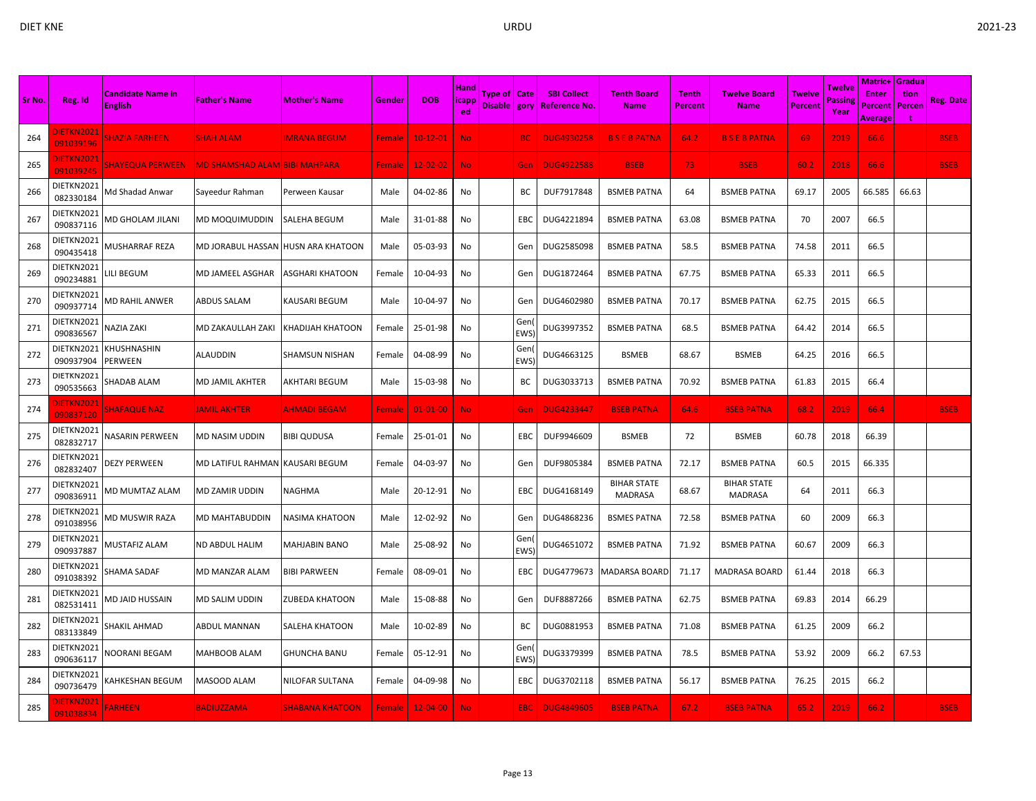| Sr No. | Reg. Id | Candidate Name in English | Father's Name | Mother's Name | Gender | DOB | Handicapped | Type of Disable | Category | SBI Collect Reference No. | Tenth Board Name | Tenth Percent | Twelve Board Name | Twelve Percent | Twelve Passing Year | Matric+ Enter Percent Average | Graduation Percent | Reg. Date |
|---|---|---|---|---|---|---|---|---|---|---|---|---|---|---|---|---|---|---|
| 264 | DIETKN2021 091039196 | SHAZIA FARHEEN | SHAH ALAM | IMRANA BEGUM | Female | 10-12-01 | No | | BC | DUG4930258 | B S E B PATNA | 64.2 | B S E B PATNA | 69 | 2019 | 66.6 | | BSEB |
| 265 | DIETKN2021 091039245 | SHAYEQUA PERWEEN | MD SHAMSHAD ALAM | BIBI MAHPARA | Female | 12-02-02 | No | | Gen | DUG4922588 | BSEB | 73 | BSEB | 60.2 | 2018 | 66.6 | | BSEB |
| 266 | DIETKN2021 082330184 | Md Shadad Anwar | Sayeedur Rahman | Perween Kausar | Male | 04-02-86 | No | | BC | DUF7917848 | BSMEB PATNA | 64 | BSMEB PATNA | 69.17 | 2005 | 66.585 | 66.63 | |
| 267 | DIETKN2021 090837116 | MD GHOLAM JILANI | MD MOQUIMUDDIN | SALEHA BEGUM | Male | 31-01-88 | No | | EBC | DUG4221894 | BSMEB PATNA | 63.08 | BSMEB PATNA | 70 | 2007 | 66.5 | | |
| 268 | DIETKN2021 090435418 | MUSHARRAF REZA | MD JORABUL HASSAN | HUSN ARA KHATOON | Male | 05-03-93 | No | | Gen | DUG2585098 | BSMEB PATNA | 58.5 | BSMEB PATNA | 74.58 | 2011 | 66.5 | | |
| 269 | DIETKN2021 090234881 | LILI BEGUM | MD JAMEEL ASGHAR | ASGHARI KHATOON | Female | 10-04-93 | No | | Gen | DUG1872464 | BSMEB PATNA | 67.75 | BSMEB PATNA | 65.33 | 2011 | 66.5 | | |
| 270 | DIETKN2021 090937714 | MD RAHIL ANWER | ABDUS SALAM | KAUSARI BEGUM | Male | 10-04-97 | No | | Gen | DUG4602980 | BSMEB PATNA | 70.17 | BSMEB PATNA | 62.75 | 2015 | 66.5 | | |
| 271 | DIETKN2021 090836567 | NAZIA ZAKI | MD ZAKAULLAH ZAKI | KHADIJAH KHATOON | Female | 25-01-98 | No | | Gen(EWS) | DUG3997352 | BSMEB PATNA | 68.5 | BSMEB PATNA | 64.42 | 2014 | 66.5 | | |
| 272 | DIETKN2021 090937904 | KHUSHNASHIN PERWEEN | ALAUDDIN | SHAMSUN NISHAN | Female | 04-08-99 | No | | Gen(EWS) | DUG4663125 | BSMEB | 68.67 | BSMEB | 64.25 | 2016 | 66.5 | | |
| 273 | DIETKN2021 090535663 | SHADAB ALAM | MD JAMIL AKHTER | AKHTARI BEGUM | Male | 15-03-98 | No | | BC | DUG3033713 | BSMEB PATNA | 70.92 | BSMEB PATNA | 61.83 | 2015 | 66.4 | | |
| 274 | DIETKN2021 090837120 | SHAFAQUE NAZ | JAMIL AKHTER | AHMADI BEGAM | Female | 01-01-00 | No | | Gen | DUG4233447 | BSEB PATNA | 64.6 | BSEB PATNA | 68.2 | 2019 | 66.4 | | BSEB |
| 275 | DIETKN2021 082832717 | NASARIN PERWEEN | MD NASIM UDDIN | BIBI QUDUSA | Female | 25-01-01 | No | | EBC | DUF9946609 | BSMEB | 72 | BSMEB | 60.78 | 2018 | 66.39 | | |
| 276 | DIETKN2021 082832407 | DEZY PERWEEN | MD LATIFUL RAHMAN | KAUSARI BEGUM | Female | 04-03-97 | No | | Gen | DUF9805384 | BSMEB PATNA | 72.17 | BSMEB PATNA | 60.5 | 2015 | 66.335 | | |
| 277 | DIETKN2021 090836911 | MD MUMTAZ ALAM | MD ZAMIR UDDIN | NAGHMA | Male | 20-12-91 | No | | EBC | DUG4168149 | BIHAR STATE MADRASA | 68.67 | BIHAR STATE MADRASA | 64 | 2011 | 66.3 | | |
| 278 | DIETKN2021 091038956 | MD MUSWIR RAZA | MD MAHTABUDDIN | NASIMA KHATOON | Male | 12-02-92 | No | | Gen | DUG4868236 | BSMES PATNA | 72.58 | BSMEB PATNA | 60 | 2009 | 66.3 | | |
| 279 | DIETKN2021 090937887 | MUSTAFIZ ALAM | ND ABDUL HALIM | MAHJABIN BANO | Male | 25-08-92 | No | | Gen(EWS) | DUG4651072 | BSMEB PATNA | 71.92 | BSMEB PATNA | 60.67 | 2009 | 66.3 | | |
| 280 | DIETKN2021 091038392 | SHAMA SADAF | MD MANZAR ALAM | BIBI PARWEEN | Female | 08-09-01 | No | | EBC | DUG4779673 | MADARSA BOARD | 71.17 | MADRASA BOARD | 61.44 | 2018 | 66.3 | | |
| 281 | DIETKN2021 082531411 | MD JAID HUSSAIN | MD SALIM UDDIN | ZUBEDA KHATOON | Male | 15-08-88 | No | | Gen | DUF8887266 | BSMEB PATNA | 62.75 | BSMEB PATNA | 69.83 | 2014 | 66.29 | | |
| 282 | DIETKN2021 083133849 | SHAKIL AHMAD | ABDUL MANNAN | SALEHA KHATOON | Male | 10-02-89 | No | | BC | DUG0881953 | BSMEB PATNA | 71.08 | BSMEB PATNA | 61.25 | 2009 | 66.2 | | |
| 283 | DIETKN2021 090636117 | NOORANI BEGAM | MAHBOOB ALAM | GHUNCHA BANU | Female | 05-12-91 | No | | Gen(EWS) | DUG3379399 | BSMEB PATNA | 78.5 | BSMEB PATNA | 53.92 | 2009 | 66.2 | 67.53 | |
| 284 | DIETKN2021 090736479 | KAHKESHAN BEGUM | MASOOD ALAM | NILOFAR SULTANA | Female | 04-09-98 | No | | EBC | DUG3702118 | BSMEB PATNA | 56.17 | BSMEB PATNA | 76.25 | 2015 | 66.2 | | |
| 285 | DIETKN2021 091038834 | FARHEEN | BADIUZZAMA | SHABANA KHATOON | Female | 12-04-00 | No | | EBC | DUG4849605 | BSEB PATNA | 67.2 | BSEB PATNA | 65.2 | 2019 | 66.2 | | BSEB |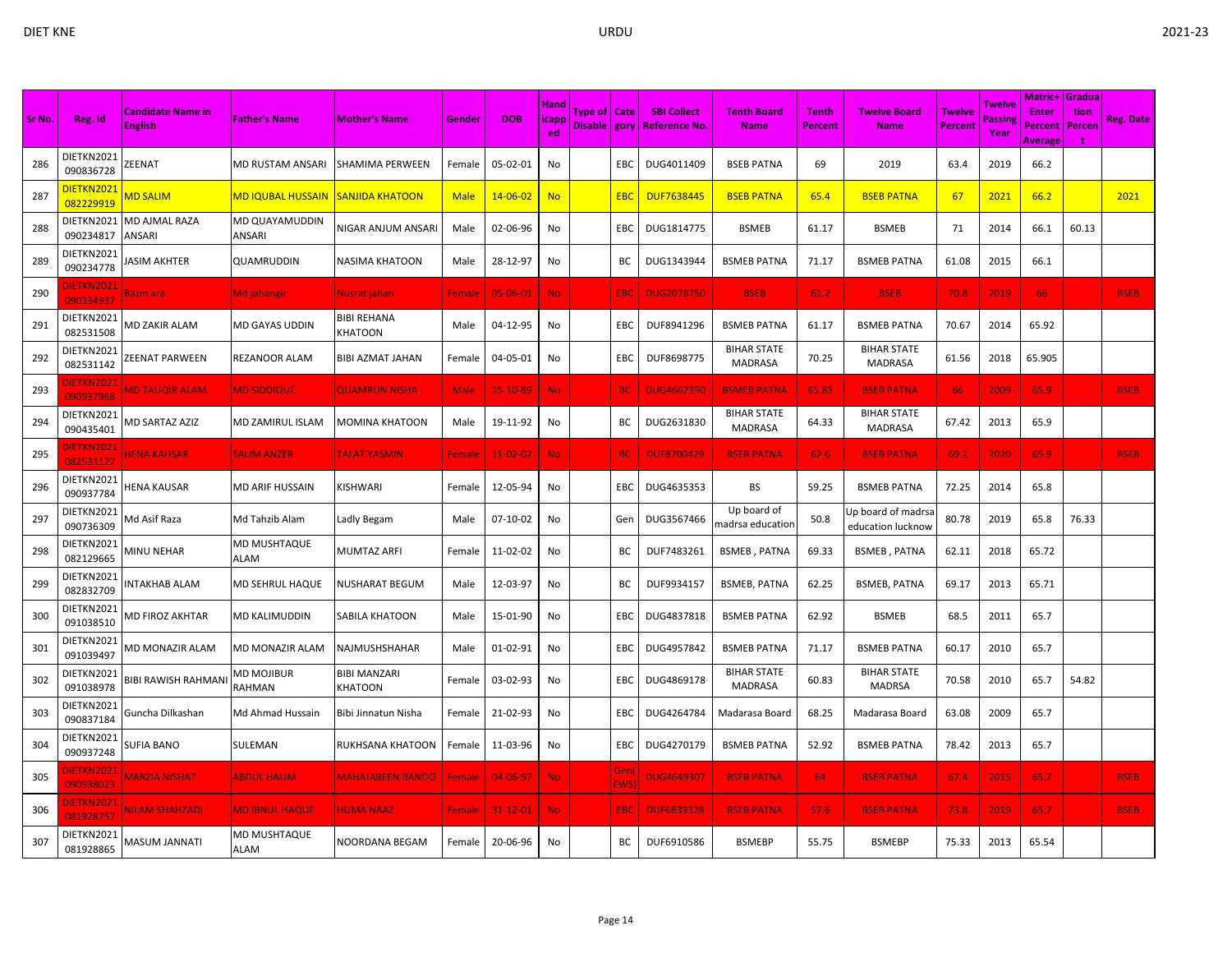| Sr No. | Reg. Id | Candidate Name in English | Father's Name | Mother's Name | Gender | DOB | Handicapped | Type of Disable | Category | SBI Collect Reference No. | Tenth Board Name | Tenth Percent | Twelve Board Name | Twelve Percent | Twelve Passing Year | Matric+Enter Percent Average | Graduation Percent | Reg. Date |
|---|---|---|---|---|---|---|---|---|---|---|---|---|---|---|---|---|---|---|
| 286 | DIETKN2021090836728 | ZEENAT | MD RUSTAM ANSARI | SHAMIMA PERWEEN | Female | 05-02-01 | No | | EBC | DUG4011409 | BSEB PATNA | 69 | 2019 | 63.4 | 2019 | 66.2 | | |
| 287 | DIETKN2021082229919 | MD SALIM | MD IQUBAL HUSSAIN | SANJIDA KHATOON | Male | 14-06-02 | No | | EBC | DUF7638445 | BSEB PATNA | 65.4 | BSEB PATNA | 67 | 2021 | 66.2 | | 2021 |
| 288 | DIETKN2021090234817 | MD AJMAL RAZA ANSARI | MD QUAYAMUDDIN ANSARI | NIGAR ANJUM ANSARI | Male | 02-06-96 | No | | EBC | DUG1814775 | BSMEB | 61.17 | BSMEB | 71 | 2014 | 66.1 | 60.13 | |
| 289 | DIETKN2021090234778 | JASIM AKHTER | QUAMRUDDIN | NASIMA KHATOON | Male | 28-12-97 | No | | BC | DUG1343944 | BSMEB PATNA | 71.17 | BSMEB PATNA | 61.08 | 2015 | 66.1 | | |
| 290 | DIETKN2021090334937 | Bazm ara | Md jahangir | Nusrat jahan | Female | 05-06-01 | No | | EBC | DUG2078750 | BSEB | 61.2 | BSEB | 70.8 | 2019 | 66 | | BSEB |
| 291 | DIETKN2021082531508 | MD ZAKIR ALAM | MD GAYAS UDDIN | BIBI REHANA KHATOON | Male | 04-12-95 | No | | EBC | DUF8941296 | BSMEB PATNA | 61.17 | BSMEB PATNA | 70.67 | 2014 | 65.92 | | |
| 292 | DIETKN2021082531142 | ZEENAT PARWEEN | REZANOOR ALAM | BIBI AZMAT JAHAN | Female | 04-05-01 | No | | EBC | DUF8698775 | BIHAR STATE MADRASA | 70.25 | BIHAR STATE MADRASA | 61.56 | 2018 | 65.905 | | |
| 293 | DIETKN2021090937968 | MD TAUQIR ALAM | MD SIDDIQUE | QUAMRUN NISHA | Male | 15-10-89 | No | | BC | DUG4662390 | BSMEB PATNA | 65.83 | BSEB PATNA | 66 | 2009 | 65.9 | | BSEB |
| 294 | DIETKN2021090435401 | MD SARTAZ AZIZ | MD ZAMIRUL ISLAM | MOMINA KHATOON | Male | 19-11-92 | No | | BC | DUG2631830 | BIHAR STATE MADRASA | 64.33 | BIHAR STATE MADRASA | 67.42 | 2013 | 65.9 | | |
| 295 | DIETKN2021082531127 | HENA KAUSAR | SALIM ANZER | TALAT YASMIN | Female | 11-02-02 | No | | BC | DUF8700429 | BSEB PATNA | 62.6 | BSEB PATNA | 69.2 | 2020 | 65.9 | | BSEB |
| 296 | DIETKN2021090937784 | HENA KAUSAR | MD ARIF HUSSAIN | KISHWARI | Female | 12-05-94 | No | | EBC | DUG4635353 | BS | 59.25 | BSMEB PATNA | 72.25 | 2014 | 65.8 | | |
| 297 | DIETKN2021090736309 | Md Asif Raza | Md Tahzib Alam | Ladly Begam | Male | 07-10-02 | No | | Gen | DUG3567466 | Up board of madrsa education | 50.8 | Up board of madrsa education lucknow | 80.78 | 2019 | 65.8 | 76.33 | |
| 298 | DIETKN2021082129665 | MINU NEHAR | MD MUSHTAQUE ALAM | MUMTAZ ARFI | Female | 11-02-02 | No | | BC | DUF7483261 | BSMEB , PATNA | 69.33 | BSMEB , PATNA | 62.11 | 2018 | 65.72 | | |
| 299 | DIETKN2021082832709 | INTAKHAB ALAM | MD SEHRUL HAQUE | NUSHARAT BEGUM | Male | 12-03-97 | No | | BC | DUF9934157 | BSMEB, PATNA | 62.25 | BSMEB, PATNA | 69.17 | 2013 | 65.71 | | |
| 300 | DIETKN2021091038510 | MD FIROZ AKHTAR | MD KALIMUDDIN | SABILA KHATOON | Male | 15-01-90 | No | | EBC | DUG4837818 | BSMEB PATNA | 62.92 | BSMEB | 68.5 | 2011 | 65.7 | | |
| 301 | DIETKN2021091039497 | MD MONAZIR ALAM | MD MONAZIR ALAM | NAJMUSHSHAHAR | Male | 01-02-91 | No | | EBC | DUG4957842 | BSMEB PATNA | 71.17 | BSMEB PATNA | 60.17 | 2010 | 65.7 | | |
| 302 | DIETKN2021091038978 | BIBI RAWISH RAHMANI | MD MOJIBUR RAHMAN | BIBI MANZARI KHATOON | Female | 03-02-93 | No | | EBC | DUG4869178 | BIHAR STATE MADRASA | 60.83 | BIHAR STATE MADRSA | 70.58 | 2010 | 65.7 | 54.82 | |
| 303 | DIETKN2021090837184 | Guncha Dilkashan | Md Ahmad Hussain | Bibi Jinnatun Nisha | Female | 21-02-93 | No | | EBC | DUG4264784 | Madarasa Board | 68.25 | Madarasa Board | 63.08 | 2009 | 65.7 | | |
| 304 | DIETKN2021090937248 | SUFIA BANO | SULEMAN | RUKHSANA KHATOON | Female | 11-03-96 | No | | EBC | DUG4270179 | BSMEB PATNA | 52.92 | BSMEB PATNA | 78.42 | 2013 | 65.7 | | |
| 305 | DIETKN2021090938023 | MARZIA NISHAT | ABDUL HALIM | MAHAJABEEN BANOO | Female | 04-06-97 | No | | Gen(EWS) | DUG4649307 | BSEB PATNA | 64 | BSEB PATNA | 67.4 | 2015 | 65.7 | | BSEB |
| 306 | DIETKN2021081928757 | NILAM SHAHZADI | MD IBNUL HAQUE | HUMA NAAZ | Female | 31-12-01 | No | | EBC | DUF6839328 | BSEB PATNA | 57.6 | BSEB PATNA | 73.8 | 2019 | 65.7 | | BSEB |
| 307 | DIETKN2021081928865 | MASUM JANNATI | MD MUSHTAQUE ALAM | NOORDANA BEGAM | Female | 20-06-96 | No | | BC | DUF6910586 | BSMEBP | 55.75 | BSMEBP | 75.33 | 2013 | 65.54 | | |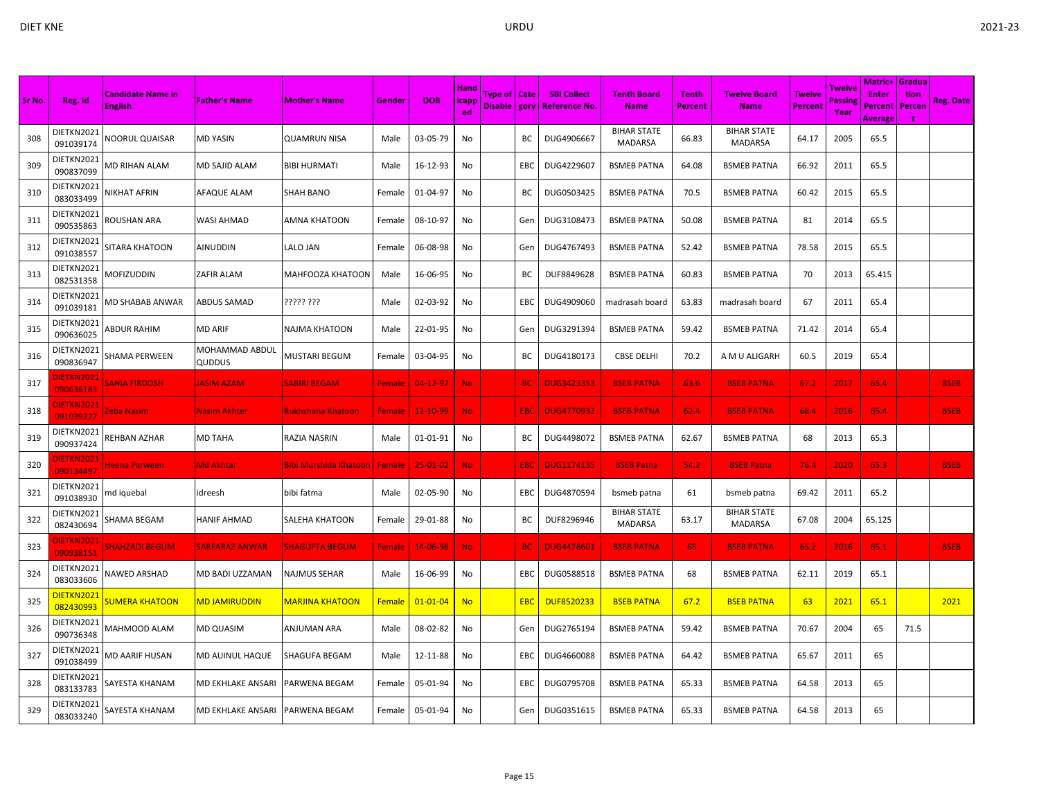| Sr No. | Reg. Id | Candidate Name in English | Father's Name | Mother's Name | Gender | DOB | Handicapped | Type of Disable | Category | SBI Collect Reference No. | Tenth Board Name | Tenth Percent | Twelve Board Name | Twelve Percent | Twelve Passing Year | Matric+Enter Percent Average | Graduation Percent | Reg. Date |
|---|---|---|---|---|---|---|---|---|---|---|---|---|---|---|---|---|---|---|
| 308 | DIETKN2021091039174 | NOORUL QUAISAR | MD YASIN | QUAMRUN NISA | Male | 03-05-79 | No | | BC | DUG4906667 | BIHAR STATE MADARSA | 66.83 | BIHAR STATE MADARSA | 64.17 | 2005 | 65.5 | | |
| 309 | DIETKN2021090837099 | MD RIHAN ALAM | MD SAJID ALAM | BIBI HURMATI | Male | 16-12-93 | No | | EBC | DUG4229607 | BSMEB PATNA | 64.08 | BSMEB PATNA | 66.92 | 2011 | 65.5 | | |
| 310 | DIETKN2021083033499 | NIKHAT AFRIN | AFAQUE ALAM | SHAH BANO | Female | 01-04-97 | No | | BC | DUG0503425 | BSMEB PATNA | 70.5 | BSMEB PATNA | 60.42 | 2015 | 65.5 | | |
| 311 | DIETKN2021090535863 | ROUSHAN ARA | WASI AHMAD | AMNA KHATOON | Female | 08-10-97 | No | | Gen | DUG3108473 | BSMEB PATNA | 50.08 | BSMEB PATNA | 81 | 2014 | 65.5 | | |
| 312 | DIETKN2021091038557 | SITARA KHATOON | AINUDDIN | LALO JAN | Female | 06-08-98 | No | | Gen | DUG4767493 | BSMEB PATNA | 52.42 | BSMEB PATNA | 78.58 | 2015 | 65.5 | | |
| 313 | DIETKN2021082531358 | MOFIZUDDIN | ZAFIR ALAM | MAHFOOZA KHATOON | Male | 16-06-95 | No | | BC | DUF8849628 | BSMEB PATNA | 60.83 | BSMEB PATNA | 70 | 2013 | 65.415 | | |
| 314 | DIETKN2021091039181 | MD SHABAB ANWAR | ABDUS SAMAD | ????? ??? | Male | 02-03-92 | No | | EBC | DUG4909060 | madrasah board | 63.83 | madrasah board | 67 | 2011 | 65.4 | | |
| 315 | DIETKN2021090636025 | ABDUR RAHIM | MD ARIF | NAJMA KHATOON | Male | 22-01-95 | No | | Gen | DUG3291394 | BSMEB PATNA | 59.42 | BSMEB PATNA | 71.42 | 2014 | 65.4 | | |
| 316 | DIETKN2021090836947 | SHAMA PERWEEN | MOHAMMAD ABDUL QUDDUS | MUSTARI BEGUM | Female | 03-04-95 | No | | BC | DUG4180173 | CBSE DELHI | 70.2 | A M U ALIGARH | 60.5 | 2019 | 65.4 | | |
| 317 | DIETKN2021090636185 | SANIA FIRDOSH | JASIM AZAM | SABIRI BEGAM | Female | 04-12-97 | No | | BC | DUG3423353 | BSEB PATNA | 63.6 | BSEB PATNA | 67.2 | 2017 | 65.4 | | BSEB |
| 318 | DIETKN2021091039227 | Zeba Nasim | Nasim Akhter | Rukhshana Khatoon | Female | 12-10-99 | No | | EBC | DUG4770932 | BSEB PATNA | 62.4 | BSEB PATNA | 68.4 | 2016 | 65.4 | | BSEB |
| 319 | DIETKN2021090937424 | REHBAN AZHAR | MD TAHA | RAZIA NASRIN | Male | 01-01-91 | No | | BC | DUG4498072 | BSMEB PATNA | 62.67 | BSMEB PATNA | 68 | 2013 | 65.3 | | |
| 320 | DIETKN2021090134497 | Heena Parween | Md Akhtar | Bibi Murshida Khatoon | Female | 25-01-02 | No | | EBC | DUG1174135 | BSEB Patna | 54.2 | BSEB Patna | 76.4 | 2020 | 65.3 | | BSEB |
| 321 | DIETKN2021091038930 | md iquebal | idreesh | bibi fatma | Male | 02-05-90 | No | | EBC | DUG4870594 | bsmeb patna | 61 | bsmeb patna | 69.42 | 2011 | 65.2 | | |
| 322 | DIETKN2021082430694 | SHAMA BEGAM | HANIF AHMAD | SALEHA KHATOON | Female | 29-01-88 | No | | BC | DUF8296946 | BIHAR STATE MADARSA | 63.17 | BIHAR STATE MADARSA | 67.08 | 2004 | 65.125 | | |
| 323 | DIETKN2021090938151 | SHAHZADI BEGUM | SARFARAZ ANWAR | SHAGUFTA BEGUM | Female | 14-06-98 | No | | BC | DUG4478601 | BSEB PATNA | 65 | BSEB PATNA | 65.2 | 2016 | 65.1 | | BSEB |
| 324 | DIETKN2021083033606 | NAWED ARSHAD | MD BADI UZZAMAN | NAJMUS SEHAR | Male | 16-06-99 | No | | EBC | DUG0588518 | BSMEB PATNA | 68 | BSMEB PATNA | 62.11 | 2019 | 65.1 | | |
| 325 | DIETKN2021082430993 | SUMERA KHATOON | MD JAMIRUDDIN | MARJINA KHATOON | Female | 01-01-04 | No | | EBC | DUF8520233 | BSEB PATNA | 67.2 | BSEB PATNA | 63 | 2021 | 65.1 | | 2021 |
| 326 | DIETKN2021090736348 | MAHMOOD ALAM | MD QUASIM | ANJUMAN ARA | Male | 08-02-82 | No | | Gen | DUG2765194 | BSMEB PATNA | 59.42 | BSMEB PATNA | 70.67 | 2004 | 65 | 71.5 | |
| 327 | DIETKN2021091038499 | MD AARIF HUSAN | MD AUINUL HAQUE | SHAGUFA BEGAM | Male | 12-11-88 | No | | EBC | DUG4660088 | BSMEB PATNA | 64.42 | BSMEB PATNA | 65.67 | 2011 | 65 | | |
| 328 | DIETKN2021083133783 | SAYESTA KHANAM | MD EKHLAKE ANSARI | PARWENA BEGAM | Female | 05-01-94 | No | | EBC | DUG0795708 | BSMEB PATNA | 65.33 | BSMEB PATNA | 64.58 | 2013 | 65 | | |
| 329 | DIETKN2021083033240 | SAYESTA KHANAM | MD EKHLAKE ANSARI | PARWENA BEGAM | Female | 05-01-94 | No | | Gen | DUG0351615 | BSMEB PATNA | 65.33 | BSMEB PATNA | 64.58 | 2013 | 65 | | |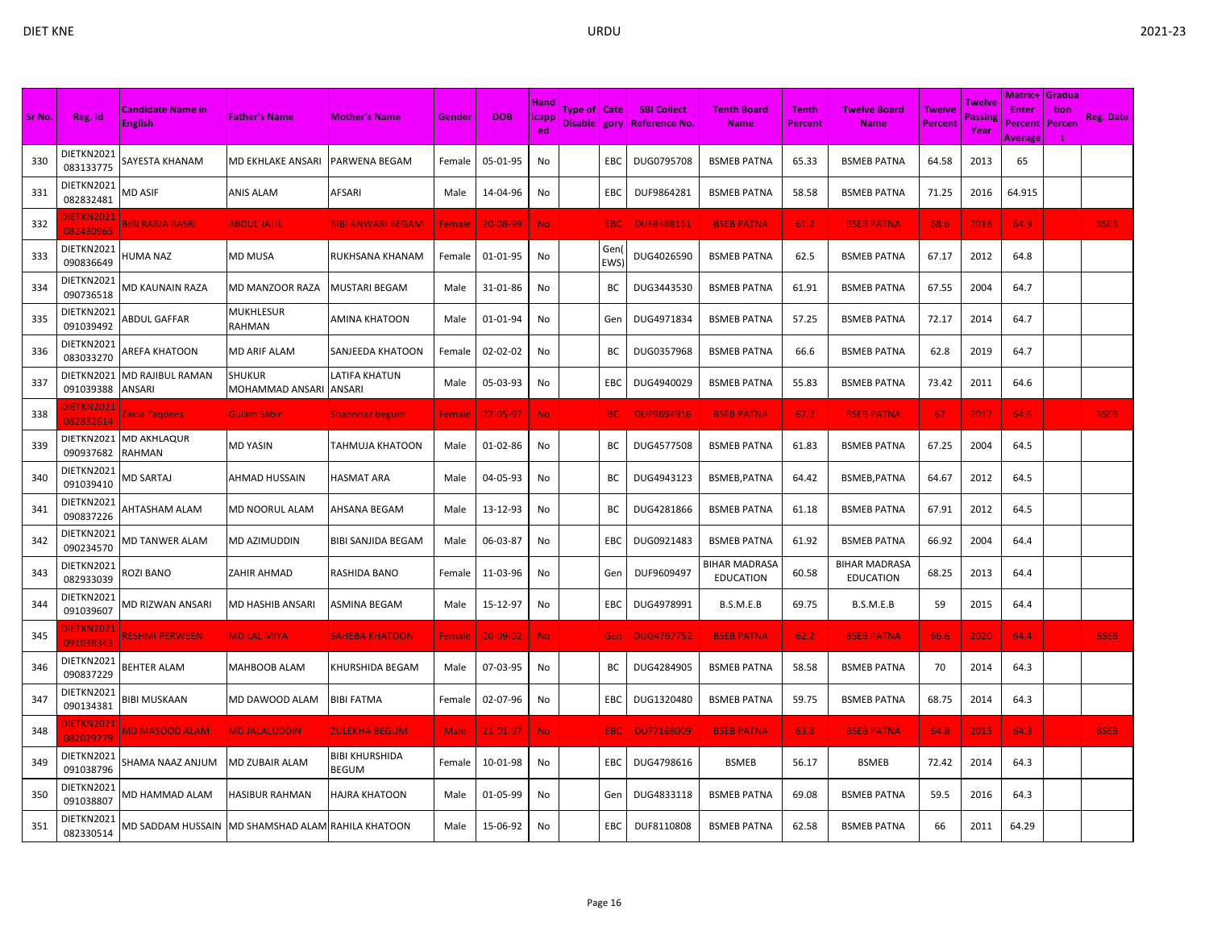| Sr No. | Reg. Id | Candidate Name in English | Father's Name | Mother's Name | Gender | DOB | Handicapped | Type of Disable | Category | SBI Collect Reference No. | Tenth Board Name | Tenth Percent | Twelve Board Name | Twelve Percent | Twelve Passing Year | Matric+ Enter Percent Average | Graduation Percent | Reg. Date |
|---|---|---|---|---|---|---|---|---|---|---|---|---|---|---|---|---|---|---|
| 330 | DIETKN2021 083133775 | SAYESTA KHANAM | MD EKHLAKE ANSARI | PARWENA BEGAM | Female | 05-01-95 | No | | EBC | DUG0795708 | BSMEB PATNA | 65.33 | BSMEB PATNA | 64.58 | 2013 | 65 | | |
| 331 | DIETKN2021 082832481 | MD ASIF | ANIS ALAM | AFSARI | Male | 14-04-96 | No | | EBC | DUF9864281 | BSMEB PATNA | 58.58 | BSMEB PATNA | 71.25 | 2016 | 64.915 | | |
| 332 | DIETKN2021 082430965 | BIBI RABIA BASRI | ABDUL JALIL | BIBI ANWARI BEGAM | Female | 20-08-99 | No | | EBC | DUF8488161 | BSEB PATNA | 61.2 | BSEB PATNA | 68.6 | 2018 | 64.9 | | BSEB |
| 333 | DIETKN2021 090836649 | HUMA NAZ | MD MUSA | RUKHSANA KHANAM | Female | 01-01-95 | No | | Gen(EWS) | DUG4026590 | BSMEB PATNA | 62.5 | BSMEB PATNA | 67.17 | 2012 | 64.8 | | |
| 334 | DIETKN2021 090736518 | MD KAUNAIN RAZA | MD MANZOOR RAZA | MUSTARI BEGAM | Male | 31-01-86 | No | | BC | DUG3443530 | BSMEB PATNA | 61.91 | BSMEB PATNA | 67.55 | 2004 | 64.7 | | |
| 335 | DIETKN2021 091039492 | ABDUL GAFFAR | MUKHLESUR RAHMAN | AMINA KHATOON | Male | 01-01-94 | No | | Gen | DUG4971834 | BSMEB PATNA | 57.25 | BSMEB PATNA | 72.17 | 2014 | 64.7 | | |
| 336 | DIETKN2021 083033270 | AREFA KHATOON | MD ARIF ALAM | SANJEEDA KHATOON | Female | 02-02-02 | No | | BC | DUG0357968 | BSMEB PATNA | 66.6 | BSMEB PATNA | 62.8 | 2019 | 64.7 | | |
| 337 | DIETKN2021 091039388 | MD RAJIBUL RAMAN ANSARI | SHUKUR MOHAMMAD ANSARI | LATIFA KHATUN ANSARI | Male | 05-03-93 | No | | EBC | DUG4940029 | BSMEB PATNA | 55.83 | BSMEB PATNA | 73.42 | 2011 | 64.6 | | |
| 338 | DIETKN2021 082832614 | Zakia Taqdees | Gulam Sabir | Shahnhaz begum | Female | 22-05-97 | No | | BC | DUF9894916 | BSEB PATNA | 67.2 | BSEB PATNA | 62 | 2017 | 64.6 | | BSEB |
| 339 | DIETKN2021 090937682 | MD AKHLAQUR RAHMAN | MD YASIN | TAHMUJA KHATOON | Male | 01-02-86 | No | | BC | DUG4577508 | BSMEB PATNA | 61.83 | BSMEB PATNA | 67.25 | 2004 | 64.5 | | |
| 340 | DIETKN2021 091039410 | MD SARTAJ | AHMAD HUSSAIN | HASMAT ARA | Male | 04-05-93 | No | | BC | DUG4943123 | BSMEB,PATNA | 64.42 | BSMEB,PATNA | 64.67 | 2012 | 64.5 | | |
| 341 | DIETKN2021 090837226 | AHTASHAM ALAM | MD NOORUL ALAM | AHSANA BEGAM | Male | 13-12-93 | No | | BC | DUG4281866 | BSMEB PATNA | 61.18 | BSMEB PATNA | 67.91 | 2012 | 64.5 | | |
| 342 | DIETKN2021 090234570 | MD TANWER ALAM | MD AZIMUDDIN | BIBI SANJIDA BEGAM | Male | 06-03-87 | No | | EBC | DUG0921483 | BSMEB PATNA | 61.92 | BSMEB PATNA | 66.92 | 2004 | 64.4 | | |
| 343 | DIETKN2021 082933039 | ROZI BANO | ZAHIR AHMAD | RASHIDA BANO | Female | 11-03-96 | No | | Gen | DUF9609497 | BIHAR MADRASA EDUCATION | 60.58 | BIHAR MADRASA EDUCATION | 68.25 | 2013 | 64.4 | | |
| 344 | DIETKN2021 091039607 | MD RIZWAN ANSARI | MD HASHIB ANSARI | ASMINA BEGAM | Male | 15-12-97 | No | | EBC | DUG4978991 | B.S.M.E.B | 69.75 | B.S.M.E.B | 59 | 2015 | 64.4 | | |
| 345 | DIETKN2021 091038343 | RESHMI PERWEEN | MD LAL MIYA | SAHEBA KHATOON | Female | 20-09-02 | No | | Gen | DUG4767752 | BSEB PATNA | 62.2 | BSEB PATNA | 66.6 | 2020 | 64.4 | | BSEB |
| 346 | DIETKN2021 090837229 | BEHTER ALAM | MAHBOOB ALAM | KHURSHIDA BEGAM | Male | 07-03-95 | No | | BC | DUG4284905 | BSMEB PATNA | 58.58 | BSMEB PATNA | 70 | 2014 | 64.3 | | |
| 347 | DIETKN2021 090134381 | BIBI MUSKAAN | MD DAWOOD ALAM | BIBI FATMA | Female | 02-07-96 | No | | EBC | DUG1320480 | BSMEB PATNA | 59.75 | BSMEB PATNA | 68.75 | 2014 | 64.3 | | |
| 348 | DIETKN2021 082029279 | MD MASOOD ALAM | MD JALALUDDIN | ZULEKHA BEGUM | Male | 21-01-97 | No | | EBC | DUF7168009 | BSEB PATNA | 63.8 | BSEB PATNA | 64.8 | 2015 | 64.3 | | BSEB |
| 349 | DIETKN2021 091038796 | SHAMA NAAZ ANJUM | MD ZUBAIR ALAM | BIBI KHURSHIDA BEGUM | Female | 10-01-98 | No | | EBC | DUG4798616 | BSMEB | 56.17 | BSMEB | 72.42 | 2014 | 64.3 | | |
| 350 | DIETKN2021 091038807 | MD HAMMAD ALAM | HASIBUR RAHMAN | HAJRA KHATOON | Male | 01-05-99 | No | | Gen | DUG4833118 | BSMEB PATNA | 69.08 | BSMEB PATNA | 59.5 | 2016 | 64.3 | | |
| 351 | DIETKN2021 082330514 | MD SADDAM HUSSAIN | MD SHAMSHAD ALAM | RAHILA KHATOON | Male | 15-06-92 | No | | EBC | DUF8110808 | BSMEB PATNA | 62.58 | BSMEB PATNA | 66 | 2011 | 64.29 | | |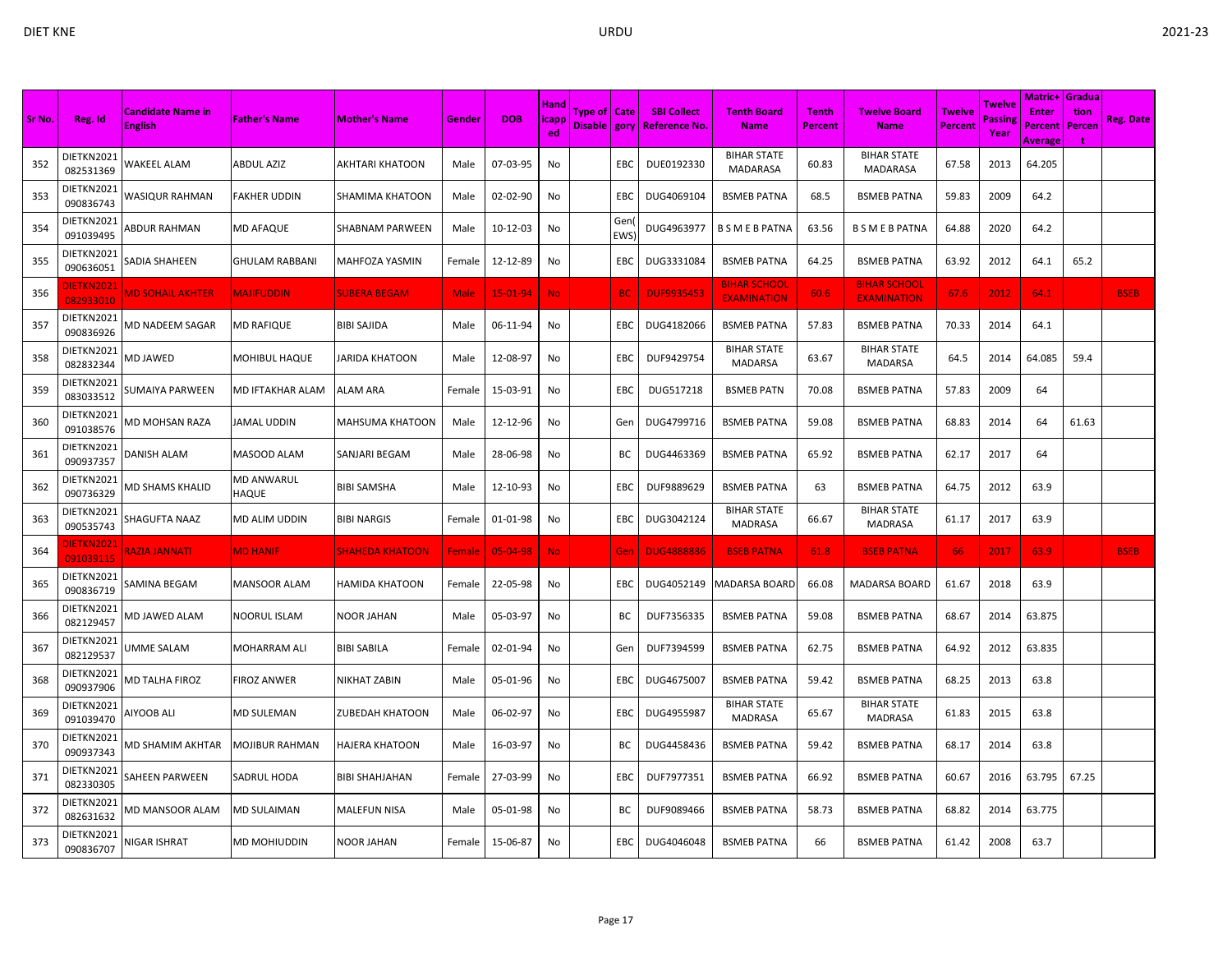| Sr No. | Reg. Id | Candidate Name in English | Father's Name | Mother's Name | Gender | DOB | Handicapped | Type of Disable | Category | SBI Collect Reference No. | Tenth Board Name | Tenth Percent | Twelve Board Name | Twelve Percent | Twelve Passing Year | Matric+Enter Percent Average | Graduation Percent | Reg. Date |
|---|---|---|---|---|---|---|---|---|---|---|---|---|---|---|---|---|---|---|
| 352 | DIETKN2021082531369 | WAKEEL ALAM | ABDUL AZIZ | AKHTARI KHATOON | Male | 07-03-95 | No | | EBC | DUE0192330 | BIHAR STATE MADARASA | 60.83 | BIHAR STATE MADARASA | 67.58 | 2013 | 64.205 | | |
| 353 | DIETKN2021090836743 | WASIQUR RAHMAN | FAKHER UDDIN | SHAMIMA KHATOON | Male | 02-02-90 | No | | EBC | DUG4069104 | BSMEB PATNA | 68.5 | BSMEB PATNA | 59.83 | 2009 | 64.2 | | |
| 354 | DIETKN2021091039495 | ABDUR RAHMAN | MD AFAQUE | SHABNAM PARWEEN | Male | 10-12-03 | No | | Gen(EWS) | DUG4963977 | B S M E B PATNA | 63.56 | B S M E B PATNA | 64.88 | 2020 | 64.2 | | |
| 355 | DIETKN2021090636051 | SADIA SHAHEEN | GHULAM RABBANI | MAHFOZA YASMIN | Female | 12-12-89 | No | | EBC | DUG3331084 | BSMEB PATNA | 64.25 | BSMEB PATNA | 63.92 | 2012 | 64.1 | 65.2 | |
| 356 | DIETKN2021082933010 | MD SOHAIL AKHTER | MAJIFUDDIN | SUBERA BEGAM | Male | 15-01-94 | No | | BC | DUF9935453 | BIHAR SCHOOL EXAMINATION | 60.6 | BIHAR SCHOOL EXAMINATION | 67.6 | 2012 | 64.1 | | BSEB |
| 357 | DIETKN2021090836926 | MD NADEEM SAGAR | MD RAFIQUE | BIBI SAJIDA | Male | 06-11-94 | No | | EBC | DUG4182066 | BSMEB PATNA | 57.83 | BSMEB PATNA | 70.33 | 2014 | 64.1 | | |
| 358 | DIETKN2021082832344 | MD JAWED | MOHIBUL HAQUE | JARIDA KHATOON | Male | 12-08-97 | No | | EBC | DUF9429754 | BIHAR STATE MADARSA | 63.67 | BIHAR STATE MADARSA | 64.5 | 2014 | 64.085 | 59.4 | |
| 359 | DIETKN2021083033512 | SUMAIYA PARWEEN | MD IFTAKHAR ALAM | ALAM ARA | Female | 15-03-91 | No | | EBC | DUG517218 | BSMEB PATN | 70.08 | BSMEB PATNA | 57.83 | 2009 | 64 | | |
| 360 | DIETKN2021091038576 | MD MOHSAN RAZA | JAMAL UDDIN | MAHSUMA KHATOON | Male | 12-12-96 | No | | Gen | DUG4799716 | BSMEB PATNA | 59.08 | BSMEB PATNA | 68.83 | 2014 | 64 | 61.63 | |
| 361 | DIETKN2021090937357 | DANISH ALAM | MASOOD ALAM | SANJARI BEGAM | Male | 28-06-98 | No | | BC | DUG4463369 | BSMEB PATNA | 65.92 | BSMEB PATNA | 62.17 | 2017 | 64 | | |
| 362 | DIETKN2021090736329 | MD SHAMS KHALID | MD ANWARUL HAQUE | BIBI SAMSHA | Male | 12-10-93 | No | | EBC | DUF9889629 | BSMEB PATNA | 63 | BSMEB PATNA | 64.75 | 2012 | 63.9 | | |
| 363 | DIETKN2021090535743 | SHAGUFTA NAAZ | MD ALIM UDDIN | BIBI NARGIS | Female | 01-01-98 | No | | EBC | DUG3042124 | BIHAR STATE MADRASA | 66.67 | BIHAR STATE MADRASA | 61.17 | 2017 | 63.9 | | |
| 364 | DIETKN2021091039115 | RAZIA JANNATI | MD HANIF | SHAHEDA KHATOON | Female | 05-04-98 | No | | Gen | DUG4888886 | BSEB PATNA | 61.8 | BSEB PATNA | 66 | 2017 | 63.9 | | BSEB |
| 365 | DIETKN2021090836719 | SAMINA BEGAM | MANSOOR ALAM | HAMIDA KHATOON | Female | 22-05-98 | No | | EBC | DUG4052149 | MADARSA BOARD | 66.08 | MADARSA BOARD | 61.67 | 2018 | 63.9 | | |
| 366 | DIETKN2021082129457 | MD JAWED ALAM | NOORUL ISLAM | NOOR JAHAN | Male | 05-03-97 | No | | BC | DUF7356335 | BSMEB PATNA | 59.08 | BSMEB PATNA | 68.67 | 2014 | 63.875 | | |
| 367 | DIETKN2021082129537 | UMME SALAM | MOHARRAM ALI | BIBI SABILA | Female | 02-01-94 | No | | Gen | DUF7394599 | BSMEB PATNA | 62.75 | BSMEB PATNA | 64.92 | 2012 | 63.835 | | |
| 368 | DIETKN2021090937906 | MD TALHA FIROZ | FIROZ ANWER | NIKHAT ZABIN | Male | 05-01-96 | No | | EBC | DUG4675007 | BSMEB PATNA | 59.42 | BSMEB PATNA | 68.25 | 2013 | 63.8 | | |
| 369 | DIETKN2021091039470 | AIYOOB ALI | MD SULEMAN | ZUBEDAH KHATOON | Male | 06-02-97 | No | | EBC | DUG4955987 | BIHAR STATE MADRASA | 65.67 | BIHAR STATE MADRASA | 61.83 | 2015 | 63.8 | | |
| 370 | DIETKN2021090937343 | MD SHAMIM AKHTAR | MOJIBUR RAHMAN | HAJERA KHATOON | Male | 16-03-97 | No | | BC | DUG4458436 | BSMEB PATNA | 59.42 | BSMEB PATNA | 68.17 | 2014 | 63.8 | | |
| 371 | DIETKN2021082330305 | SAHEEN PARWEEN | SADRUL HODA | BIBI SHAHJAHAN | Female | 27-03-99 | No | | EBC | DUF7977351 | BSMEB PATNA | 66.92 | BSMEB PATNA | 60.67 | 2016 | 63.795 | 67.25 | |
| 372 | DIETKN2021082631632 | MD MANSOOR ALAM | MD SULAIMAN | MALEFUN NISA | Male | 05-01-98 | No | | BC | DUF9089466 | BSMEB PATNA | 58.73 | BSMEB PATNA | 68.82 | 2014 | 63.775 | | |
| 373 | DIETKN2021090836707 | NIGAR ISHRAT | MD MOHIUDDIN | NOOR JAHAN | Female | 15-06-87 | No | | EBC | DUG4046048 | BSMEB PATNA | 66 | BSMEB PATNA | 61.42 | 2008 | 63.7 | | |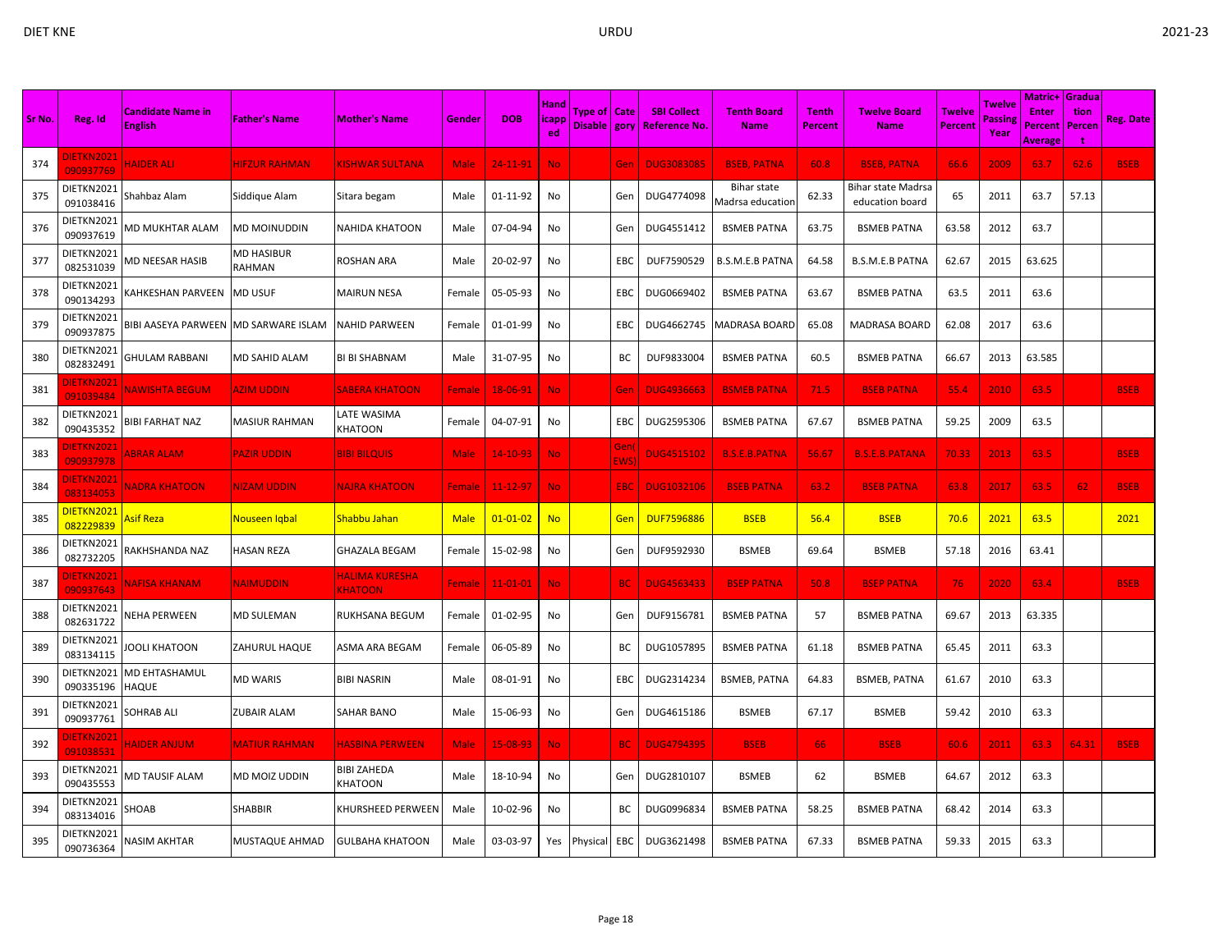| Sr No. | Reg. Id | Candidate Name in English | Father's Name | Mother's Name | Gender | DOB | Handicapped | Type of Disable | Category | SBI Collect Reference No. | Tenth Board Name | Tenth Percent | Twelve Board Name | Twelve Percent | Twelve Passing Year | Matric+Enter Percent Average | Graduation Percent | Reg. Date |
|---|---|---|---|---|---|---|---|---|---|---|---|---|---|---|---|---|---|---|
| 374 | DIETKN2021090937769 | HAIDER ALI | HIFZUR RAHMAN | KISHWAR SULTANA | Male | 24-11-91 | No | | Gen | DUG3083085 | BSEB, PATNA | 60.8 | BSEB, PATNA | 66.6 | 2009 | 63.7 | 62.6 | BSEB |
| 375 | DIETKN2021091038416 | Shahbaz Alam | Siddique Alam | Sitara begam | Male | 01-11-92 | No | | Gen | DUG4774098 | Bihar state Madrsa education | 62.33 | Bihar state Madrsa education board | 65 | 2011 | 63.7 | 57.13 | |
| 376 | DIETKN2021090937619 | MD MUKHTAR ALAM | MD MOINUDDIN | NAHIDA KHATOON | Male | 07-04-94 | No | | Gen | DUG4551412 | BSMEB PATNA | 63.75 | BSMEB PATNA | 63.58 | 2012 | 63.7 | | |
| 377 | DIETKN2021082531039 | MD NEESAR HASIB | MD HASIBUR RAHMAN | ROSHAN ARA | Male | 20-02-97 | No | | EBC | DUF7590529 | B.S.M.E.B PATNA | 64.58 | B.S.M.E.B PATNA | 62.67 | 2015 | 63.625 | | |
| 378 | DIETKN2021090134293 | KAHKESHAN PARVEEN | MD USUF | MAIRUN NESA | Female | 05-05-93 | No | | EBC | DUG0669402 | BSMEB PATNA | 63.67 | BSMEB PATNA | 63.5 | 2011 | 63.6 | | |
| 379 | DIETKN2021090937875 | BIBI AASEYA PARWEEN | MD SARWARE ISLAM | NAHID PARWEEN | Female | 01-01-99 | No | | EBC | DUG4662745 | MADRASA BOARD | 65.08 | MADRASA BOARD | 62.08 | 2017 | 63.6 | | |
| 380 | DIETKN2021082832491 | GHULAM RABBANI | MD SAHID ALAM | BI BI SHABNAM | Male | 31-07-95 | No | | BC | DUF9833004 | BSMEB PATNA | 60.5 | BSMEB PATNA | 66.67 | 2013 | 63.585 | | |
| 381 | DIETKN2021091039484 | NAWISHTA BEGUM | AZIM UDDIN | SABERA KHATOON | Female | 18-06-91 | No | | Gen | DUG4936663 | BSMEB PATNA | 71.5 | BSEB PATNA | 55.4 | 2010 | 63.5 | | BSEB |
| 382 | DIETKN2021090435352 | BIBI FARHAT NAZ | MASIUR RAHMAN | LATE WASIMA KHATOON | Female | 04-07-91 | No | | EBC | DUG2595306 | BSMEB PATNA | 67.67 | BSMEB PATNA | 59.25 | 2009 | 63.5 | | |
| 383 | DIETKN2021090937978 | ABRAR ALAM | PAZIR UDDIN | BIBI BILQUIS | Male | 14-10-93 | No | | Gen(EWS) | DUG4515102 | B.S.E.B.PATNA | 56.67 | B.S.E.B.PATANA | 70.33 | 2013 | 63.5 | | BSEB |
| 384 | DIETKN2021083134053 | NADRA KHATOON | NIZAM UDDIN | NAJRA KHATOON | Female | 11-12-97 | No | | EBC | DUG1032106 | BSEB PATNA | 63.2 | BSEB PATNA | 63.8 | 2017 | 63.5 | 62 | BSEB |
| 385 | DIETKN2021082229839 | Asif Reza | Nouseen Iqbal | Shabbu Jahan | Male | 01-01-02 | No | | Gen | DUF7596886 | BSEB | 56.4 | BSEB | 70.6 | 2021 | 63.5 | | 2021 |
| 386 | DIETKN2021082732205 | RAKHSHANDA NAZ | HASAN REZA | GHAZALA BEGAM | Female | 15-02-98 | No | | Gen | DUF9592930 | BSMEB | 69.64 | BSMEB | 57.18 | 2016 | 63.41 | | |
| 387 | DIETKN2021090937643 | NAFISA KHANAM | NAIMUDDIN | HALIMA KURESHA KHATOON | Female | 11-01-01 | No | | BC | DUG4563433 | BSEP PATNA | 50.8 | BSEP PATNA | 76 | 2020 | 63.4 | | BSEB |
| 388 | DIETKN2021082631722 | NEHA PERWEEN | MD SULEMAN | RUKHSANA BEGUM | Female | 01-02-95 | No | | Gen | DUF9156781 | BSMEB PATNA | 57 | BSMEB PATNA | 69.67 | 2013 | 63.335 | | |
| 389 | DIETKN2021083134115 | JOOLI KHATOON | ZAHURUL HAQUE | ASMA ARA BEGAM | Female | 06-05-89 | No | | BC | DUG1057895 | BSMEB PATNA | 61.18 | BSMEB PATNA | 65.45 | 2011 | 63.3 | | |
| 390 | DIETKN2021090335196 | MD EHTASHAMUL HAQUE | MD WARIS | BIBI NASRIN | Male | 08-01-91 | No | | EBC | DUG2314234 | BSMEB, PATNA | 64.83 | BSMEB, PATNA | 61.67 | 2010 | 63.3 | | |
| 391 | DIETKN2021090937761 | SOHRAB ALI | ZUBAIR ALAM | SAHAR BANO | Male | 15-06-93 | No | | Gen | DUG4615186 | BSMEB | 67.17 | BSMEB | 59.42 | 2010 | 63.3 | | |
| 392 | DIETKN2021091038531 | HAIDER ANJUM | MATIUR RAHMAN | HASBINA PERWEEN | Male | 15-08-93 | No | | BC | DUG4794395 | BSEB | 66 | BSEB | 60.6 | 2011 | 63.3 | 64.31 | BSEB |
| 393 | DIETKN2021090435553 | MD TAUSIF ALAM | MD MOIZ UDDIN | BIBI ZAHEDA KHATOON | Male | 18-10-94 | No | | Gen | DUG2810107 | BSMEB | 62 | BSMEB | 64.67 | 2012 | 63.3 | | |
| 394 | DIETKN2021083134016 | SHOAB | SHABBIR | KHURSHEED PERWEEN | Male | 10-02-96 | No | | BC | DUG0996834 | BSMEB PATNA | 58.25 | BSMEB PATNA | 68.42 | 2014 | 63.3 | | |
| 395 | DIETKN2021090736364 | NASIM AKHTAR | MUSTAQUE AHMAD | GULBAHA KHATOON | Male | 03-03-97 | Yes | Physical | EBC | DUG3621498 | BSMEB PATNA | 67.33 | BSMEB PATNA | 59.33 | 2015 | 63.3 | | |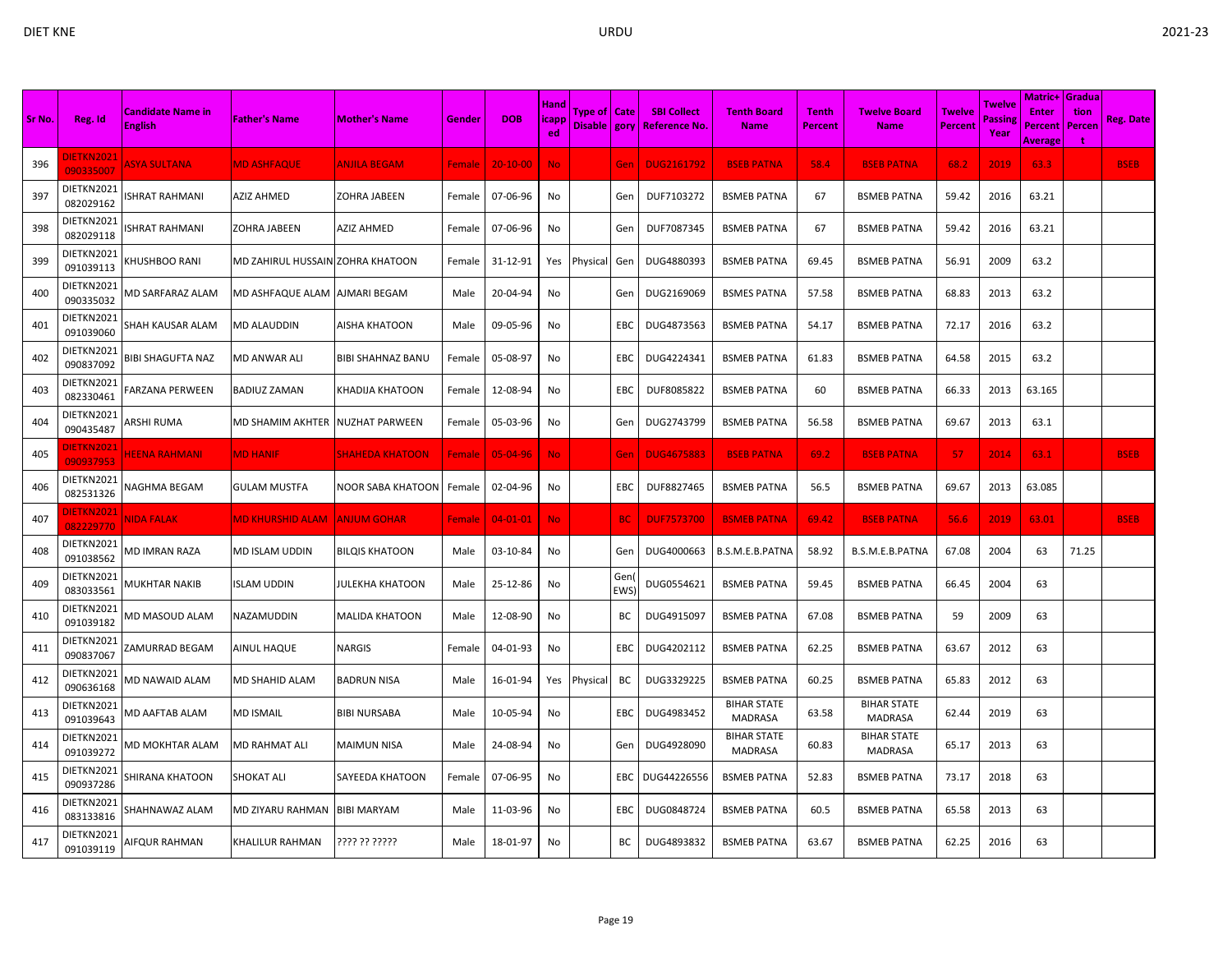| Sr No. | Reg. Id | Candidate Name in English | Father's Name | Mother's Name | Gender | DOB | Handicapped | Type of Disable | Category | SBI Collect Reference No. | Tenth Board Name | Tenth Percent | Twelve Board Name | Twelve Percent | Twelve Passing Year | Matric+Enter Percent Average | Graduation Percent | Reg. Date |
|---|---|---|---|---|---|---|---|---|---|---|---|---|---|---|---|---|---|---|
| 396 | DIETKN2021090335007 | ASYA SULTANA | MD ASHFAQUE | ANJILA BEGAM | Female | 20-10-00 | No | | Gen | DUG2161792 | BSEB PATNA | 58.4 | BSEB PATNA | 68.2 | 2019 | 63.3 | | BSEB |
| 397 | DIETKN2021082029162 | ISHRAT RAHMANI | AZIZ AHMED | ZOHRA JABEEN | Female | 07-06-96 | No | | Gen | DUF7103272 | BSMEB PATNA | 67 | BSMEB PATNA | 59.42 | 2016 | 63.21 | | |
| 398 | DIETKN2021082029118 | ISHRAT RAHMANI | ZOHRA JABEEN | AZIZ AHMED | Female | 07-06-96 | No | | Gen | DUF7087345 | BSMEB PATNA | 67 | BSMEB PATNA | 59.42 | 2016 | 63.21 | | |
| 399 | DIETKN2021091039113 | KHUSHBOO RANI | MD ZAHIRUL HUSSAIN | ZOHRA KHATOON | Female | 31-12-91 | Yes | Physical | Gen | DUG4880393 | BSMEB PATNA | 69.45 | BSMEB PATNA | 56.91 | 2009 | 63.2 | | |
| 400 | DIETKN2021090335032 | MD SARFARAZ ALAM | MD ASHFAQUE ALAM | AJMARI BEGAM | Male | 20-04-94 | No | | Gen | DUG2169069 | BSMES PATNA | 57.58 | BSMEB PATNA | 68.83 | 2013 | 63.2 | | |
| 401 | DIETKN2021091039060 | SHAH KAUSAR ALAM | MD ALAUDDIN | AISHA KHATOON | Male | 09-05-96 | No | | EBC | DUG4873563 | BSMEB PATNA | 54.17 | BSMEB PATNA | 72.17 | 2016 | 63.2 | | |
| 402 | DIETKN2021090837092 | BIBI SHAGUFTA NAZ | MD ANWAR ALI | BIBI SHAHNAZ BANU | Female | 05-08-97 | No | | EBC | DUG4224341 | BSMEB PATNA | 61.83 | BSMEB PATNA | 64.58 | 2015 | 63.2 | | |
| 403 | DIETKN2021082330461 | FARZANA PERWEEN | BADIUZ ZAMAN | KHADIJA KHATOON | Female | 12-08-94 | No | | EBC | DUF8085822 | BSMEB PATNA | 60 | BSMEB PATNA | 66.33 | 2013 | 63.165 | | |
| 404 | DIETKN2021090435487 | ARSHI RUMA | MD SHAMIM AKHTER | NUZHAT PARWEEN | Female | 05-03-96 | No | | Gen | DUG2743799 | BSMEB PATNA | 56.58 | BSMEB PATNA | 69.67 | 2013 | 63.1 | | |
| 405 | DIETKN2021090937953 | HEENA RAHMANI | MD HANIF | SHAHEDA KHATOON | Female | 05-04-96 | No | | Gen | DUG4675883 | BSEB PATNA | 69.2 | BSEB PATNA | 57 | 2014 | 63.1 | | BSEB |
| 406 | DIETKN2021082531326 | NAGHMA BEGAM | GULAM MUSTFA | NOOR SABA KHATOON | Female | 02-04-96 | No | | EBC | DUF8827465 | BSMEB PATNA | 56.5 | BSMEB PATNA | 69.67 | 2013 | 63.085 | | |
| 407 | DIETKN2021082229770 | NIDA FALAK | MD KHURSHID ALAM | ANJUM GOHAR | Female | 04-01-01 | No | | BC | DUF7573700 | BSMEB PATNA | 69.42 | BSEB PATNA | 56.6 | 2019 | 63.01 | | BSEB |
| 408 | DIETKN2021091038562 | MD IMRAN RAZA | MD ISLAM UDDIN | BILQIS KHATOON | Male | 03-10-84 | No | | Gen | DUG4000663 | B.S.M.E.B.PATNA | 58.92 | B.S.M.E.B.PATNA | 67.08 | 2004 | 63 | 71.25 | |
| 409 | DIETKN2021083033561 | MUKHTAR NAKIB | ISLAM UDDIN | JULEKHA KHATOON | Male | 25-12-86 | No | | Gen(EWS) | DUG0554621 | BSMEB PATNA | 59.45 | BSMEB PATNA | 66.45 | 2004 | 63 | | |
| 410 | DIETKN2021091039182 | MD MASOUD ALAM | NAZAMUDDIN | MALIDA KHATOON | Male | 12-08-90 | No | | BC | DUG4915097 | BSMEB PATNA | 67.08 | BSMEB PATNA | 59 | 2009 | 63 | | |
| 411 | DIETKN2021090837067 | ZAMURRAD BEGAM | AINUL HAQUE | NARGIS | Female | 04-01-93 | No | | EBC | DUG4202112 | BSMEB PATNA | 62.25 | BSMEB PATNA | 63.67 | 2012 | 63 | | |
| 412 | DIETKN2021090636168 | MD NAWAID ALAM | MD SHAHID ALAM | BADRUN NISA | Male | 16-01-94 | Yes | Physical | BC | DUG3329225 | BSMEB PATNA | 60.25 | BSMEB PATNA | 65.83 | 2012 | 63 | | |
| 413 | DIETKN2021091039643 | MD AAFTAB ALAM | MD ISMAIL | BIBI NURSABA | Male | 10-05-94 | No | | EBC | DUG4983452 | BIHAR STATE MADRASA | 63.58 | BIHAR STATE MADRASA | 62.44 | 2019 | 63 | | |
| 414 | DIETKN2021091039272 | MD MOKHTAR ALAM | MD RAHMAT ALI | MAIMUN NISA | Male | 24-08-94 | No | | Gen | DUG4928090 | BIHAR STATE MADRASA | 60.83 | BIHAR STATE MADRASA | 65.17 | 2013 | 63 | | |
| 415 | DIETKN2021090937286 | SHIRANA KHATOON | SHOKAT ALI | SAYEEDA KHATOON | Female | 07-06-95 | No | | EBC | DUG44226556 | BSMEB PATNA | 52.83 | BSMEB PATNA | 73.17 | 2018 | 63 | | |
| 416 | DIETKN2021083133816 | SHAHNAWAZ ALAM | MD ZIYARU RAHMAN | BIBI MARYAM | Male | 11-03-96 | No | | EBC | DUG0848724 | BSMEB PATNA | 60.5 | BSMEB PATNA | 65.58 | 2013 | 63 | | |
| 417 | DIETKN2021091039119 | AIFQUR RAHMAN | KHALILUR RAHMAN | ???? ?? ????? | Male | 18-01-97 | No | | BC | DUG4893832 | BSMEB PATNA | 63.67 | BSMEB PATNA | 62.25 | 2016 | 63 | | |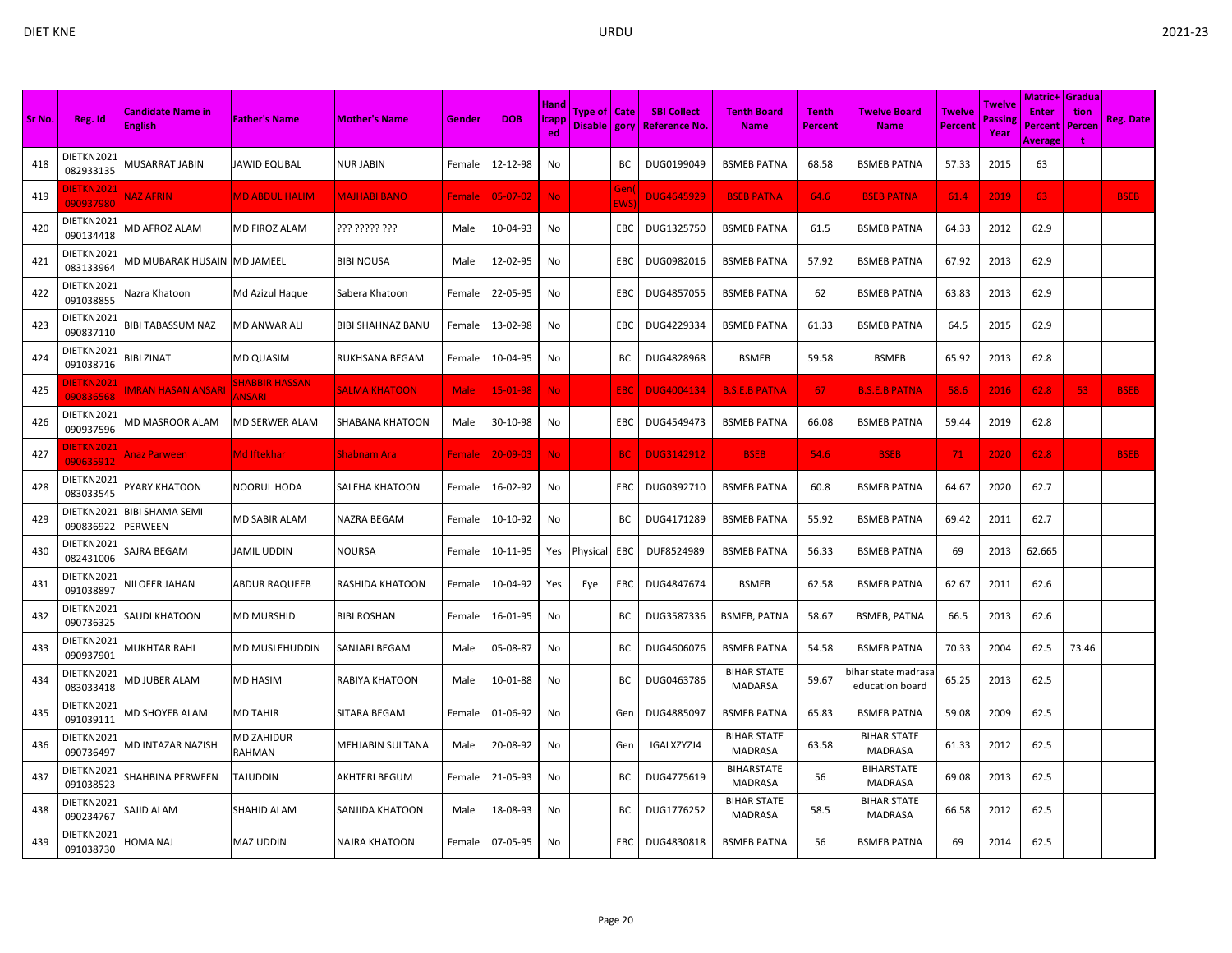| Sr No. | Reg. Id | Candidate Name in English | Father's Name | Mother's Name | Gender | DOB | Handicapped | Type of Disable | Category | SBI Collect Reference No. | Tenth Board Name | Tenth Percent | Twelve Board Name | Twelve Percent | Twelve Passing Year | Matric+Enter Percent Average | Graduation Percent | Reg. Date |
|---|---|---|---|---|---|---|---|---|---|---|---|---|---|---|---|---|---|---|
| 418 | DIETKN2021082933135 | MUSARRAT JABIN | JAWID EQUBAL | NUR JABIN | Female | 12-12-98 | No | | BC | DUG0199049 | BSMEB PATNA | 68.58 | BSMEB PATNA | 57.33 | 2015 | 63 | | |
| 419 | DIETKN2021090937980 | NAZ AFRIN | MD ABDUL HALIM | MAJHABI BANO | Female | 05-07-02 | No | | Gen(EWS) | DUG4645929 | BSEB PATNA | 64.6 | BSEB PATNA | 61.4 | 2019 | 63 | | BSEB |
| 420 | DIETKN2021090134418 | MD AFROZ ALAM | MD FIROZ ALAM | ??? ????? ??? | Male | 10-04-93 | No | | EBC | DUG1325750 | BSMEB PATNA | 61.5 | BSMEB PATNA | 64.33 | 2012 | 62.9 | | |
| 421 | DIETKN2021083133964 | MD MUBARAK HUSAIN | MD JAMEEL | BIBI NOUSA | Male | 12-02-95 | No | | EBC | DUG0982016 | BSMEB PATNA | 57.92 | BSMEB PATNA | 67.92 | 2013 | 62.9 | | |
| 422 | DIETKN2021091038855 | Nazra Khatoon | Md Azizul Haque | Sabera Khatoon | Female | 22-05-95 | No | | EBC | DUG4857055 | BSMEB PATNA | 62 | BSMEB PATNA | 63.83 | 2013 | 62.9 | | |
| 423 | DIETKN2021090837110 | BIBI TABASSUM NAZ | MD ANWAR ALI | BIBI SHAHNAZ BANU | Female | 13-02-98 | No | | EBC | DUG4229334 | BSMEB PATNA | 61.33 | BSMEB PATNA | 64.5 | 2015 | 62.9 | | |
| 424 | DIETKN2021091038716 | BIBI ZINAT | MD QUASIM | RUKHSANA BEGAM | Female | 10-04-95 | No | | BC | DUG4828968 | BSMEB | 59.58 | BSMEB | 65.92 | 2013 | 62.8 | | |
| 425 | DIETKN2021090836568 | IMRAN HASAN ANSARI | SHABBIR HASSAN ANSARI | SALMA KHATOON | Male | 15-01-98 | No | | EBC | DUG4004134 | B.S.E.B PATNA | 67 | B.S.E.B PATNA | 58.6 | 2016 | 62.8 | 53 | BSEB |
| 426 | DIETKN2021090937596 | MD MASROOR ALAM | MD SERWER ALAM | SHABANA KHATOON | Male | 30-10-98 | No | | EBC | DUG4549473 | BSMEB PATNA | 66.08 | BSMEB PATNA | 59.44 | 2019 | 62.8 | | |
| 427 | DIETKN2021090635912 | Anaz Parween | Md Iftekhar | Shabnam Ara | Female | 20-09-03 | No | | BC | DUG3142912 | BSEB | 54.6 | BSEB | 71 | 2020 | 62.8 | | BSEB |
| 428 | DIETKN2021083033545 | PYARY KHATOON | NOORUL HODA | SALEHA KHATOON | Female | 16-02-92 | No | | EBC | DUG0392710 | BSMEB PATNA | 60.8 | BSMEB PATNA | 64.67 | 2020 | 62.7 | | |
| 429 | DIETKN2021090836922 | BIBI SHAMA SEMI PERWEEN | MD SABIR ALAM | NAZRA BEGAM | Female | 10-10-92 | No | | BC | DUG4171289 | BSMEB PATNA | 55.92 | BSMEB PATNA | 69.42 | 2011 | 62.7 | | |
| 430 | DIETKN2021082431006 | SAJRA BEGAM | JAMIL UDDIN | NOURSA | Female | 10-11-95 | Yes | Physical | EBC | DUF8524989 | BSMEB PATNA | 56.33 | BSMEB PATNA | 69 | 2013 | 62.665 | | |
| 431 | DIETKN2021091038897 | NILOFER JAHAN | ABDUR RAQUEEB | RASHIDA KHATOON | Female | 10-04-92 | Yes | Eye | EBC | DUG4847674 | BSMEB | 62.58 | BSMEB PATNA | 62.67 | 2011 | 62.6 | | |
| 432 | DIETKN2021090736325 | SAUDI KHATOON | MD MURSHID | BIBI ROSHAN | Female | 16-01-95 | No | | BC | DUG3587336 | BSMEB, PATNA | 58.67 | BSMEB, PATNA | 66.5 | 2013 | 62.6 | | |
| 433 | DIETKN2021090937901 | MUKHTAR RAHI | MD MUSLEHUDDIN | SANJARI BEGAM | Male | 05-08-87 | No | | BC | DUG4606076 | BSMEB PATNA | 54.58 | BSMEB PATNA | 70.33 | 2004 | 62.5 | 73.46 | |
| 434 | DIETKN2021083033418 | MD JUBER ALAM | MD HASIM | RABIYA KHATOON | Male | 10-01-88 | No | | BC | DUG0463786 | BIHAR STATE MADARSA | 59.67 | bihar state madrasa education board | 65.25 | 2013 | 62.5 | | |
| 435 | DIETKN2021091039111 | MD SHOYEB ALAM | MD TAHIR | SITARA BEGAM | Female | 01-06-92 | No | | Gen | DUG4885097 | BSMEB PATNA | 65.83 | BSMEB PATNA | 59.08 | 2009 | 62.5 | | |
| 436 | DIETKN2021090736497 | MD INTAZAR NAZISH | MD ZAHIDUR RAHMAN | MEHJABIN SULTANA | Male | 20-08-92 | No | | Gen | IGALXZYZJ4 | BIHAR STATE MADRASA | 63.58 | BIHAR STATE MADRASA | 61.33 | 2012 | 62.5 | | |
| 437 | DIETKN2021091038523 | SHAHBINA PERWEEN | TAJUDDIN | AKHTERI BEGUM | Female | 21-05-93 | No | | BC | DUG4775619 | BIHARSTATE MADRASA | 56 | BIHARSTATE MADRASA | 69.08 | 2013 | 62.5 | | |
| 438 | DIETKN2021090234767 | SAJID ALAM | SHAHID ALAM | SANJIDA KHATOON | Male | 18-08-93 | No | | BC | DUG1776252 | BIHAR STATE MADRASA | 58.5 | BIHAR STATE MADRASA | 66.58 | 2012 | 62.5 | | |
| 439 | DIETKN2021091038730 | HOMA NAJ | MAZ UDDIN | NAJRA KHATOON | Female | 07-05-95 | No | | EBC | DUG4830818 | BSMEB PATNA | 56 | BSMEB PATNA | 69 | 2014 | 62.5 | | |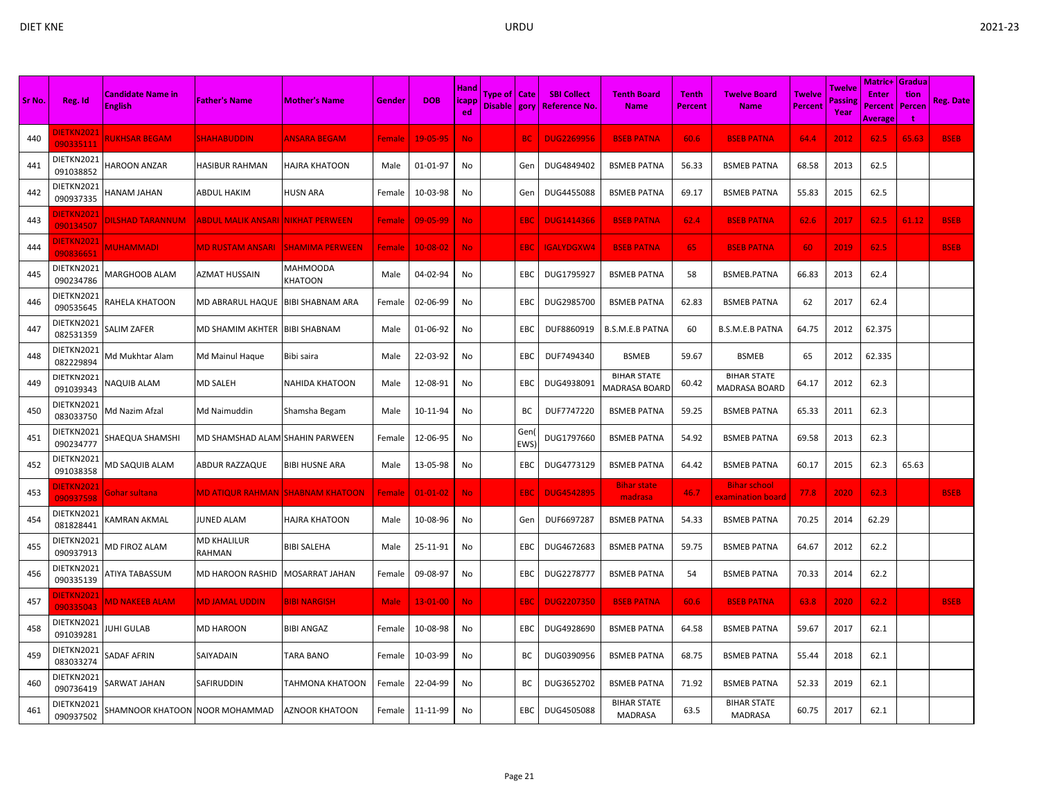| Sr No. | Reg. Id | Candidate Name in English | Father's Name | Mother's Name | Gender | DOB | Handicapped | Type of Disable | Category | SBI Collect Reference No. | Tenth Board Name | Tenth Percent | Twelve Board Name | Twelve Percent | Twelve Passing Year | Matric+ Enter Percent Average | Graduation Percent | Reg. Date |
|---|---|---|---|---|---|---|---|---|---|---|---|---|---|---|---|---|---|---|
| 440 | DIETKN2021 090335111 | RUKHSAR BEGAM | SHAHABUDDIN | ANSARA BEGAM | Female | 19-05-95 | No | | BC | DUG2269956 | BSEB PATNA | 60.6 | BSEB PATNA | 64.4 | 2012 | 62.5 | 65.63 | BSEB |
| 441 | DIETKN2021 091038852 | HAROON ANZAR | HASIBUR RAHMAN | HAJRA KHATOON | Male | 01-01-97 | No | | Gen | DUG4849402 | BSMEB PATNA | 56.33 | BSMEB PATNA | 68.58 | 2013 | 62.5 | | |
| 442 | DIETKN2021 090937335 | HANAM JAHAN | ABDUL HAKIM | HUSN ARA | Female | 10-03-98 | No | | Gen | DUG4455088 | BSMEB PATNA | 69.17 | BSMEB PATNA | 55.83 | 2015 | 62.5 | | |
| 443 | DIETKN2021 090134507 | DILSHAD TARANNUM | ABDUL MALIK ANSARI | NIKHAT PERWEEN | Female | 09-05-99 | No | | EBC | DUG1414366 | BSEB PATNA | 62.4 | BSEB PATNA | 62.6 | 2017 | 62.5 | 61.12 | BSEB |
| 444 | DIETKN2021 090836651 | MUHAMMADI | MD RUSTAM ANSARI | SHAMIMA PERWEEN | Female | 10-08-02 | No | | EBC | IGALYDGXW4 | BSEB PATNA | 65 | BSEB PATNA | 60 | 2019 | 62.5 | | BSEB |
| 445 | DIETKN2021 090234786 | MARGHOOB ALAM | AZMAT HUSSAIN | MAHMOODA KHATOON | Male | 04-02-94 | No | | EBC | DUG1795927 | BSMEB PATNA | 58 | BSMEB.PATNA | 66.83 | 2013 | 62.4 | | |
| 446 | DIETKN2021 090535645 | RAHELA KHATOON | MD ABRARUL HAQUE | BIBI SHABNAM ARA | Female | 02-06-99 | No | | EBC | DUG2985700 | BSMEB PATNA | 62.83 | BSMEB PATNA | 62 | 2017 | 62.4 | | |
| 447 | DIETKN2021 082531359 | SALIM ZAFER | MD SHAMIM AKHTER | BIBI SHABNAM | Male | 01-06-92 | No | | EBC | DUF8860919 | B.S.M.E.B PATNA | 60 | B.S.M.E.B PATNA | 64.75 | 2012 | 62.375 | | |
| 448 | DIETKN2021 082229894 | Md Mukhtar Alam | Md Mainul Haque | Bibi saira | Male | 22-03-92 | No | | EBC | DUF7494340 | BSMEB | 59.67 | BSMEB | 65 | 2012 | 62.335 | | |
| 449 | DIETKN2021 091039343 | NAQUIB ALAM | MD SALEH | NAHIDA KHATOON | Male | 12-08-91 | No | | EBC | DUG4938091 | BIHAR STATE MADRASA BOARD | 60.42 | BIHAR STATE MADRASA BOARD | 64.17 | 2012 | 62.3 | | |
| 450 | DIETKN2021 083033750 | Md Nazim Afzal | Md Naimuddin | Shamsha Begam | Male | 10-11-94 | No | | BC | DUF7747220 | BSMEB PATNA | 59.25 | BSMEB PATNA | 65.33 | 2011 | 62.3 | | |
| 451 | DIETKN2021 090234777 | SHAEQUA SHAMSHI | MD SHAMSHAD ALAM | SHAHIN PARWEEN | Female | 12-06-95 | No | | Gen(EWS) | DUG1797660 | BSMEB PATNA | 54.92 | BSMEB PATNA | 69.58 | 2013 | 62.3 | | |
| 452 | DIETKN2021 091038358 | MD SAQUIB ALAM | ABDUR RAZZAQUE | BIBI HUSNE ARA | Male | 13-05-98 | No | | EBC | DUG4773129 | BSMEB PATNA | 64.42 | BSMEB PATNA | 60.17 | 2015 | 62.3 | 65.63 | |
| 453 | DIETKN2021 090937598 | Gohar sultana | MD ATIQUR RAHMAN | SHABNAM KHATOON | Female | 01-01-02 | No | | EBC | DUG4542895 | Bihar state madrasa | 46.7 | Bihar school examination board | 77.8 | 2020 | 62.3 | | BSEB |
| 454 | DIETKN2021 081828441 | KAMRAN AKMAL | JUNED ALAM | HAJRA KHATOON | Male | 10-08-96 | No | | Gen | DUF6697287 | BSMEB PATNA | 54.33 | BSMEB PATNA | 70.25 | 2014 | 62.29 | | |
| 455 | DIETKN2021 090937913 | MD FIROZ ALAM | MD KHALILUR RAHMAN | BIBI SALEHA | Male | 25-11-91 | No | | EBC | DUG4672683 | BSMEB PATNA | 59.75 | BSMEB PATNA | 64.67 | 2012 | 62.2 | | |
| 456 | DIETKN2021 090335139 | ATIYA TABASSUM | MD HAROON RASHID | MOSARRAT JAHAN | Female | 09-08-97 | No | | EBC | DUG2278777 | BSMEB PATNA | 54 | BSMEB PATNA | 70.33 | 2014 | 62.2 | | |
| 457 | DIETKN2021 090335043 | MD NAKEEB ALAM | MD JAMAL UDDIN | BIBI NARGISH | Male | 13-01-00 | No | | EBC | DUG2207350 | BSEB PATNA | 60.6 | BSEB PATNA | 63.8 | 2020 | 62.2 | | BSEB |
| 458 | DIETKN2021 091039281 | JUHI GULAB | MD HAROON | BIBI ANGAZ | Female | 10-08-98 | No | | EBC | DUG4928690 | BSMEB PATNA | 64.58 | BSMEB PATNA | 59.67 | 2017 | 62.1 | | |
| 459 | DIETKN2021 083033274 | SADAF AFRIN | SAIYADAIN | TARA BANO | Female | 10-03-99 | No | | BC | DUG0390956 | BSMEB PATNA | 68.75 | BSMEB PATNA | 55.44 | 2018 | 62.1 | | |
| 460 | DIETKN2021 090736419 | SARWAT JAHAN | SAFIRUDDIN | TAHMONA KHATOON | Female | 22-04-99 | No | | BC | DUG3652702 | BSMEB PATNA | 71.92 | BSMEB PATNA | 52.33 | 2019 | 62.1 | | |
| 461 | DIETKN2021 090937502 | SHAMNOOR KHATOON | NOOR MOHAMMAD | AZNOOR KHATOON | Female | 11-11-99 | No | | EBC | DUG4505088 | BIHAR STATE MADRASA | 63.5 | BIHAR STATE MADRASA | 60.75 | 2017 | 62.1 | | |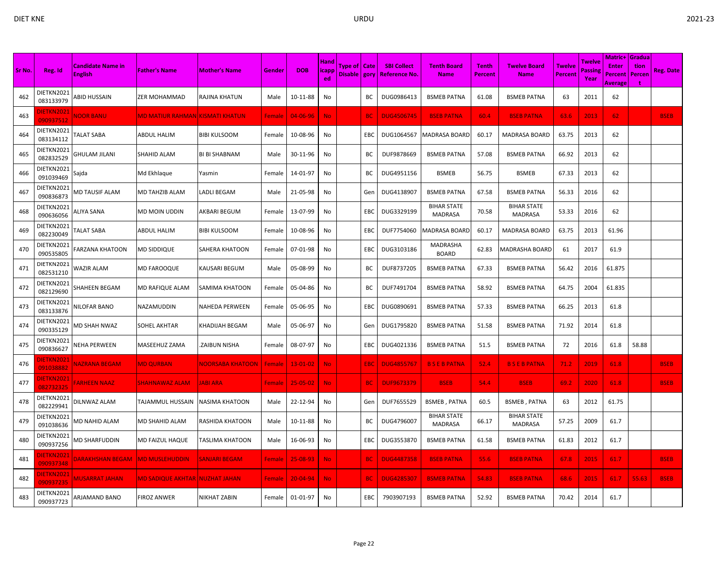| Sr No. | Reg. Id | Candidate Name in English | Father's Name | Mother's Name | Gender | DOB | Handicapped | Type of Disable | Category | SBI Collect Reference No. | Tenth Board Name | Tenth Percent | Twelve Board Name | Twelve Percent | Twelve Passing Year | Matric+Enter Percent Average | Graduation Percent | Reg. Date |
|---|---|---|---|---|---|---|---|---|---|---|---|---|---|---|---|---|---|---|
| 462 | DIETKN2021083133979 | ABID HUSSAIN | ZER MOHAMMAD | RAJINA KHATUN | Male | 10-11-88 | No | | BC | DUG0986413 | BSMEB PATNA | 61.08 | BSMEB PATNA | 63 | 2011 | 62 | | |
| 463 | DIETKN2021090937512 | NOOR BANU | MD MATIUR RAHMAN | KISMATI KHATUN | Female | 04-06-96 | No | | BC | DUG4506745 | BSEB PATNA | 60.4 | BSEB PATNA | 63.6 | 2013 | 62 | | BSEB |
| 464 | DIETKN2021083134112 | TALAT SABA | ABDUL HALIM | BIBI KULSOOM | Female | 10-08-96 | No | | EBC | DUG1064567 | MADRASA BOARD | 60.17 | MADRASA BOARD | 63.75 | 2013 | 62 | | |
| 465 | DIETKN2021082832529 | GHULAM JILANI | SHAHID ALAM | BI BI SHABNAM | Male | 30-11-96 | No | | BC | DUF9878669 | BSMEB PATNA | 57.08 | BSMEB PATNA | 66.92 | 2013 | 62 | | |
| 466 | DIETKN2021091039469 | Sajda | Md Ekhlaque | Yasmin | Female | 14-01-97 | No | | BC | DUG4951156 | BSMEB | 56.75 | BSMEB | 67.33 | 2013 | 62 | | |
| 467 | DIETKN2021090836873 | MD TAUSIF ALAM | MD TAHZIB ALAM | LADLI BEGAM | Male | 21-05-98 | No | | Gen | DUG4138907 | BSMEB PATNA | 67.58 | BSMEB PATNA | 56.33 | 2016 | 62 | | |
| 468 | DIETKN2021090636056 | ALIYA SANA | MD MOIN UDDIN | AKBARI BEGUM | Female | 13-07-99 | No | | EBC | DUG3329199 | BIHAR STATE MADRASA | 70.58 | BIHAR STATE MADRASA | 53.33 | 2016 | 62 | | |
| 469 | DIETKN2021082230049 | TALAT SABA | ABDUL HALIM | BIBI KULSOOM | Female | 10-08-96 | No | | EBC | DUF7754060 | MADRASA BOARD | 60.17 | MADRASA BOARD | 63.75 | 2013 | 61.96 | | |
| 470 | DIETKN2021090535805 | FARZANA KHATOON | MD SIDDIQUE | SAHERA KHATOON | Female | 07-01-98 | No | | EBC | DUG3103186 | MADRASHA BOARD | 62.83 | MADRASHA BOARD | 61 | 2017 | 61.9 | | |
| 471 | DIETKN2021082531210 | WAZIR ALAM | MD FAROOQUE | KAUSARI BEGUM | Male | 05-08-99 | No | | BC | DUF8737205 | BSMEB PATNA | 67.33 | BSMEB PATNA | 56.42 | 2016 | 61.875 | | |
| 472 | DIETKN2021082129690 | SHAHEEN BEGAM | MD RAFIQUE ALAM | SAMIMA KHATOON | Female | 05-04-86 | No | | BC | DUF7491704 | BSMEB PATNA | 58.92 | BSMEB PATNA | 64.75 | 2004 | 61.835 | | |
| 473 | DIETKN2021083133876 | NILOFAR BANO | NAZAMUDDIN | NAHEDA PERWEEN | Female | 05-06-95 | No | | EBC | DUG0890691 | BSMEB PATNA | 57.33 | BSMEB PATNA | 66.25 | 2013 | 61.8 | | |
| 474 | DIETKN2021090335129 | MD SHAH NWAZ | SOHEL AKHTAR | KHADIJAH BEGAM | Male | 05-06-97 | No | | Gen | DUG1795820 | BSMEB PATNA | 51.58 | BSMEB PATNA | 71.92 | 2014 | 61.8 | | |
| 475 | DIETKN2021090836627 | NEHA PERWEEN | MASEEHUZ ZAMA | .ZAIBUN NISHA | Female | 08-07-97 | No | | EBC | DUG4021336 | BSMEB PATNA | 51.5 | BSMEB PATNA | 72 | 2016 | 61.8 | 58.88 | |
| 476 | DIETKN2021091038882 | NAZRANA BEGAM | MD QURBAN | NOORSABA KHATOON | Female | 13-01-02 | No | | EBC | DUG4855767 | B S E B PATNA | 52.4 | B S E B PATNA | 71.2 | 2019 | 61.8 | | BSEB |
| 477 | DIETKN2021082732325 | FARHEEN NAAZ | SHAHNAWAZ ALAM | JABI ARA | Female | 25-05-02 | No | | BC | DUF9673379 | BSEB | 54.4 | BSEB | 69.2 | 2020 | 61.8 | | BSEB |
| 478 | DIETKN2021082229941 | DILNWAZ ALAM | TAJAMMUL HUSSAIN | NASIMA KHATOON | Male | 22-12-94 | No | | Gen | DUF7655529 | BSMEB , PATNA | 60.5 | BSMEB , PATNA | 63 | 2012 | 61.75 | | |
| 479 | DIETKN2021091038636 | MD NAHID ALAM | MD SHAHID ALAM | RASHIDA KHATOON | Male | 10-11-88 | No | | BC | DUG4796007 | BIHAR STATE MADRASA | 66.17 | BIHAR STATE MADRASA | 57.25 | 2009 | 61.7 | | |
| 480 | DIETKN2021090937256 | MD SHARFUDDIN | MD FAIZUL HAQUE | TASLIMA KHATOON | Male | 16-06-93 | No | | EBC | DUG3553870 | BSMEB PATNA | 61.58 | BSMEB PATNA | 61.83 | 2012 | 61.7 | | |
| 481 | DIETKN2021090937348 | DARAKHSHAN BEGAM | MD MUSLEHUDDIN | SANJARI BEGAM | Female | 25-08-93 | No | | BC | DUG4487358 | BSEB PATNA | 55.6 | BSEB PATNA | 67.8 | 2015 | 61.7 | | BSEB |
| 482 | DIETKN2021090937235 | MUSARRAT JAHAN | MD SADIQUE AKHTAR | NUZHAT JAHAN | Female | 20-04-94 | No | | BC | DUG4285307 | BSMEB PATNA | 54.83 | BSEB PATNA | 68.6 | 2015 | 61.7 | 55.63 | BSEB |
| 483 | DIETKN2021090937723 | ARJAMAND BANO | FIROZ ANWER | NIKHAT ZABIN | Female | 01-01-97 | No | | EBC | 7903907193 | BSMEB PATNA | 52.92 | BSMEB PATNA | 70.42 | 2014 | 61.7 | | |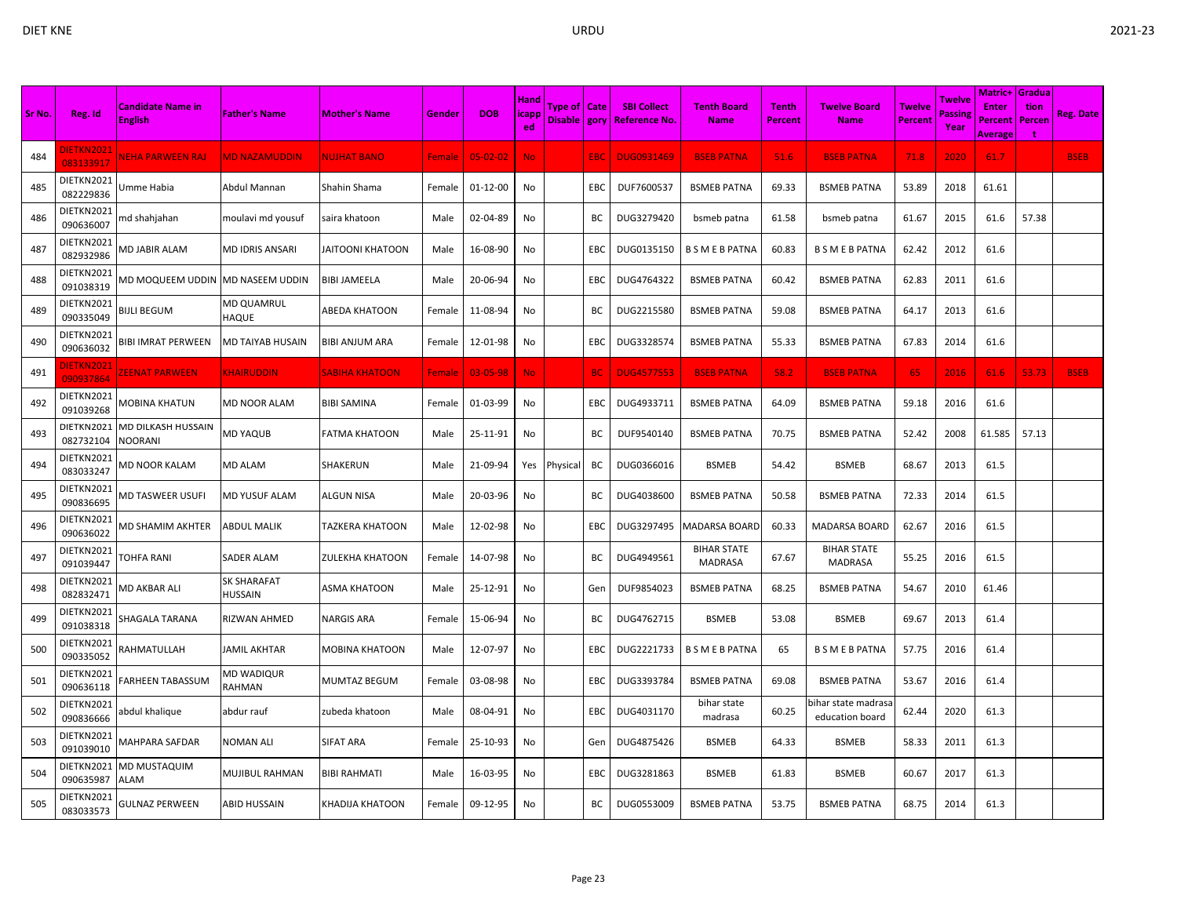| Sr No. | Reg. Id | Candidate Name in English | Father's Name | Mother's Name | Gender | DOB | Handicapped | Type of Disable | Category | SBI Collect Reference No. | Tenth Board Name | Tenth Percent | Twelve Board Name | Twelve Percent | Twelve Passing Year | Matric+ Enter Percent Average | Graduation Percent | Reg. Date |
|---|---|---|---|---|---|---|---|---|---|---|---|---|---|---|---|---|---|---|
| 484 | DIETKN2021083133917 | NEHA PARWEEN RAJ | MD NAZAMUDDIN | NUJHAT BANO | Female | 05-02-02 | No | | EBC | DUG0931469 | BSEB PATNA | 51.6 | BSEB PATNA | 71.8 | 2020 | 61.7 | | BSEB |
| 485 | DIETKN2021082229836 | Umme Habia | Abdul Mannan | Shahin Shama | Female | 01-12-00 | No | | EBC | DUF7600537 | BSMEB PATNA | 69.33 | BSMEB PATNA | 53.89 | 2018 | 61.61 | | |
| 486 | DIETKN2021090636007 | md shahjahan | moulavi md yousuf | saira khatoon | Male | 02-04-89 | No | | BC | DUG3279420 | bsmeb patna | 61.58 | bsmeb patna | 61.67 | 2015 | 61.6 | 57.38 | |
| 487 | DIETKN2021082932986 | MD JABIR ALAM | MD IDRIS ANSARI | JAITOONI KHATOON | Male | 16-08-90 | No | | EBC | DUG0135150 | B S M E B PATNA | 60.83 | B S M E B PATNA | 62.42 | 2012 | 61.6 | | |
| 488 | DIETKN2021091038319 | MD MOQUEEM UDDIN | MD NASEEM UDDIN | BIBI JAMEELA | Male | 20-06-94 | No | | EBC | DUG4764322 | BSMEB PATNA | 60.42 | BSMEB PATNA | 62.83 | 2011 | 61.6 | | |
| 489 | DIETKN2021090335049 | BIJLI BEGUM | MD QUAMRUL HAQUE | ABEDA KHATOON | Female | 11-08-94 | No | | BC | DUG2215580 | BSMEB PATNA | 59.08 | BSMEB PATNA | 64.17 | 2013 | 61.6 | | |
| 490 | DIETKN2021090636032 | BIBI IMRAT PERWEEN | MD TAIYAB HUSAIN | BIBI ANJUM ARA | Female | 12-01-98 | No | | EBC | DUG3328574 | BSMEB PATNA | 55.33 | BSMEB PATNA | 67.83 | 2014 | 61.6 | | |
| 491 | DIETKN2021090937864 | ZEENAT PARWEEN | KHAIRUDDIN | SABIHA KHATOON | Female | 03-05-98 | No | | BC | DUG4577553 | BSEB PATNA | 58.2 | BSEB PATNA | 65 | 2016 | 61.6 | 53.73 | BSEB |
| 492 | DIETKN2021091039268 | MOBINA KHATUN | MD NOOR ALAM | BIBI SAMINA | Female | 01-03-99 | No | | EBC | DUG4933711 | BSMEB PATNA | 64.09 | BSMEB PATNA | 59.18 | 2016 | 61.6 | | |
| 493 | DIETKN2021082732104 | MD DILKASH HUSSAIN NOORANI | MD YAQUB | FATMA KHATOON | Male | 25-11-91 | No | | BC | DUF9540140 | BSMEB PATNA | 70.75 | BSMEB PATNA | 52.42 | 2008 | 61.585 | 57.13 | |
| 494 | DIETKN2021083033247 | MD NOOR KALAM | MD ALAM | SHAKERUN | Male | 21-09-94 | Yes | Physical | BC | DUG0366016 | BSMEB | 54.42 | BSMEB | 68.67 | 2013 | 61.5 | | |
| 495 | DIETKN2021090836695 | MD TASWEER USUFI | MD YUSUF ALAM | ALGUN NISA | Male | 20-03-96 | No | | BC | DUG4038600 | BSMEB PATNA | 50.58 | BSMEB PATNA | 72.33 | 2014 | 61.5 | | |
| 496 | DIETKN2021090636022 | MD SHAMIM AKHTER | ABDUL MALIK | TAZKERA KHATOON | Male | 12-02-98 | No | | EBC | DUG3297495 | MADARSA BOARD | 60.33 | MADARSA BOARD | 62.67 | 2016 | 61.5 | | |
| 497 | DIETKN2021091039447 | TOHFA RANI | SADER ALAM | ZULEKHA KHATOON | Female | 14-07-98 | No | | BC | DUG4949561 | BIHAR STATE MADRASA | 67.67 | BIHAR STATE MADRASA | 55.25 | 2016 | 61.5 | | |
| 498 | DIETKN2021082832471 | MD AKBAR ALI | SK SHARAFAT HUSSAIN | ASMA KHATOON | Male | 25-12-91 | No | | Gen | DUF9854023 | BSMEB PATNA | 68.25 | BSMEB PATNA | 54.67 | 2010 | 61.46 | | |
| 499 | DIETKN2021091038318 | SHAGALA TARANA | RIZWAN AHMED | NARGIS ARA | Female | 15-06-94 | No | | BC | DUG4762715 | BSMEB | 53.08 | BSMEB | 69.67 | 2013 | 61.4 | | |
| 500 | DIETKN2021090335052 | RAHMATULLAH | JAMIL AKHTAR | MOBINA KHATOON | Male | 12-07-97 | No | | EBC | DUG2221733 | B S M E B PATNA | 65 | B S M E B PATNA | 57.75 | 2016 | 61.4 | | |
| 501 | DIETKN2021090636118 | FARHEEN TABASSUM | MD WADIQUR RAHMAN | MUMTAZ BEGUM | Female | 03-08-98 | No | | EBC | DUG3393784 | BSMEB PATNA | 69.08 | BSMEB PATNA | 53.67 | 2016 | 61.4 | | |
| 502 | DIETKN2021090836666 | abdul khalique | abdur rauf | zubeda khatoon | Male | 08-04-91 | No | | EBC | DUG4031170 | bihar state madrasa | 60.25 | bihar state madrasa education board | 62.44 | 2020 | 61.3 | | |
| 503 | DIETKN2021091039010 | MAHPARA SAFDAR | NOMAN ALI | SIFAT ARA | Female | 25-10-93 | No | | Gen | DUG4875426 | BSMEB | 64.33 | BSMEB | 58.33 | 2011 | 61.3 | | |
| 504 | DIETKN2021090635987 | MD MUSTAQUIM ALAM | MUJIBUL RAHMAN | BIBI RAHMATI | Male | 16-03-95 | No | | EBC | DUG3281863 | BSMEB | 61.83 | BSMEB | 60.67 | 2017 | 61.3 | | |
| 505 | DIETKN2021083033573 | GULNAZ PERWEEN | ABID HUSSAIN | KHADIJA KHATOON | Female | 09-12-95 | No | | BC | DUG0553009 | BSMEB PATNA | 53.75 | BSMEB PATNA | 68.75 | 2014 | 61.3 | | |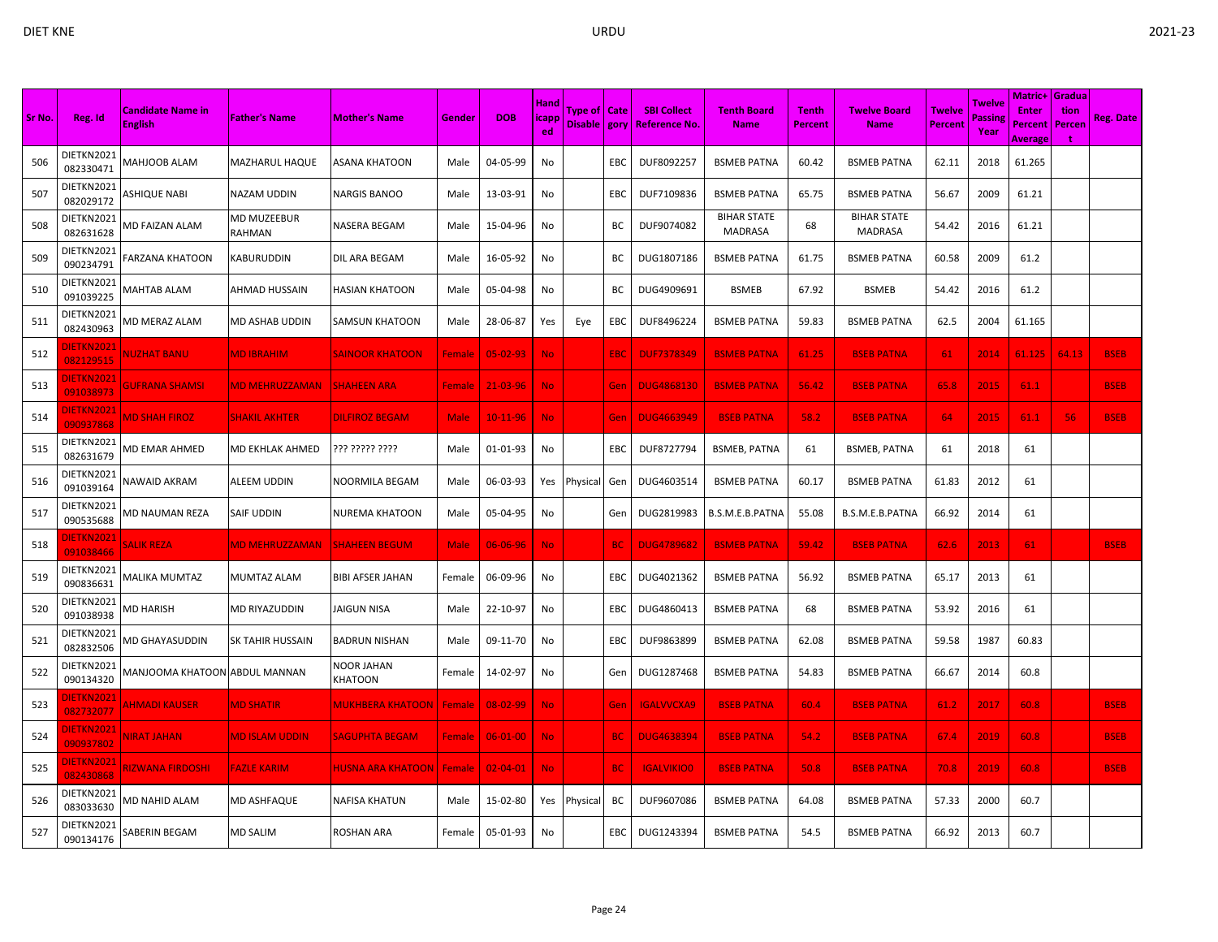| Sr No. | Reg. Id | Candidate Name in English | Father's Name | Mother's Name | Gender | DOB | Handicapped | Type of Disable | Category | SBI Collect Reference No. | Tenth Board Name | Tenth Percent | Twelve Board Name | Twelve Percent | Twelve Passing Year | Matric+ Enter Percent Average | Graduation Percent | Reg. Date |
|---|---|---|---|---|---|---|---|---|---|---|---|---|---|---|---|---|---|---|
| 506 | DIETKN2021082330471 | MAHJOOB ALAM | MAZHARUL HAQUE | ASANA KHATOON | Male | 04-05-99 | No | | EBC | DUF8092257 | BSMEB PATNA | 60.42 | BSMEB PATNA | 62.11 | 2018 | 61.265 | | |
| 507 | DIETKN2021082029172 | ASHIQUE NABI | NAZAM UDDIN | NARGIS BANOO | Male | 13-03-91 | No | | EBC | DUF7109836 | BSMEB PATNA | 65.75 | BSMEB PATNA | 56.67 | 2009 | 61.21 | | |
| 508 | DIETKN2021082631628 | MD FAIZAN ALAM | MD MUZEEBUR RAHMAN | NASERA BEGAM | Male | 15-04-96 | No | | BC | DUF9074082 | BIHAR STATE MADRASA | 68 | BIHAR STATE MADRASA | 54.42 | 2016 | 61.21 | | |
| 509 | DIETKN2021090234791 | FARZANA KHATOON | KABURUDDIN | DIL ARA BEGAM | Male | 16-05-92 | No | | BC | DUG1807186 | BSMEB PATNA | 61.75 | BSMEB PATNA | 60.58 | 2009 | 61.2 | | |
| 510 | DIETKN2021091039225 | MAHTAB ALAM | AHMAD HUSSAIN | HASIAN KHATOON | Male | 05-04-98 | No | | BC | DUG4909691 | BSMEB | 67.92 | BSMEB | 54.42 | 2016 | 61.2 | | |
| 511 | DIETKN2021082430963 | MD MERAZ ALAM | MD ASHAB UDDIN | SAMSUN KHATOON | Male | 28-06-87 | Yes | Eye | EBC | DUF8496224 | BSMEB PATNA | 59.83 | BSMEB PATNA | 62.5 | 2004 | 61.165 | | |
| 512 | DIETKN2021082129515 | NUZHAT BANU | MD IBRAHIM | SAINOOR KHATOON | Female | 05-02-93 | No | | EBC | DUF7378349 | BSMEB PATNA | 61.25 | BSEB PATNA | 61 | 2014 | 61.125 | 64.13 | BSEB |
| 513 | DIETKN2021091038973 | GUFRANA SHAMSI | MD MEHRUZZAMAN | SHAHEEN ARA | Female | 21-03-96 | No | | Gen | DUG4868130 | BSMEB PATNA | 56.42 | BSEB PATNA | 65.8 | 2015 | 61.1 | | BSEB |
| 514 | DIETKN2021090937868 | MD SHAH FIROZ | SHAKIL AKHTER | DILFIROZ BEGAM | Male | 10-11-96 | No | | Gen | DUG4663949 | BSEB PATNA | 58.2 | BSEB PATNA | 64 | 2015 | 61.1 | 56 | BSEB |
| 515 | DIETKN2021082631679 | MD EMAR AHMED | MD EKHLAK AHMED | ??? ????? ???? | Male | 01-01-93 | No | | EBC | DUF8727794 | BSMEB, PATNA | 61 | BSMEB, PATNA | 61 | 2018 | 61 | | |
| 516 | DIETKN2021091039164 | NAWAID AKRAM | ALEEM UDDIN | NOORMILA BEGAM | Male | 06-03-93 | Yes | Physical | Gen | DUG4603514 | BSMEB PATNA | 60.17 | BSMEB PATNA | 61.83 | 2012 | 61 | | |
| 517 | DIETKN2021090535688 | MD NAUMAN REZA | SAIF UDDIN | NUREMA KHATOON | Male | 05-04-95 | No | | Gen | DUG2819983 | B.S.M.E.B.PATNA | 55.08 | B.S.M.E.B.PATNA | 66.92 | 2014 | 61 | | |
| 518 | DIETKN2021091038466 | SALIK REZA | MD MEHRUZZAMAN | SHAHEEN BEGUM | Male | 06-06-96 | No | | BC | DUG4789682 | BSMEB PATNA | 59.42 | BSEB PATNA | 62.6 | 2013 | 61 | | BSEB |
| 519 | DIETKN2021090836631 | MALIKA MUMTAZ | MUMTAZ ALAM | BIBI AFSER JAHAN | Female | 06-09-96 | No | | EBC | DUG4021362 | BSMEB PATNA | 56.92 | BSMEB PATNA | 65.17 | 2013 | 61 | | |
| 520 | DIETKN2021091038938 | MD HARISH | MD RIYAZUDDIN | JAIGUN NISA | Male | 22-10-97 | No | | EBC | DUG4860413 | BSMEB PATNA | 68 | BSMEB PATNA | 53.92 | 2016 | 61 | | |
| 521 | DIETKN2021082832506 | MD GHAYASUDDIN | SK TAHIR HUSSAIN | BADRUN NISHAN | Male | 09-11-70 | No | | EBC | DUF9863899 | BSMEB PATNA | 62.08 | BSMEB PATNA | 59.58 | 1987 | 60.83 | | |
| 522 | DIETKN2021090134320 | MANJOOMA KHATOON | ABDUL MANNAN | NOOR JAHAN KHATOON | Female | 14-02-97 | No | | Gen | DUG1287468 | BSMEB PATNA | 54.83 | BSMEB PATNA | 66.67 | 2014 | 60.8 | | |
| 523 | DIETKN2021082732077 | AHMADI KAUSER | MD SHATIR | MUKHBERA KHATOON | Female | 08-02-99 | No | | Gen | IGALVVCXA9 | BSEB PATNA | 60.4 | BSEB PATNA | 61.2 | 2017 | 60.8 | | BSEB |
| 524 | DIETKN2021090937802 | NIRAT JAHAN | MD ISLAM UDDIN | SAGUPHTA BEGAM | Female | 06-01-00 | No | | BC | DUG4638394 | BSEB PATNA | 54.2 | BSEB PATNA | 67.4 | 2019 | 60.8 | | BSEB |
| 525 | DIETKN2021082430868 | RIZWANA FIRDOSHI | FAZLE KARIM | HUSNA ARA KHATOON | Female | 02-04-01 | No | | BC | IGALVIKIO0 | BSEB PATNA | 50.8 | BSEB PATNA | 70.8 | 2019 | 60.8 | | BSEB |
| 526 | DIETKN2021083033630 | MD NAHID ALAM | MD ASHFAQUE | NAFISA KHATUN | Male | 15-02-80 | Yes | Physical | BC | DUF9607086 | BSMEB PATNA | 64.08 | BSMEB PATNA | 57.33 | 2000 | 60.7 | | |
| 527 | DIETKN2021090134176 | SABERIN BEGAM | MD SALIM | ROSHAN ARA | Female | 05-01-93 | No | | EBC | DUG1243394 | BSMEB PATNA | 54.5 | BSMEB PATNA | 66.92 | 2013 | 60.7 | | |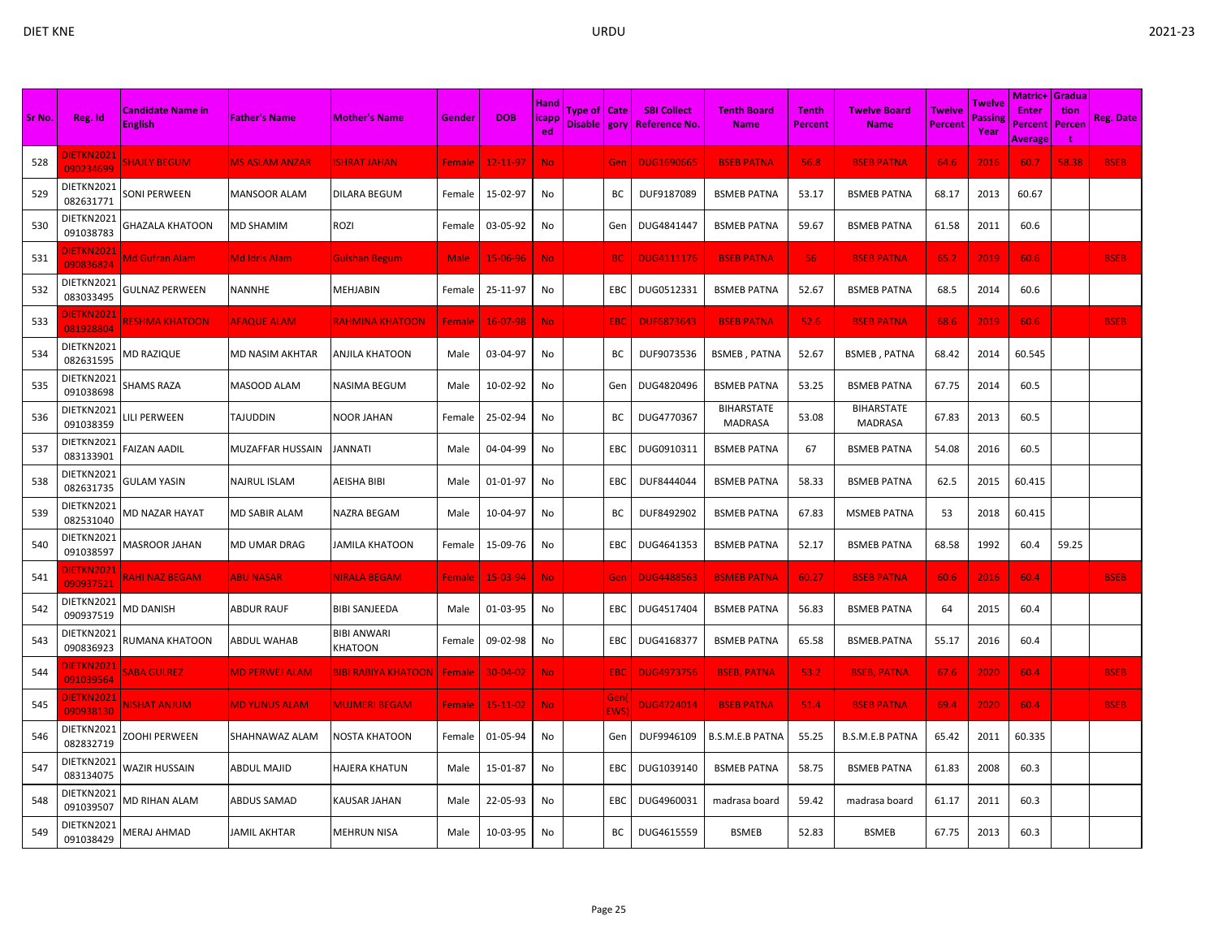| Sr No. | Reg. Id | Candidate Name in English | Father's Name | Mother's Name | Gender | DOB | Handicapped | Type of Disable | Category | SBI Collect Reference No. | Tenth Board Name | Tenth Percent | Twelve Board Name | Twelve Percent | Twelve Passing Year | Matric+Enter Percent Average | Graduation Percent | Reg. Date |
|---|---|---|---|---|---|---|---|---|---|---|---|---|---|---|---|---|---|---|
| 528 | DIETKN2021090234699 | SHAJLY BEGUM | MS ASLAM ANZAR | ISHRAT JAHAN | Female | 12-11-97 | No | | Gen | DUG1690665 | BSEB PATNA | 56.8 | BSEB PATNA | 64.6 | 2016 | 60.7 | 58.38 | BSEB |
| 529 | DIETKN2021082631771 | SONI PERWEEN | MANSOOR ALAM | DILARA BEGUM | Female | 15-02-97 | No | | BC | DUF9187089 | BSMEB PATNA | 53.17 | BSMEB PATNA | 68.17 | 2013 | 60.67 | | |
| 530 | DIETKN2021091038783 | GHAZALA KHATOON | MD SHAMIM | ROZI | Female | 03-05-92 | No | | Gen | DUG4841447 | BSMEB PATNA | 59.67 | BSMEB PATNA | 61.58 | 2011 | 60.6 | | |
| 531 | DIETKN2021090836824 | Md Gufran Alam | Md Idris Alam | Gulshan Begum | Male | 15-06-96 | No | | BC | DUG4111176 | BSEB PATNA | 56 | BSEB PATNA | 65.2 | 2019 | 60.6 | | BSEB |
| 532 | DIETKN2021083033495 | GULNAZ PERWEEN | NANNHE | MEHJABIN | Female | 25-11-97 | No | | EBC | DUG0512331 | BSMEB PATNA | 52.67 | BSMEB PATNA | 68.5 | 2014 | 60.6 | | |
| 533 | DIETKN2021081928804 | RESHMA KHATOON | AFAQUE ALAM | RAHMINA KHATOON | Female | 16-07-98 | No | | EBC | DUF6873643 | BSEB PATNA | 52.6 | BSEB PATNA | 68.6 | 2019 | 60.6 | | BSEB |
| 534 | DIETKN2021082631595 | MD RAZIQUE | MD NASIM AKHTAR | ANJILA KHATOON | Male | 03-04-97 | No | | BC | DUF9073536 | BSMEB , PATNA | 52.67 | BSMEB , PATNA | 68.42 | 2014 | 60.545 | | |
| 535 | DIETKN2021091038698 | SHAMS RAZA | MASOOD ALAM | NASIMA BEGUM | Male | 10-02-92 | No | | Gen | DUG4820496 | BSMEB PATNA | 53.25 | BSMEB PATNA | 67.75 | 2014 | 60.5 | | |
| 536 | DIETKN2021091038359 | LILI PERWEEN | TAJUDDIN | NOOR JAHAN | Female | 25-02-94 | No | | BC | DUG4770367 | BIHARSTATE MADRASA | 53.08 | BIHARSTATE MADRASA | 67.83 | 2013 | 60.5 | | |
| 537 | DIETKN2021083133901 | FAIZAN AADIL | MUZAFFAR HUSSAIN | JANNATI | Male | 04-04-99 | No | | EBC | DUG0910311 | BSMEB PATNA | 67 | BSMEB PATNA | 54.08 | 2016 | 60.5 | | |
| 538 | DIETKN2021082631735 | GULAM YASIN | NAJRUL ISLAM | AEISHA BIBI | Male | 01-01-97 | No | | EBC | DUF8444044 | BSMEB PATNA | 58.33 | BSMEB PATNA | 62.5 | 2015 | 60.415 | | |
| 539 | DIETKN2021082531040 | MD NAZAR HAYAT | MD SABIR ALAM | NAZRA BEGAM | Male | 10-04-97 | No | | BC | DUF8492902 | BSMEB PATNA | 67.83 | MSMEB PATNA | 53 | 2018 | 60.415 | | |
| 540 | DIETKN2021091038597 | MASROOR JAHAN | MD UMAR DRAG | JAMILA KHATOON | Female | 15-09-76 | No | | EBC | DUG4641353 | BSMEB PATNA | 52.17 | BSMEB PATNA | 68.58 | 1992 | 60.4 | 59.25 | |
| 541 | DIETKN2021090937521 | RAHI NAZ BEGAM | ABU NASAR | NIRALA BEGAM | Female | 15-03-94 | No | | Gen | DUG4488563 | BSMEB PATNA | 60.27 | BSEB PATNA | 60.6 | 2016 | 60.4 | | BSEB |
| 542 | DIETKN2021090937519 | MD DANISH | ABDUR RAUF | BIBI SANJEEDA | Male | 01-03-95 | No | | EBC | DUG4517404 | BSMEB PATNA | 56.83 | BSMEB PATNA | 64 | 2015 | 60.4 | | |
| 543 | DIETKN2021090836923 | RUMANA KHATOON | ABDUL WAHAB | BIBI ANWARI KHATOON | Female | 09-02-98 | No | | EBC | DUG4168377 | BSMEB PATNA | 65.58 | BSMEB.PATNA | 55.17 | 2016 | 60.4 | | |
| 544 | DIETKN2021091039564 | SABA GULREZ | MD PERWEJ ALAM | BIBI RABIYA KHATOON | Female | 30-04-02 | No | | EBC | DUG4973756 | BSEB, PATNA | 53.2 | BSEB, PATNA | 67.6 | 2020 | 60.4 | | BSEB |
| 545 | DIETKN2021090938130 | NISHAT ANJUM | MD YUNUS ALAM | MUJMERI BEGAM | Female | 15-11-02 | No | | Gen(EWS) | DUG4724014 | BSEB PATNA | 51.4 | BSEB PATNA | 69.4 | 2020 | 60.4 | | BSEB |
| 546 | DIETKN2021082832719 | ZOOHI PERWEEN | SHAHNAWAZ ALAM | NOSTA KHATOON | Female | 01-05-94 | No | | Gen | DUF9946109 | B.S.M.E.B PATNA | 55.25 | B.S.M.E.B PATNA | 65.42 | 2011 | 60.335 | | |
| 547 | DIETKN2021083134075 | WAZIR HUSSAIN | ABDUL MAJID | HAJERA KHATUN | Male | 15-01-87 | No | | EBC | DUG1039140 | BSMEB PATNA | 58.75 | BSMEB PATNA | 61.83 | 2008 | 60.3 | | |
| 548 | DIETKN2021091039507 | MD RIHAN ALAM | ABDUS SAMAD | KAUSAR JAHAN | Male | 22-05-93 | No | | EBC | DUG4960031 | madrasa board | 59.42 | madrasa board | 61.17 | 2011 | 60.3 | | |
| 549 | DIETKN2021091038429 | MERAJ AHMAD | JAMIL AKHTAR | MEHRUN NISA | Male | 10-03-95 | No | | BC | DUG4615559 | BSMEB | 52.83 | BSMEB | 67.75 | 2013 | 60.3 | | |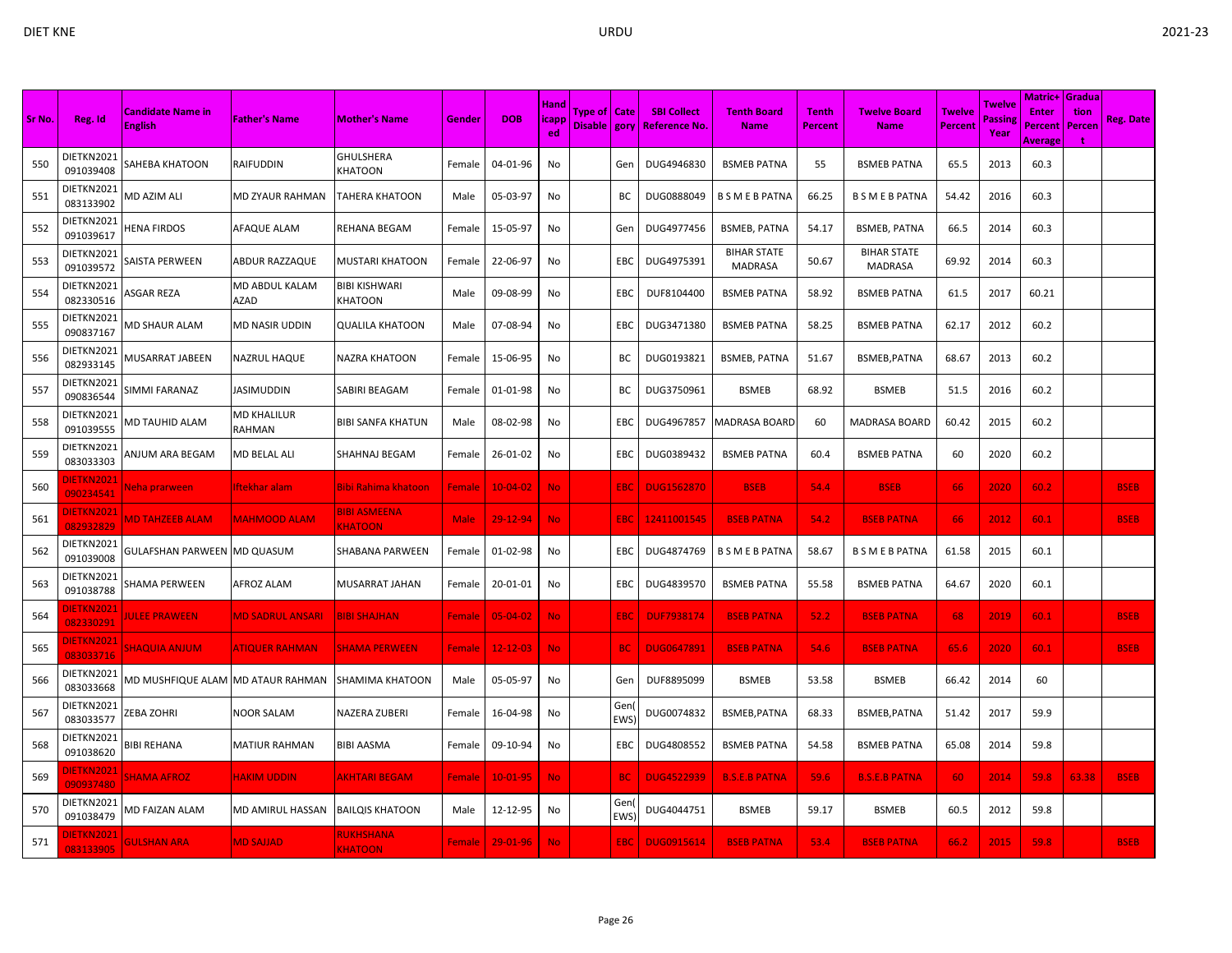| Sr No. | Reg. Id | Candidate Name in English | Father's Name | Mother's Name | Gender | DOB | Handicapped | Type of Disable | Category | SBI Collect Reference No. | Tenth Board Name | Tenth Percent | Twelve Board Name | Twelve Percent | Twelve Passing Year | Matric+Enter Percent Average | Graduation Percent | Reg. Date |
|---|---|---|---|---|---|---|---|---|---|---|---|---|---|---|---|---|---|---|
| 550 | DIETKN2021091039408 | SAHEBA KHATOON | RAIFUDDIN | GHULSHERA KHATOON | Female | 04-01-96 | No | | Gen | DUG4946830 | BSMEB PATNA | 55 | BSMEB PATNA | 65.5 | 2013 | 60.3 | | |
| 551 | DIETKN2021083133902 | MD AZIM ALI | MD ZYAUR RAHMAN | TAHERA KHATOON | Male | 05-03-97 | No | | BC | DUG0888049 | B S M E B PATNA | 66.25 | B S M E B PATNA | 54.42 | 2016 | 60.3 | | |
| 552 | DIETKN2021091039617 | HENA FIRDOS | AFAQUE ALAM | REHANA BEGAM | Female | 15-05-97 | No | | Gen | DUG4977456 | BSMEB, PATNA | 54.17 | BSMEB, PATNA | 66.5 | 2014 | 60.3 | | |
| 553 | DIETKN2021091039572 | SAISTA PERWEEN | ABDUR RAZZAQUE | MUSTARI KHATOON | Female | 22-06-97 | No | | EBC | DUG4975391 | BIHAR STATE MADRASA | 50.67 | BIHAR STATE MADRASA | 69.92 | 2014 | 60.3 | | |
| 554 | DIETKN2021082330516 | ASGAR REZA | MD ABDUL KALAM AZAD | BIBI KISHWARI KHATOON | Male | 09-08-99 | No | | EBC | DUF8104400 | BSMEB PATNA | 58.92 | BSMEB PATNA | 61.5 | 2017 | 60.21 | | |
| 555 | DIETKN2021090837167 | MD SHAUR ALAM | MD NASIR UDDIN | QUALILA KHATOON | Male | 07-08-94 | No | | EBC | DUG3471380 | BSMEB PATNA | 58.25 | BSMEB PATNA | 62.17 | 2012 | 60.2 | | |
| 556 | DIETKN2021082933145 | MUSARRAT JABEEN | NAZRUL HAQUE | NAZRA KHATOON | Female | 15-06-95 | No | | BC | DUG0193821 | BSMEB, PATNA | 51.67 | BSMEB,PATNA | 68.67 | 2013 | 60.2 | | |
| 557 | DIETKN2021090836544 | SIMMI FARANAZ | JASIMUDDIN | SABIRI BEAGAM | Female | 01-01-98 | No | | BC | DUG3750961 | BSMEB | 68.92 | BSMEB | 51.5 | 2016 | 60.2 | | |
| 558 | DIETKN2021091039555 | MD TAUHID ALAM | MD KHALILUR RAHMAN | BIBI SANFA KHATUN | Male | 08-02-98 | No | | EBC | DUG4967857 | MADRASA BOARD | 60 | MADRASA BOARD | 60.42 | 2015 | 60.2 | | |
| 559 | DIETKN2021083033303 | ANJUM ARA BEGAM | MD BELAL ALI | SHAHNAJ BEGAM | Female | 26-01-02 | No | | EBC | DUG0389432 | BSMEB PATNA | 60.4 | BSMEB PATNA | 60 | 2020 | 60.2 | | |
| 560 | DIETKN2021090234541 | Neha prarween | Iftekhar alam | Bibi Rahima khatoon | Female | 10-04-02 | No | | EBC | DUG1562870 | BSEB | 54.4 | BSEB | 66 | 2020 | 60.2 | | BSEB |
| 561 | DIETKN2021082932829 | MD TAHZEEB ALAM | MAHMOOD ALAM | BIBI ASMEENA KHATOON | Male | 29-12-94 | No | | EBC | 12411001545 | BSEB PATNA | 54.2 | BSEB PATNA | 66 | 2012 | 60.1 | | BSEB |
| 562 | DIETKN2021091039008 | GULFASHAN PARWEEN | MD QUASUM | SHABANA PARWEEN | Female | 01-02-98 | No | | EBC | DUG4874769 | B S M E B PATNA | 58.67 | B S M E B PATNA | 61.58 | 2015 | 60.1 | | |
| 563 | DIETKN2021091038788 | SHAMA PERWEEN | AFROZ ALAM | MUSARRAT JAHAN | Female | 20-01-01 | No | | EBC | DUG4839570 | BSMEB PATNA | 55.58 | BSMEB PATNA | 64.67 | 2020 | 60.1 | | |
| 564 | DIETKN2021082330291 | JULEE PRAWEEN | MD SADRUL ANSARI | BIBI SHAJHAN | Female | 05-04-02 | No | | EBC | DUF7938174 | BSEB PATNA | 52.2 | BSEB PATNA | 68 | 2019 | 60.1 | | BSEB |
| 565 | DIETKN2021083033716 | SHAQUIA ANJUM | ATIQUER RAHMAN | SHAMA PERWEEN | Female | 12-12-03 | No | | BC | DUG0647891 | BSEB PATNA | 54.6 | BSEB PATNA | 65.6 | 2020 | 60.1 | | BSEB |
| 566 | DIETKN2021083033668 | MD MUSHFIQUE ALAM | MD ATAUR RAHMAN | SHAMIMA KHATOON | Male | 05-05-97 | No | | Gen | DUF8895099 | BSMEB | 53.58 | BSMEB | 66.42 | 2014 | 60 | | |
| 567 | DIETKN2021083033577 | ZEBA ZOHRI | NOOR SALAM | NAZERA ZUBERI | Female | 16-04-98 | No | | Gen(EWS) | DUG0074832 | BSMEB,PATNA | 68.33 | BSMEB,PATNA | 51.42 | 2017 | 59.9 | | |
| 568 | DIETKN2021091038620 | BIBI REHANA | MATIUR RAHMAN | BIBI AASMA | Female | 09-10-94 | No | | EBC | DUG4808552 | BSMEB PATNA | 54.58 | BSMEB PATNA | 65.08 | 2014 | 59.8 | | |
| 569 | DIETKN2021090937480 | SHAMA AFROZ | HAKIM UDDIN | AKHTARI BEGAM | Female | 10-01-95 | No | | BC | DUG4522939 | B.S.E.B PATNA | 59.6 | B.S.E.B PATNA | 60 | 2014 | 59.8 | 63.38 | BSEB |
| 570 | DIETKN2021091038479 | MD FAIZAN ALAM | MD AMIRUL HASSAN | BAILQIS KHATOON | Male | 12-12-95 | No | | Gen(EWS) | DUG4044751 | BSMEB | 59.17 | BSMEB | 60.5 | 2012 | 59.8 | | |
| 571 | DIETKN2021083133905 | GULSHAN ARA | MD SAJJAD | RUKHSHANA KHATOON | Female | 29-01-96 | No | | EBC | DUG0915614 | BSEB PATNA | 53.4 | BSEB PATNA | 66.2 | 2015 | 59.8 | | BSEB |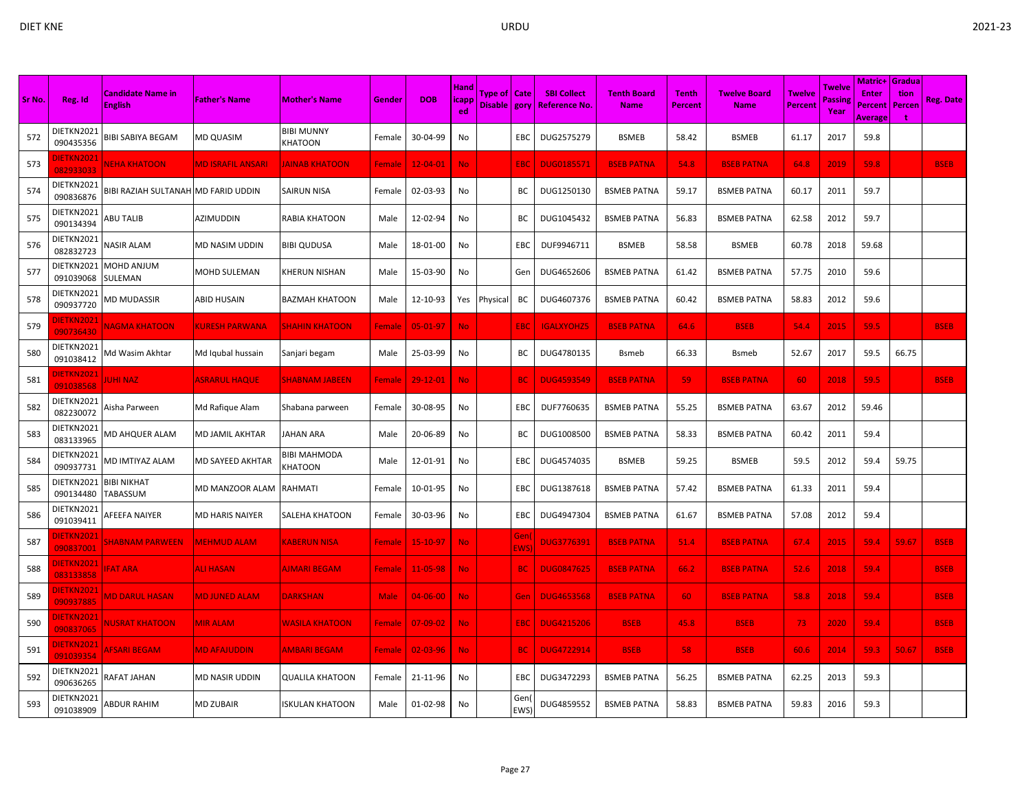| Sr No. | Reg. Id | Candidate Name in English | Father's Name | Mother's Name | Gender | DOB | Handicapped | Type of Disable | Category | SBI Collect Reference No. | Tenth Board Name | Tenth Percent | Twelve Board Name | Twelve Percent | Twelve Passing Year | Matric+ Enter Percent Average | Graduation Percent | Reg. Date |
|---|---|---|---|---|---|---|---|---|---|---|---|---|---|---|---|---|---|---|
| 572 | DIETKN2021090435356 | BIBI SABIYA BEGAM | MD QUASIM | BIBI MUNNY KHATOON | Female | 30-04-99 | No | | EBC | DUG2575279 | BSMEB | 58.42 | BSMEB | 61.17 | 2017 | 59.8 | | |
| 573 | DIETKN2021082933033 | NEHA KHATOON | MD ISRAFIL ANSARI | JAINAB KHATOON | Female | 12-04-01 | No | | EBC | DUG0185571 | BSEB PATNA | 54.8 | BSEB PATNA | 64.8 | 2019 | 59.8 | | BSEB |
| 574 | DIETKN2021090836876 | BIBI RAZIAH SULTANAH | MD FARID UDDIN | SAIRUN NISA | Female | 02-03-93 | No | | BC | DUG1250130 | BSMEB PATNA | 59.17 | BSMEB PATNA | 60.17 | 2011 | 59.7 | | |
| 575 | DIETKN2021090134394 | ABU TALIB | AZIMUDDIN | RABIA KHATOON | Male | 12-02-94 | No | | BC | DUG1045432 | BSMEB PATNA | 56.83 | BSMEB PATNA | 62.58 | 2012 | 59.7 | | |
| 576 | DIETKN2021082832723 | NASIR ALAM | MD NASIM UDDIN | BIBI QUDUSA | Male | 18-01-00 | No | | EBC | DUF9946711 | BSMEB | 58.58 | BSMEB | 60.78 | 2018 | 59.68 | | |
| 577 | DIETKN2021091039068 | MOHD ANJUM SULEMAN | MOHD SULEMAN | KHERUN NISHAN | Male | 15-03-90 | No | | Gen | DUG4652606 | BSMEB PATNA | 61.42 | BSMEB PATNA | 57.75 | 2010 | 59.6 | | |
| 578 | DIETKN2021090937720 | MD MUDASSIR | ABID HUSAIN | BAZMAH KHATOON | Male | 12-10-93 | Yes | Physical | BC | DUG4607376 | BSMEB PATNA | 60.42 | BSMEB PATNA | 58.83 | 2012 | 59.6 | | |
| 579 | DIETKN2021090736430 | NAGMA KHATOON | KURESH PARWANA | SHAHIN KHATOON | Female | 05-01-97 | No | | EBC | IGALXYOHZ5 | BSEB PATNA | 64.6 | BSEB | 54.4 | 2015 | 59.5 | | BSEB |
| 580 | DIETKN2021091038412 | Md Wasim Akhtar | Md Iqubal hussain | Sanjari begam | Male | 25-03-99 | No | | BC | DUG4780135 | Bsmeb | 66.33 | Bsmeb | 52.67 | 2017 | 59.5 | 66.75 | |
| 581 | DIETKN2021091038568 | JUHI NAZ | ASRARUL HAQUE | SHABNAM JABEEN | Female | 29-12-01 | No | | BC | DUG4593549 | BSEB PATNA | 59 | BSEB PATNA | 60 | 2018 | 59.5 | | BSEB |
| 582 | DIETKN2021082230072 | Aisha Parween | Md Rafique Alam | Shabana parween | Female | 30-08-95 | No | | EBC | DUF7760635 | BSMEB PATNA | 55.25 | BSMEB PATNA | 63.67 | 2012 | 59.46 | | |
| 583 | DIETKN2021083133965 | MD AHQUER ALAM | MD JAMIL AKHTAR | JAHAN ARA | Male | 20-06-89 | No | | BC | DUG1008500 | BSMEB PATNA | 58.33 | BSMEB PATNA | 60.42 | 2011 | 59.4 | | |
| 584 | DIETKN2021090937731 | MD IMTIYAZ ALAM | MD SAYEED AKHTAR | BIBI MAHMODA KHATOON | Male | 12-01-91 | No | | EBC | DUG4574035 | BSMEB | 59.25 | BSMEB | 59.5 | 2012 | 59.4 | 59.75 | |
| 585 | DIETKN2021090134480 | BIBI NIKHAT TABASSUM | MD MANZOOR ALAM | RAHMATI | Female | 10-01-95 | No | | EBC | DUG1387618 | BSMEB PATNA | 57.42 | BSMEB PATNA | 61.33 | 2011 | 59.4 | | |
| 586 | DIETKN2021091039411 | AFEEFA NAIYER | MD HARIS NAIYER | SALEHA KHATOON | Female | 30-03-96 | No | | EBC | DUG4947304 | BSMEB PATNA | 61.67 | BSMEB PATNA | 57.08 | 2012 | 59.4 | | |
| 587 | DIETKN2021090837001 | SHABNAM PARWEEN | MEHMUD ALAM | KABERUN NISA | Female | 15-10-97 | No | | Gen(EWS) | DUG3776391 | BSEB PATNA | 51.4 | BSEB PATNA | 67.4 | 2015 | 59.4 | 59.67 | BSEB |
| 588 | DIETKN2021083133858 | IFAT ARA | ALI HASAN | AJMARI BEGAM | Female | 11-05-98 | No | | BC | DUG0847625 | BSEB PATNA | 66.2 | BSEB PATNA | 52.6 | 2018 | 59.4 | | BSEB |
| 589 | DIETKN2021090937885 | MD DARUL HASAN | MD JUNED ALAM | DARKSHAN | Male | 04-06-00 | No | | Gen | DUG4653568 | BSEB PATNA | 60 | BSEB PATNA | 58.8 | 2018 | 59.4 | | BSEB |
| 590 | DIETKN2021090837065 | NUSRAT KHATOON | MIR ALAM | WASILA KHATOON | Female | 07-09-02 | No | | EBC | DUG4215206 | BSEB | 45.8 | BSEB | 73 | 2020 | 59.4 | | BSEB |
| 591 | DIETKN2021091039354 | AFSARI BEGAM | MD AFAJUDDIN | AMBARI BEGAM | Female | 02-03-96 | No | | BC | DUG4722914 | BSEB | 58 | BSEB | 60.6 | 2014 | 59.3 | 50.67 | BSEB |
| 592 | DIETKN2021090636265 | RAFAT JAHAN | MD NASIR UDDIN | QUALILA KHATOON | Female | 21-11-96 | No | | EBC | DUG3472293 | BSMEB PATNA | 56.25 | BSMEB PATNA | 62.25 | 2013 | 59.3 | | |
| 593 | DIETKN2021091038909 | ABDUR RAHIM | MD ZUBAIR | ISKULAN KHATOON | Male | 01-02-98 | No | | Gen(EWS) | DUG4859552 | BSMEB PATNA | 58.83 | BSMEB PATNA | 59.83 | 2016 | 59.3 | | |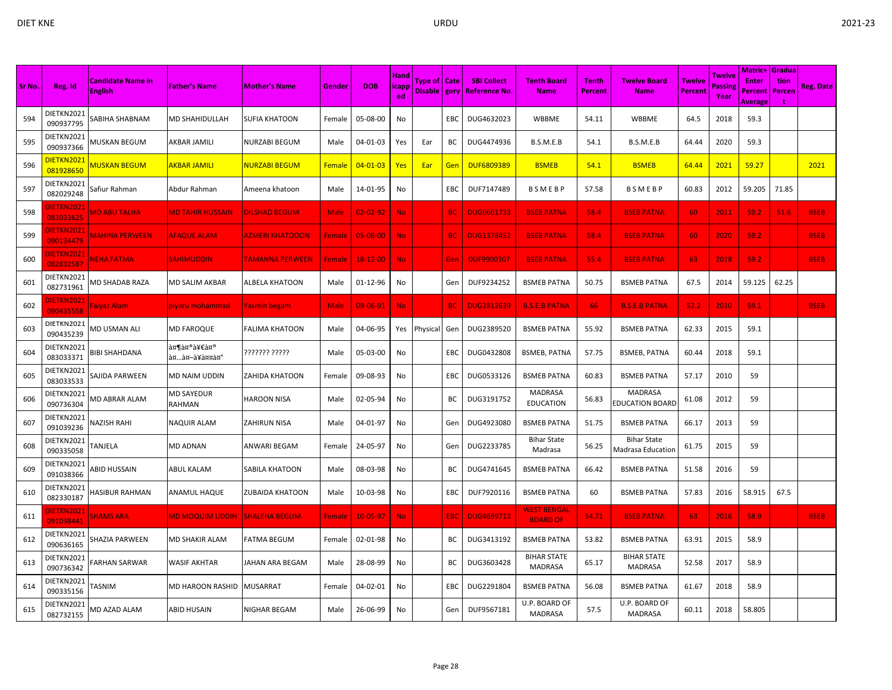| Sr No. | Reg. Id | Candidate Name in English | Father's Name | Mother's Name | Gender | DOB | Handicapped | Type of Disable | Category | SBI Collect Reference No. | Tenth Board Name | Tenth Percent | Twelve Board Name | Twelve Percent | Twelve Passing Year | Matric+ Enter Percent Average | Graduation Percent | Reg. Date |
|---|---|---|---|---|---|---|---|---|---|---|---|---|---|---|---|---|---|---|
| 594 | DIETKN2021090937795 | SABIHA SHABNAM | MD SHAHIDULLAH | SUFIA KHATOON | Female | 05-08-00 | No | | EBC | DUG4632023 | WBBME | 54.11 | WBBME | 64.5 | 2018 | 59.3 | | |
| 595 | DIETKN2021090937366 | MUSKAN BEGUM | AKBAR JAMILI | NURZABI BEGUM | Male | 04-01-03 | Yes | Ear | BC | DUG4474936 | B.S.M.E.B | 54.1 | B.S.M.E.B | 64.44 | 2020 | 59.3 | | |
| 596 | DIETKN2021081928650 | MUSKAN BEGUM | AKBAR JAMILI | NURZABI BEGUM | Female | 04-01-03 | Yes | Ear | Gen | DUF6809389 | BSMEB | 54.1 | BSMEB | 64.44 | 2021 | 59.27 | | 2021 |
| 597 | DIETKN2021082029248 | Safiur Rahman | Abdur Rahman | Ameena khatoon | Male | 14-01-95 | No | | EBC | DUF7147489 | B S M E B P | 57.58 | B S M E B P | 60.83 | 2012 | 59.205 | 71.85 | |
| 598 | DIETKN2021083033625 | MD ABU TALHA | MD TAHIR HUSSAIN | DILSHAD BEGUM | Male | 02-02-92 | No | | BC | DUG0601733 | BSEB PATNA | 58.4 | BSEB PATNA | 60 | 2011 | 59.2 | 51.6 | BSEB |
| 599 | DIETKN2021090134479 | MAHINA PERWEEN | AFAQUE ALAM | AZMERI KHATOOON | Female | 05-08-00 | No | | BC | DUG1378452 | BSEB PATNA | 58.4 | BSEB PATNA | 60 | 2020 | 59.2 | | BSEB |
| 600 | DIETKN2021082832587 | NEHA FATMA | SAHIMUDDIN | TAMANNA PERWEEN | Female | 18-12-00 | No | | Gen | DUF9900307 | BSEB PATNA | 55.4 | BSEB PATNA | 63 | 2018 | 59.2 | | BSEB |
| 601 | DIETKN2021082731961 | MD SHADAB RAZA | MD SALIM AKBAR | ALBELA KHATOON | Male | 01-12-96 | No | | Gen | DUF9234252 | BSMEB PATNA | 50.75 | BSMEB PATNA | 67.5 | 2014 | 59.125 | 62.25 | |
| 602 | DIETKN2021090435558 | Faiyaz Alam | piyaru mohammad | Yasmin begam | Male | 09-06-91 | No | | BC | DUG2812639 | B.S.E.B PATNA | 66 | B.S.E.B PATNA | 52.2 | 2010 | 59.1 | | BSEB |
| 603 | DIETKN2021090435239 | MD USMAN ALI | MD FAROQUE | FALIMA KHATOON | Male | 04-06-95 | Yes | Physical | Gen | DUG2389520 | BSMEB PATNA | 55.92 | BSMEB PATNA | 62.33 | 2015 | 59.1 | | |
| 604 | DIETKN2021083033371 | BIBI SHAHDANA | à¤¶à¥€à¤® à¤…à¤–à¥à¤¤à¤° | ??????? ????? | Male | 05-03-00 | No | | EBC | DUG0432808 | BSMEB, PATNA | 57.75 | BSMEB, PATNA | 60.44 | 2018 | 59.1 | | |
| 605 | DIETKN2021083033533 | SAJIDA PARWEEN | MD NAIM UDDIN | ZAHIDA KHATOON | Female | 09-08-93 | No | | EBC | DUG0533126 | BSMEB PATNA | 60.83 | BSMEB PATNA | 57.17 | 2010 | 59 | | |
| 606 | DIETKN2021090736304 | MD ABRAR ALAM | MD SAYEDUR RAHMAN | HAROON NISA | Male | 02-05-94 | No | | BC | DUG3191752 | MADRASA EDUCATION | 56.83 | MADRASA EDUCATION BOARD | 61.08 | 2012 | 59 | | |
| 607 | DIETKN2021091039236 | NAZISH RAHI | NAQUIR ALAM | ZAHIRUN NISA | Male | 04-01-97 | No | | Gen | DUG4923080 | BSMEB PATNA | 51.75 | BSMEB PATNA | 66.17 | 2013 | 59 | | |
| 608 | DIETKN2021090335058 | TANJELA | MD ADNAN | ANWARI BEGAM | Female | 24-05-97 | No | | Gen | DUG2233785 | Bihar State Madrasa | 56.25 | Bihar State Madrasa Education | 61.75 | 2015 | 59 | | |
| 609 | DIETKN2021091038366 | ABID HUSSAIN | ABUL KALAM | SABILA KHATOON | Male | 08-03-98 | No | | BC | DUG4741645 | BSMEB PATNA | 66.42 | BSMEB PATNA | 51.58 | 2016 | 59 | | |
| 610 | DIETKN2021082330187 | HASIBUR RAHMAN | ANAMUL HAQUE | ZUBAIDA KHATOON | Male | 10-03-98 | No | | EBC | DUF7920116 | BSMEB PATNA | 60 | BSMEB PATNA | 57.83 | 2016 | 58.915 | 67.5 | |
| 611 | DIETKN2021091038441 | SHAMS ARA | MD MOQUIM UDDIN | SHALEHA BEGUM | Female | 10-05-97 | No | | EBC | DUG4699713 | WEST BENGAL BOARD OF | 54.71 | BSEB PATNA | 63 | 2016 | 58.9 | | BSEB |
| 612 | DIETKN2021090636165 | SHAZIA PARWEEN | MD SHAKIR ALAM | FATMA BEGUM | Female | 02-01-98 | No | | BC | DUG3413192 | BSMEB PATNA | 53.82 | BSMEB PATNA | 63.91 | 2015 | 58.9 | | |
| 613 | DIETKN2021090736342 | FARHAN SARWAR | WASIF AKHTAR | JAHAN ARA BEGAM | Male | 28-08-99 | No | | BC | DUG3603428 | BIHAR STATE MADRASA | 65.17 | BIHAR STATE MADRASA | 52.58 | 2017 | 58.9 | | |
| 614 | DIETKN2021090335156 | TASNIM | MD HAROON RASHID | MUSARRAT | Female | 04-02-01 | No | | EBC | DUG2291804 | BSMEB PATNA | 56.08 | BSMEB PATNA | 61.67 | 2018 | 58.9 | | |
| 615 | DIETKN2021082732155 | MD AZAD ALAM | ABID HUSAIN | NIGHAR BEGAM | Male | 26-06-99 | No | | Gen | DUF9567181 | U.P. BOARD OF MADRASA | 57.5 | U.P. BOARD OF MADRASA | 60.11 | 2018 | 58.805 | | |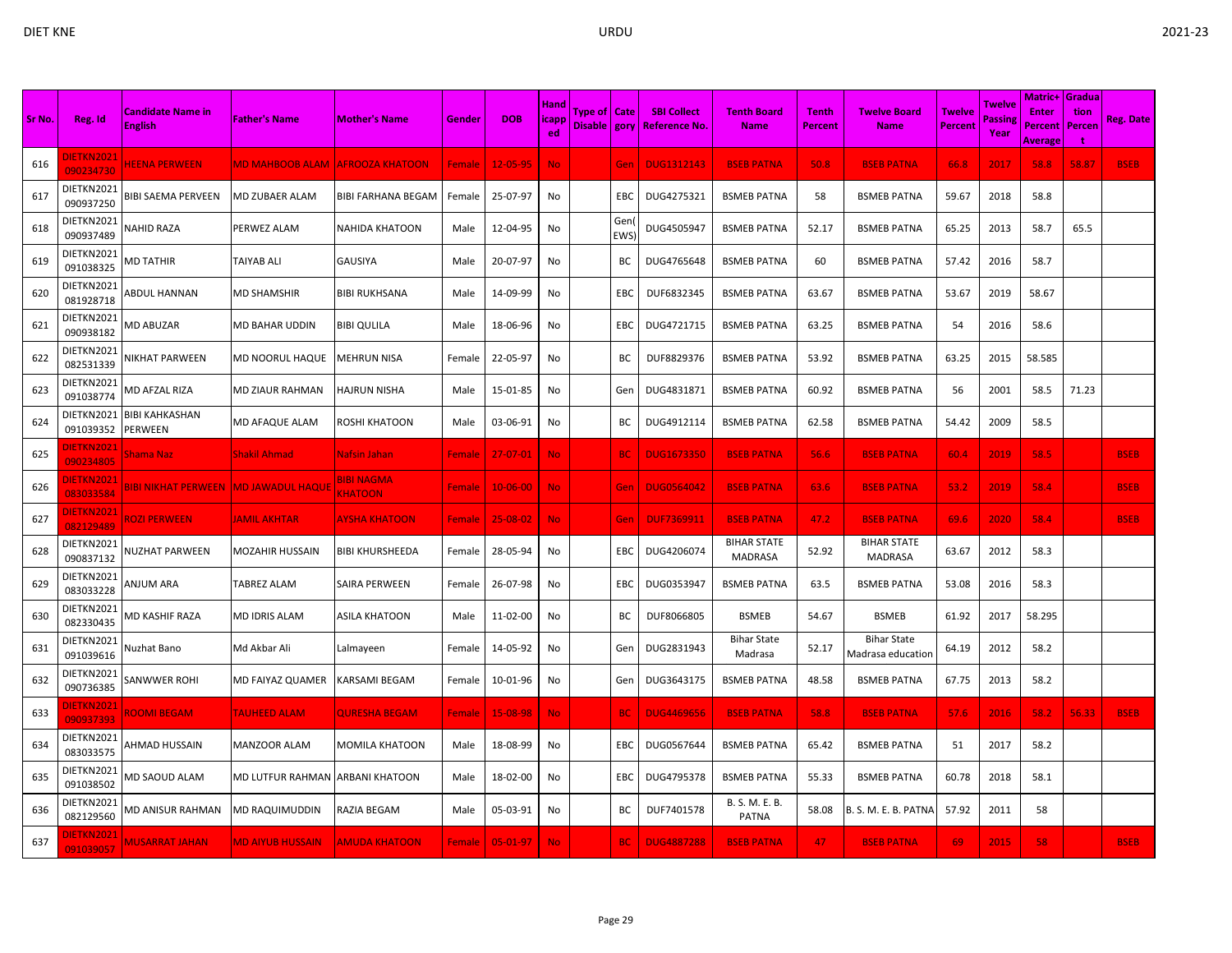| Sr No. | Reg. Id | Candidate Name in English | Father's Name | Mother's Name | Gender | DOB | Handicapped | Type of Disable | Category | SBI Collect Reference No. | Tenth Board Name | Tenth Percent | Twelve Board Name | Twelve Percent | Twelve Passing Year | Matric+ Enter Percent Average | Graduation Percent | Reg. Date |
|---|---|---|---|---|---|---|---|---|---|---|---|---|---|---|---|---|---|---|
| 616 | DIETKN2021090234730 | HEENA PERWEEN | MD MAHBOOB ALAM | AFROOZA KHATOON | Female | 12-05-95 | No | | Gen | DUG1312143 | BSEB PATNA | 50.8 | BSEB PATNA | 66.8 | 2017 | 58.8 | 58.87 | BSEB |
| 617 | DIETKN2021090937250 | BIBI SAEMA PERVEEN | MD ZUBAER ALAM | BIBI FARHANA BEGAM | Female | 25-07-97 | No | | EBC | DUG4275321 | BSMEB PATNA | 58 | BSMEB PATNA | 59.67 | 2018 | 58.8 | | |
| 618 | DIETKN2021090937489 | NAHID RAZA | PERWEZ ALAM | NAHIDA KHATOON | Male | 12-04-95 | No | | Gen(EWS) | DUG4505947 | BSMEB PATNA | 52.17 | BSMEB PATNA | 65.25 | 2013 | 58.7 | 65.5 | |
| 619 | DIETKN2021091038325 | MD TATHIR | TAIYAB ALI | GAUSIYA | Male | 20-07-97 | No | | BC | DUG4765648 | BSMEB PATNA | 60 | BSMEB PATNA | 57.42 | 2016 | 58.7 | | |
| 620 | DIETKN2021081928718 | ABDUL HANNAN | MD SHAMSHIR | BIBI RUKHSANA | Male | 14-09-99 | No | | EBC | DUF6832345 | BSMEB PATNA | 63.67 | BSMEB PATNA | 53.67 | 2019 | 58.67 | | |
| 621 | DIETKN2021090938182 | MD ABUZAR | MD BAHAR UDDIN | BIBI QULILA | Male | 18-06-96 | No | | EBC | DUG4721715 | BSMEB PATNA | 63.25 | BSMEB PATNA | 54 | 2016 | 58.6 | | |
| 622 | DIETKN2021082531339 | NIKHAT PARWEEN | MD NOORUL HAQUE | MEHRUN NISA | Female | 22-05-97 | No | | BC | DUF8829376 | BSMEB PATNA | 53.92 | BSMEB PATNA | 63.25 | 2015 | 58.585 | | |
| 623 | DIETKN2021091038774 | MD AFZAL RIZA | MD ZIAUR RAHMAN | HAJRUN NISHA | Male | 15-01-85 | No | | Gen | DUG4831871 | BSMEB PATNA | 60.92 | BSMEB PATNA | 56 | 2001 | 58.5 | 71.23 | |
| 624 | DIETKN2021091039352 | BIBI KAHKASHAN PERWEEN | MD AFAQUE ALAM | ROSHI KHATOON | Male | 03-06-91 | No | | BC | DUG4912114 | BSMEB PATNA | 62.58 | BSMEB PATNA | 54.42 | 2009 | 58.5 | | |
| 625 | DIETKN2021090234805 | Shama Naz | Shakil Ahmad | Nafsin Jahan | Female | 27-07-01 | No | | BC | DUG1673350 | BSEB PATNA | 56.6 | BSEB PATNA | 60.4 | 2019 | 58.5 | | BSEB |
| 626 | DIETKN2021083033584 | BIBI NIKHAT PERWEEN | MD JAWADUL HAQUE | BIBI NAGMA KHATOON | Female | 10-06-00 | No | | Gen | DUG0564042 | BSEB PATNA | 63.6 | BSEB PATNA | 53.2 | 2019 | 58.4 | | BSEB |
| 627 | DIETKN2021082129489 | ROZI PERWEEN | JAMIL AKHTAR | AYSHA KHATOON | Female | 25-08-02 | No | | Gen | DUF7369911 | BSEB PATNA | 47.2 | BSEB PATNA | 69.6 | 2020 | 58.4 | | BSEB |
| 628 | DIETKN2021090837132 | NUZHAT PARWEEN | MOZAHIR HUSSAIN | BIBI KHURSHEEDA | Female | 28-05-94 | No | | EBC | DUG4206074 | BIHAR STATE MADRASA | 52.92 | BIHAR STATE MADRASA | 63.67 | 2012 | 58.3 | | |
| 629 | DIETKN2021083033228 | ANJUM ARA | TABREZ ALAM | SAIRA PERWEEN | Female | 26-07-98 | No | | EBC | DUG0353947 | BSMEB PATNA | 63.5 | BSMEB PATNA | 53.08 | 2016 | 58.3 | | |
| 630 | DIETKN2021082330435 | MD KASHIF RAZA | MD IDRIS ALAM | ASILA KHATOON | Male | 11-02-00 | No | | BC | DUF8066805 | BSMEB | 54.67 | BSMEB | 61.92 | 2017 | 58.295 | | |
| 631 | DIETKN2021091039616 | Nuzhat Bano | Md Akbar Ali | Lalmayeen | Female | 14-05-92 | No | | Gen | DUG2831943 | Bihar State Madrasa | 52.17 | Bihar State Madrasa education | 64.19 | 2012 | 58.2 | | |
| 632 | DIETKN2021090736385 | SANWWER ROHI | MD FAIYAZ QUAMER | KARSAMI BEGAM | Female | 10-01-96 | No | | Gen | DUG3643175 | BSMEB PATNA | 48.58 | BSMEB PATNA | 67.75 | 2013 | 58.2 | | |
| 633 | DIETKN2021090937393 | ROOMI BEGAM | TAUHEED ALAM | QURESHA BEGAM | Female | 15-08-98 | No | | BC | DUG4469656 | BSEB PATNA | 58.8 | BSEB PATNA | 57.6 | 2016 | 58.2 | 56.33 | BSEB |
| 634 | DIETKN2021083033575 | AHMAD HUSSAIN | MANZOOR ALAM | MOMILA KHATOON | Male | 18-08-99 | No | | EBC | DUG0567644 | BSMEB PATNA | 65.42 | BSMEB PATNA | 51 | 2017 | 58.2 | | |
| 635 | DIETKN2021091038502 | MD SAOUD ALAM | MD LUTFUR RAHMAN | ARBANI KHATOON | Male | 18-02-00 | No | | EBC | DUG4795378 | BSMEB PATNA | 55.33 | BSMEB PATNA | 60.78 | 2018 | 58.1 | | |
| 636 | DIETKN2021082129560 | MD ANISUR RAHMAN | MD RAQUIMUDDIN | RAZIA BEGAM | Male | 05-03-91 | No | | BC | DUF7401578 | B. S. M. E. B. PATNA | 58.08 | B. S. M. E. B. PATNA | 57.92 | 2011 | 58 | | |
| 637 | DIETKN2021091039057 | MUSARRAT JAHAN | MD AIYUB HUSSAIN | AMUDA KHATOON | Female | 05-01-97 | No | | BC | DUG4887288 | BSEB PATNA | 47 | BSEB PATNA | 69 | 2015 | 58 | | BSEB |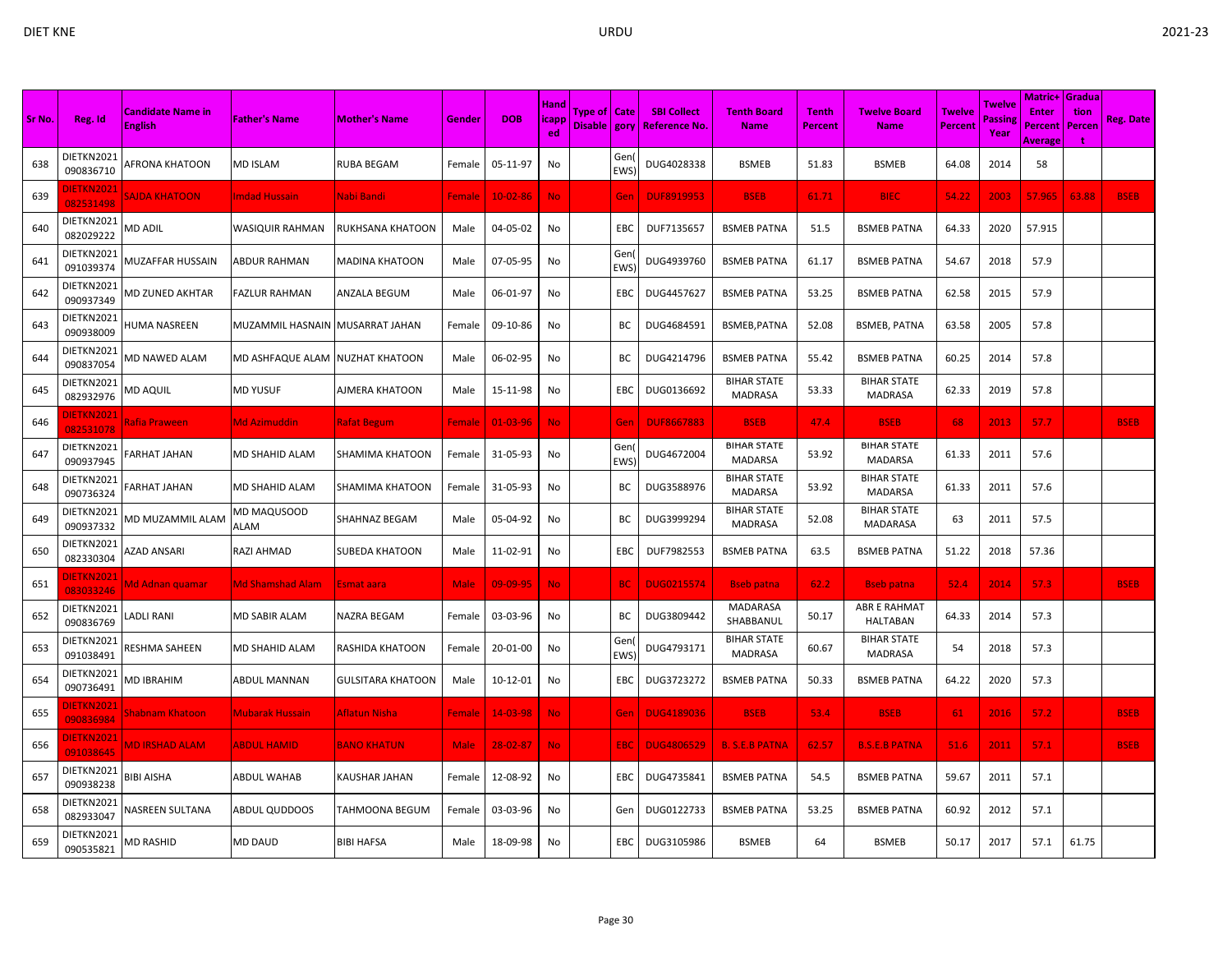| Sr No. | Reg. Id | Candidate Name in English | Father's Name | Mother's Name | Gender | DOB | Handicapped | Type of Disable | Category | SBI Collect Reference No. | Tenth Board Name | Tenth Percent | Twelve Board Name | Twelve Percent | Twelve Passing Year | Matric+Enter Percent Average | Graduation Percent | Reg. Date |
|---|---|---|---|---|---|---|---|---|---|---|---|---|---|---|---|---|---|---|
| 638 | DIETKN2021 090836710 | AFRONA KHATOON | MD ISLAM | RUBA BEGAM | Female | 05-11-97 | No | | Gen( EWS) | DUG4028338 | BSMEB | 51.83 | BSMEB | 64.08 | 2014 | 58 | | |
| 639 | DIETKN2021 082531498 | SAJDA KHATOON | Imdad Hussain | Nabi Bandi | Female | 10-02-86 | No | | Gen | DUF8919953 | BSEB | 61.71 | BIEC | 54.22 | 2003 | 57.965 | 63.88 | BSEB |
| 640 | DIETKN2021 082029222 | MD ADIL | WASIQUIR RAHMAN | RUKHSANA KHATOON | Male | 04-05-02 | No | | EBC | DUF7135657 | BSMEB PATNA | 51.5 | BSMEB PATNA | 64.33 | 2020 | 57.915 | | |
| 641 | DIETKN2021 091039374 | MUZAFFAR HUSSAIN | ABDUR RAHMAN | MADINA KHATOON | Male | 07-05-95 | No | | Gen( EWS) | DUG4939760 | BSMEB PATNA | 61.17 | BSMEB PATNA | 54.67 | 2018 | 57.9 | | |
| 642 | DIETKN2021 090937349 | MD ZUNED AKHTAR | FAZLUR RAHMAN | ANZALA BEGUM | Male | 06-01-97 | No | | EBC | DUG4457627 | BSMEB PATNA | 53.25 | BSMEB PATNA | 62.58 | 2015 | 57.9 | | |
| 643 | DIETKN2021 090938009 | HUMA NASREEN | MUZAMMIL HASNAIN | MUSARRAT JAHAN | Female | 09-10-86 | No | | BC | DUG4684591 | BSMEB,PATNA | 52.08 | BSMEB, PATNA | 63.58 | 2005 | 57.8 | | |
| 644 | DIETKN2021 090837054 | MD NAWED ALAM | MD ASHFAQUE ALAM | NUZHAT KHATOON | Male | 06-02-95 | No | | BC | DUG4214796 | BSMEB PATNA | 55.42 | BSMEB PATNA | 60.25 | 2014 | 57.8 | | |
| 645 | DIETKN2021 082932976 | MD AQUIL | MD YUSUF | AJMERA KHATOON | Male | 15-11-98 | No | | EBC | DUG0136692 | BIHAR STATE MADRASA | 53.33 | BIHAR STATE MADRASA | 62.33 | 2019 | 57.8 | | |
| 646 | DIETKN2021 082531078 | Rafia Praween | Md Azimuddin | Rafat Begum | Female | 01-03-96 | No | | Gen | DUF8667883 | BSEB | 47.4 | BSEB | 68 | 2013 | 57.7 | | BSEB |
| 647 | DIETKN2021 090937945 | FARHAT JAHAN | MD SHAHID ALAM | SHAMIMA KHATOON | Female | 31-05-93 | No | | Gen( EWS) | DUG4672004 | BIHAR STATE MADARSA | 53.92 | BIHAR STATE MADARSA | 61.33 | 2011 | 57.6 | | |
| 648 | DIETKN2021 090736324 | FARHAT JAHAN | MD SHAHID ALAM | SHAMIMA KHATOON | Female | 31-05-93 | No | | BC | DUG3588976 | BIHAR STATE MADARSA | 53.92 | BIHAR STATE MADARSA | 61.33 | 2011 | 57.6 | | |
| 649 | DIETKN2021 090937332 | MD MUZAMMIL ALAM | MD MAQUSOOD ALAM | SHAHNAZ BEGAM | Male | 05-04-92 | No | | BC | DUG3999294 | BIHAR STATE MADRASA | 52.08 | BIHAR STATE MADARASA | 63 | 2011 | 57.5 | | |
| 650 | DIETKN2021 082330304 | AZAD ANSARI | RAZI AHMAD | SUBEDA KHATOON | Male | 11-02-91 | No | | EBC | DUF7982553 | BSMEB PATNA | 63.5 | BSMEB PATNA | 51.22 | 2018 | 57.36 | | |
| 651 | DIETKN2021 083033246 | Md Adnan quamar | Md Shamshad Alam | Esmat aara | Male | 09-09-95 | No | | BC | DUG0215574 | Bseb patna | 62.2 | Bseb patna | 52.4 | 2014 | 57.3 | | BSEB |
| 652 | DIETKN2021 090836769 | LADLI RANI | MD SABIR ALAM | NAZRA BEGAM | Female | 03-03-96 | No | | BC | DUG3809442 | MADARSA SHABBANUL | 50.17 | ABR E RAHMAT HALTABAN | 64.33 | 2014 | 57.3 | | |
| 653 | DIETKN2021 091038491 | RESHMA SAHEEN | MD SHAHID ALAM | RASHIDA KHATOON | Female | 20-01-00 | No | | Gen( EWS) | DUG4793171 | BIHAR STATE MADRASA | 60.67 | BIHAR STATE MADRASA | 54 | 2018 | 57.3 | | |
| 654 | DIETKN2021 090736491 | MD IBRAHIM | ABDUL MANNAN | GULSITARA KHATOON | Male | 10-12-01 | No | | EBC | DUG3723272 | BSMEB PATNA | 50.33 | BSMEB PATNA | 64.22 | 2020 | 57.3 | | |
| 655 | DIETKN2021 090836984 | Shabnam Khatoon | Mubarak Hussain | Aflatun Nisha | Female | 14-03-98 | No | | Gen | DUG4189036 | BSEB | 53.4 | BSEB | 61 | 2016 | 57.2 | | BSEB |
| 656 | DIETKN2021 091038645 | MD IRSHAD ALAM | ABDUL HAMID | BANO KHATUN | Male | 28-02-87 | No | | EBC | DUG4806529 | B. S.E.B PATNA | 62.57 | B.S.E.B PATNA | 51.6 | 2011 | 57.1 | | BSEB |
| 657 | DIETKN2021 090938238 | BIBI AISHA | ABDUL WAHAB | KAUSHAR JAHAN | Female | 12-08-92 | No | | EBC | DUG4735841 | BSMEB PATNA | 54.5 | BSMEB PATNA | 59.67 | 2011 | 57.1 | | |
| 658 | DIETKN2021 082933047 | NASREEN SULTANA | ABDUL QUDDOOS | TAHMOONA BEGUM | Female | 03-03-96 | No | | Gen | DUG0122733 | BSMEB PATNA | 53.25 | BSMEB PATNA | 60.92 | 2012 | 57.1 | | |
| 659 | DIETKN2021 090535821 | MD RASHID | MD DAUD | BIBI HAFSA | Male | 18-09-98 | No | | EBC | DUG3105986 | BSMEB | 64 | BSMEB | 50.17 | 2017 | 57.1 | 61.75 | |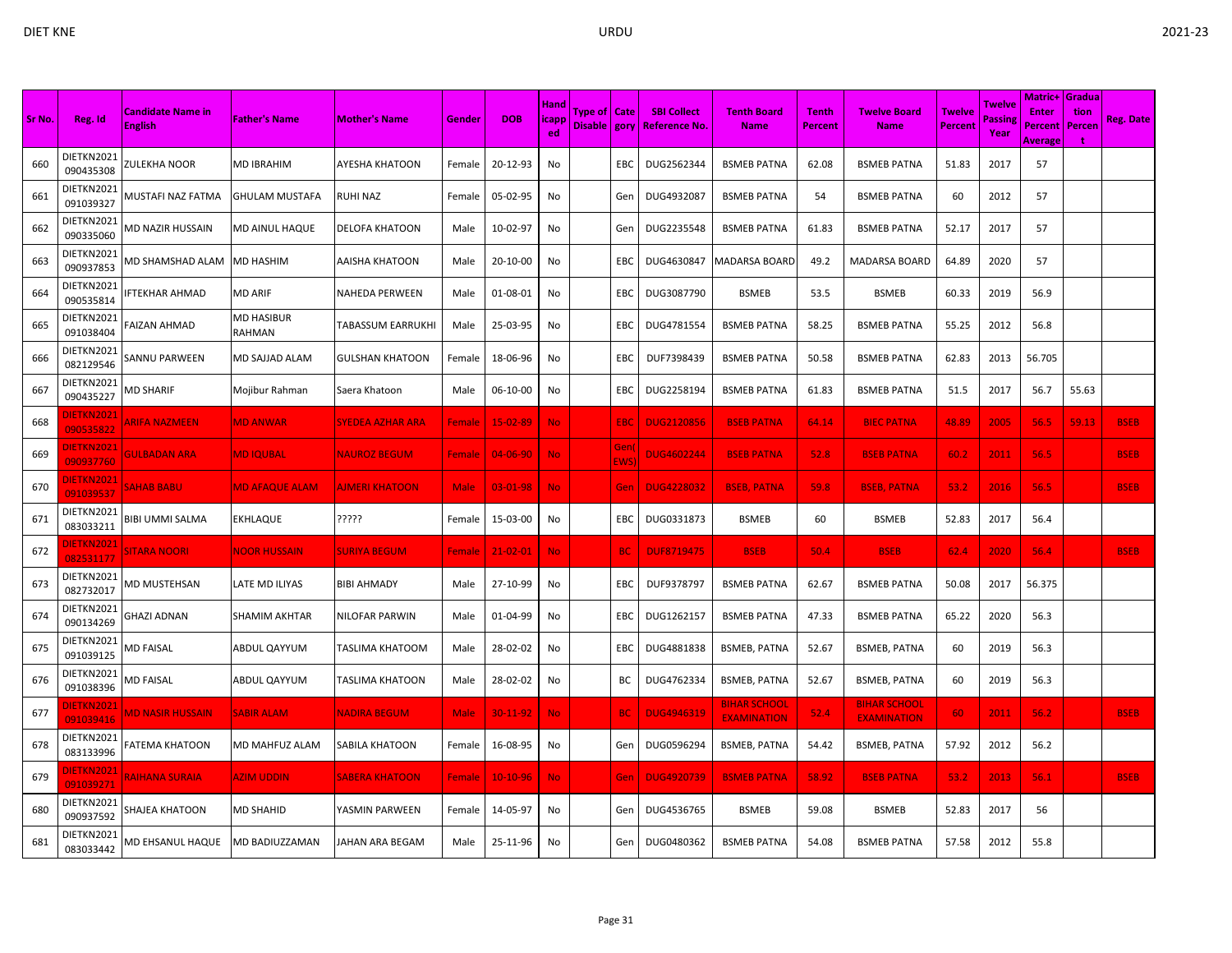| Sr No. | Reg. Id | Candidate Name in English | Father's Name | Mother's Name | Gender | DOB | Handicapped | Type of Disable | Category | SBI Collect Reference No. | Tenth Board Name | Tenth Percent | Twelve Board Name | Twelve Percent | Twelve Passing Year | Matric+ Enter Percent Average | Graduation Percent | Reg. Date |
|---|---|---|---|---|---|---|---|---|---|---|---|---|---|---|---|---|---|---|
| 660 | DIETKN2021 090435308 | ZULEKHA NOOR | MD IBRAHIM | AYESHA KHATOON | Female | 20-12-93 | No | | EBC | DUG2562344 | BSMEB PATNA | 62.08 | BSMEB PATNA | 51.83 | 2017 | 57 | | |
| 661 | DIETKN2021 091039327 | MUSTAFI NAZ FATMA | GHULAM MUSTAFA | RUHI NAZ | Female | 05-02-95 | No | | Gen | DUG4932087 | BSMEB PATNA | 54 | BSMEB PATNA | 60 | 2012 | 57 | | |
| 662 | DIETKN2021 090335060 | MD NAZIR HUSSAIN | MD AINUL HAQUE | DELOFA KHATOON | Male | 10-02-97 | No | | Gen | DUG2235548 | BSMEB PATNA | 61.83 | BSMEB PATNA | 52.17 | 2017 | 57 | | |
| 663 | DIETKN2021 090937853 | MD SHAMSHAD ALAM | MD HASHIM | AAISHA KHATOON | Male | 20-10-00 | No | | EBC | DUG4630847 | MADARSA BOARD | 49.2 | MADARSA BOARD | 64.89 | 2020 | 57 | | |
| 664 | DIETKN2021 090535814 | IFTEKHAR AHMAD | MD ARIF | NAHEDA PERWEEN | Male | 01-08-01 | No | | EBC | DUG3087790 | BSMEB | 53.5 | BSMEB | 60.33 | 2019 | 56.9 | | |
| 665 | DIETKN2021 091038404 | FAIZAN AHMAD | MD HASIBUR RAHMAN | TABASSUM EARRUKHI | Male | 25-03-95 | No | | EBC | DUG4781554 | BSMEB PATNA | 58.25 | BSMEB PATNA | 55.25 | 2012 | 56.8 | | |
| 666 | DIETKN2021 082129546 | SANNU PARWEEN | MD SAJJAD ALAM | GULSHAN KHATOON | Female | 18-06-96 | No | | EBC | DUF7398439 | BSMEB PATNA | 50.58 | BSMEB PATNA | 62.83 | 2013 | 56.705 | | |
| 667 | DIETKN2021 090435227 | MD SHARIF | Mojibur Rahman | Saera Khatoon | Male | 06-10-00 | No | | EBC | DUG2258194 | BSMEB PATNA | 61.83 | BSMEB PATNA | 51.5 | 2017 | 56.7 | 55.63 | |
| 668 | DIETKN2021 090535822 | ARIFA NAZMEEN | MD ANWAR | SYEDEA AZHAR ARA | Female | 15-02-89 | No | | EBC | DUG2120856 | BSEB PATNA | 64.14 | BIEC PATNA | 48.89 | 2005 | 56.5 | 59.13 | BSEB |
| 669 | DIETKN2021 090937760 | GULBADAN ARA | MD IQUBAL | NAUROZ BEGUM | Female | 04-06-90 | No | | Gen(EWS) | DUG4602244 | BSEB PATNA | 52.8 | BSEB PATNA | 60.2 | 2011 | 56.5 | | BSEB |
| 670 | DIETKN2021 091039537 | SAHAB BABU | MD AFAQUE ALAM | AJMERI KHATOON | Male | 03-01-98 | No | | Gen | DUG4228032 | BSEB, PATNA | 59.8 | BSEB, PATNA | 53.2 | 2016 | 56.5 | | BSEB |
| 671 | DIETKN2021 083033211 | BIBI UMMI SALMA | EKHLAQUE | ????? | Female | 15-03-00 | No | | EBC | DUG0331873 | BSMEB | 60 | BSMEB | 52.83 | 2017 | 56.4 | | |
| 672 | DIETKN2021 082531177 | SITARA NOORI | NOOR HUSSAIN | SURIYA BEGUM | Female | 21-02-01 | No | | BC | DUF8719475 | BSEB | 50.4 | BSEB | 62.4 | 2020 | 56.4 | | BSEB |
| 673 | DIETKN2021 082732017 | MD MUSTEHSAN | LATE MD ILIYAS | BIBI AHMADY | Male | 27-10-99 | No | | EBC | DUF9378797 | BSMEB PATNA | 62.67 | BSMEB PATNA | 50.08 | 2017 | 56.375 | | |
| 674 | DIETKN2021 090134269 | GHAZI ADNAN | SHAMIM AKHTAR | NILOFAR PARWIN | Male | 01-04-99 | No | | EBC | DUG1262157 | BSMEB PATNA | 47.33 | BSMEB PATNA | 65.22 | 2020 | 56.3 | | |
| 675 | DIETKN2021 091039125 | MD FAISAL | ABDUL QAYYUM | TASLIMA KHATOOM | Male | 28-02-02 | No | | EBC | DUG4881838 | BSMEB, PATNA | 52.67 | BSMEB, PATNA | 60 | 2019 | 56.3 | | |
| 676 | DIETKN2021 091038396 | MD FAISAL | ABDUL QAYYUM | TASLIMA KHATOON | Male | 28-02-02 | No | | BC | DUG4762334 | BSMEB, PATNA | 52.67 | BSMEB, PATNA | 60 | 2019 | 56.3 | | |
| 677 | DIETKN2021 091039416 | MD NASIR HUSSAIN | SABIR ALAM | NADIRA BEGUM | Male | 30-11-92 | No | | BC | DUG4946319 | BIHAR SCHOOL EXAMINATION | 52.4 | BIHAR SCHOOL EXAMINATION | 60 | 2011 | 56.2 | | BSEB |
| 678 | DIETKN2021 083133996 | FATEMA KHATOON | MD MAHFUZ ALAM | SABILA KHATOON | Female | 16-08-95 | No | | Gen | DUG0596294 | BSMEB, PATNA | 54.42 | BSMEB, PATNA | 57.92 | 2012 | 56.2 | | |
| 679 | DIETKN2021 091039271 | RAIHANA SURAIA | AZIM UDDIN | SABERA KHATOON | Female | 10-10-96 | No | | Gen | DUG4920739 | BSMEB PATNA | 58.92 | BSEB PATNA | 53.2 | 2013 | 56.1 | | BSEB |
| 680 | DIETKN2021 090937592 | SHAJEA KHATOON | MD SHAHID | YASMIN PARWEEN | Female | 14-05-97 | No | | Gen | DUG4536765 | BSMEB | 59.08 | BSMEB | 52.83 | 2017 | 56 | | |
| 681 | DIETKN2021 083033442 | MD EHSANUL HAQUE | MD BADIUZZAMAN | JAHAN ARA BEGAM | Male | 25-11-96 | No | | Gen | DUG0480362 | BSMEB PATNA | 54.08 | BSMEB PATNA | 57.58 | 2012 | 55.8 | | |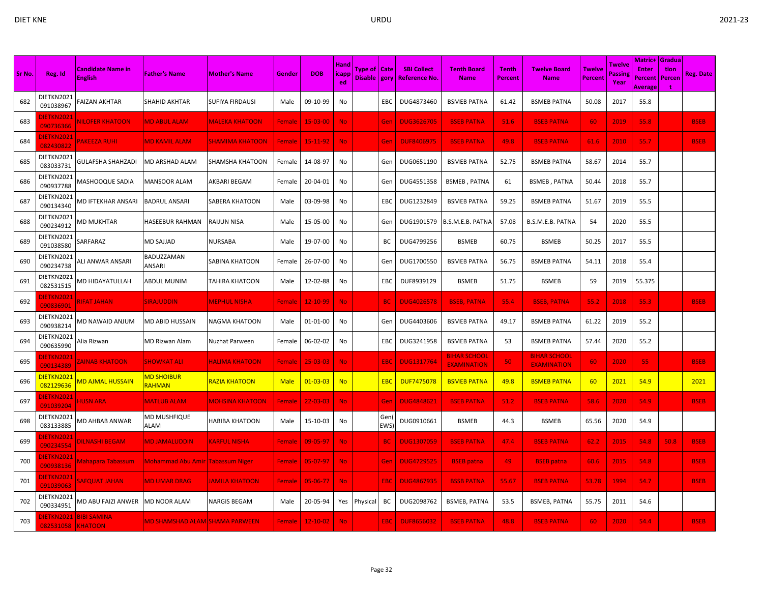| Sr No. | Reg. Id | Candidate Name in English | Father's Name | Mother's Name | Gender | DOB | Handicapped | Type of Disable | Category | SBI Collect Reference No. | Tenth Board Name | Tenth Percent | Twelve Board Name | Twelve Percent | Twelve Passing Year | Matric+Enter Percent Average | Graduation Percent | Reg. Date |
|---|---|---|---|---|---|---|---|---|---|---|---|---|---|---|---|---|---|---|
| 682 | DIETKN2021091038967 | FAIZAN AKHTAR | SHAHID AKHTAR | SUFIYA FIRDAUSI | Male | 09-10-99 | No | | EBC | DUG4873460 | BSMEB PATNA | 61.42 | BSMEB PATNA | 50.08 | 2017 | 55.8 | | |
| 683 | DIETKN2021090736366 | NILOFER KHATOON | MD ABUL ALAM | MALEKA KHATOON | Female | 15-03-00 | No | | Gen | DUG3626705 | BSEB PATNA | 51.6 | BSEB PATNA | 60 | 2019 | 55.8 | | BSEB |
| 684 | DIETKN2021082430822 | PAKEEZA RUHI | MD KAMIL ALAM | SHAMIMA KHATOON | Female | 15-11-92 | No | | Gen | DUF8406975 | BSEB PATNA | 49.8 | BSEB PATNA | 61.6 | 2010 | 55.7 | | BSEB |
| 685 | DIETKN2021083033731 | GULAFSHA SHAHZADI | MD ARSHAD ALAM | SHAMSHA KHATOON | Female | 14-08-97 | No | | Gen | DUG0651190 | BSMEB PATNA | 52.75 | BSMEB PATNA | 58.67 | 2014 | 55.7 | | |
| 686 | DIETKN2021090937788 | MASHOOQUE SADIA | MANSOOR ALAM | AKBARI BEGAM | Female | 20-04-01 | No | | Gen | DUG4551358 | BSMEB , PATNA | 61 | BSMEB , PATNA | 50.44 | 2018 | 55.7 | | |
| 687 | DIETKN2021090134340 | MD IFTEKHAR ANSARI | BADRUL ANSARI | SABERA KHATOON | Male | 03-09-98 | No | | EBC | DUG1232849 | BSMEB PATNA | 59.25 | BSMEB PATNA | 51.67 | 2019 | 55.5 | | |
| 688 | DIETKN2021090234912 | MD MUKHTAR | HASEEBUR RAHMAN | RAIJUN NISA | Male | 15-05-00 | No | | Gen | DUG1901579 | B.S.M.E.B. PATNA | 57.08 | B.S.M.E.B. PATNA | 54 | 2020 | 55.5 | | |
| 689 | DIETKN2021091038580 | SARFARAZ | MD SAJJAD | NURSABA | Male | 19-07-00 | No | | BC | DUG4799256 | BSMEB | 60.75 | BSMEB | 50.25 | 2017 | 55.5 | | |
| 690 | DIETKN2021090234738 | ALI ANWAR ANSARI | BADUZZAMAN ANSARI | SABINA KHATOON | Female | 26-07-00 | No | | Gen | DUG1700550 | BSMEB PATNA | 56.75 | BSMEB PATNA | 54.11 | 2018 | 55.4 | | |
| 691 | DIETKN2021082531515 | MD HIDAYATULLAH | ABDUL MUNIM | TAHIRA KHATOON | Male | 12-02-88 | No | | EBC | DUF8939129 | BSMEB | 51.75 | BSMEB | 59 | 2019 | 55.375 | | |
| 692 | DIETKN2021090836901 | RIFAT JAHAN | SIRAJUDDIN | MEPHUL NISHA | Female | 12-10-99 | No | | BC | DUG4026578 | BSEB, PATNA | 55.4 | BSEB, PATNA | 55.2 | 2018 | 55.3 | | BSEB |
| 693 | DIETKN2021090938214 | MD NAWAID ANJUM | MD ABID HUSSAIN | NAGMA KHATOON | Male | 01-01-00 | No | | Gen | DUG4403606 | BSMEB PATNA | 49.17 | BSMEB PATNA | 61.22 | 2019 | 55.2 | | |
| 694 | DIETKN2021090635990 | Alia Rizwan | MD Rizwan Alam | Nuzhat Parween | Female | 06-02-02 | No | | EBC | DUG3241958 | BSMEB PATNA | 53 | BSMEB PATNA | 57.44 | 2020 | 55.2 | | |
| 695 | DIETKN2021090134389 | ZAINAB KHATOON | SHOWKAT ALI | HALIMA KHATOON | Female | 25-03-03 | No | | EBC | DUG1317764 | BIHAR SCHOOL EXAMINATION | 50 | BIHAR SCHOOL EXAMINATION | 60 | 2020 | 55 | | BSEB |
| 696 | DIETKN2021082129636 | MD AJMAL HUSSAIN | MD SHOIBUR RAHMAN | RAZIA KHATOON | Male | 01-03-03 | No | | EBC | DUF7475078 | BSMEB PATNA | 49.8 | BSMEB PATNA | 60 | 2021 | 54.9 | | 2021 |
| 697 | DIETKN2021091039204 | HUSN ARA | MATLUB ALAM | MOHSINA KHATOON | Female | 22-03-03 | No | | Gen | DUG4848621 | BSEB PATNA | 51.2 | BSEB PATNA | 58.6 | 2020 | 54.9 | | BSEB |
| 698 | DIETKN2021083133885 | MD AHBAB ANWAR | MD MUSHFIQUE ALAM | HABIBA KHATOON | Male | 15-10-03 | No | | Gen(EWS) | DUG0910661 | BSMEB | 44.3 | BSMEB | 65.56 | 2020 | 54.9 | | |
| 699 | DIETKN2021090234554 | DILNASHI BEGAM | MD JAMALUDDIN | KARFUL NISHA | Female | 09-05-97 | No | | BC | DUG1307059 | BSEB PATNA | 47.4 | BSEB PATNA | 62.2 | 2015 | 54.8 | 50.8 | BSEB |
| 700 | DIETKN2021090938136 | Mahapara Tabassum | Mohammad Abu Amir | Tabassum Niger | Female | 05-07-97 | No | | Gen | DUG4729525 | BSEB patna | 49 | BSEB patna | 60.6 | 2015 | 54.8 | | BSEB |
| 701 | DIETKN2021091039063 | SAFQUAT JAHAN | MD UMAR DRAG | JAMILA KHATOON | Female | 05-06-77 | No | | EBC | DUG4867935 | BSSB PATNA | 55.67 | BSEB PATNA | 53.78 | 1994 | 54.7 | | BSEB |
| 702 | DIETKN2021090334951 | MD ABU FAIZI ANWER | MD NOOR ALAM | NARGIS BEGAM | Male | 20-05-94 | Yes | Physical | BC | DUG2098762 | BSMEB, PATNA | 53.5 | BSMEB, PATNA | 55.75 | 2011 | 54.6 | | |
| 703 | DIETKN2021082531058 | BIBI SAMINA KHATOON | MD SHAMSHAD ALAM | SHAMA PARWEEN | Female | 12-10-02 | No | | EBC | DUF8656032 | BSEB PATNA | 48.8 | BSEB PATNA | 60 | 2020 | 54.4 | | BSEB |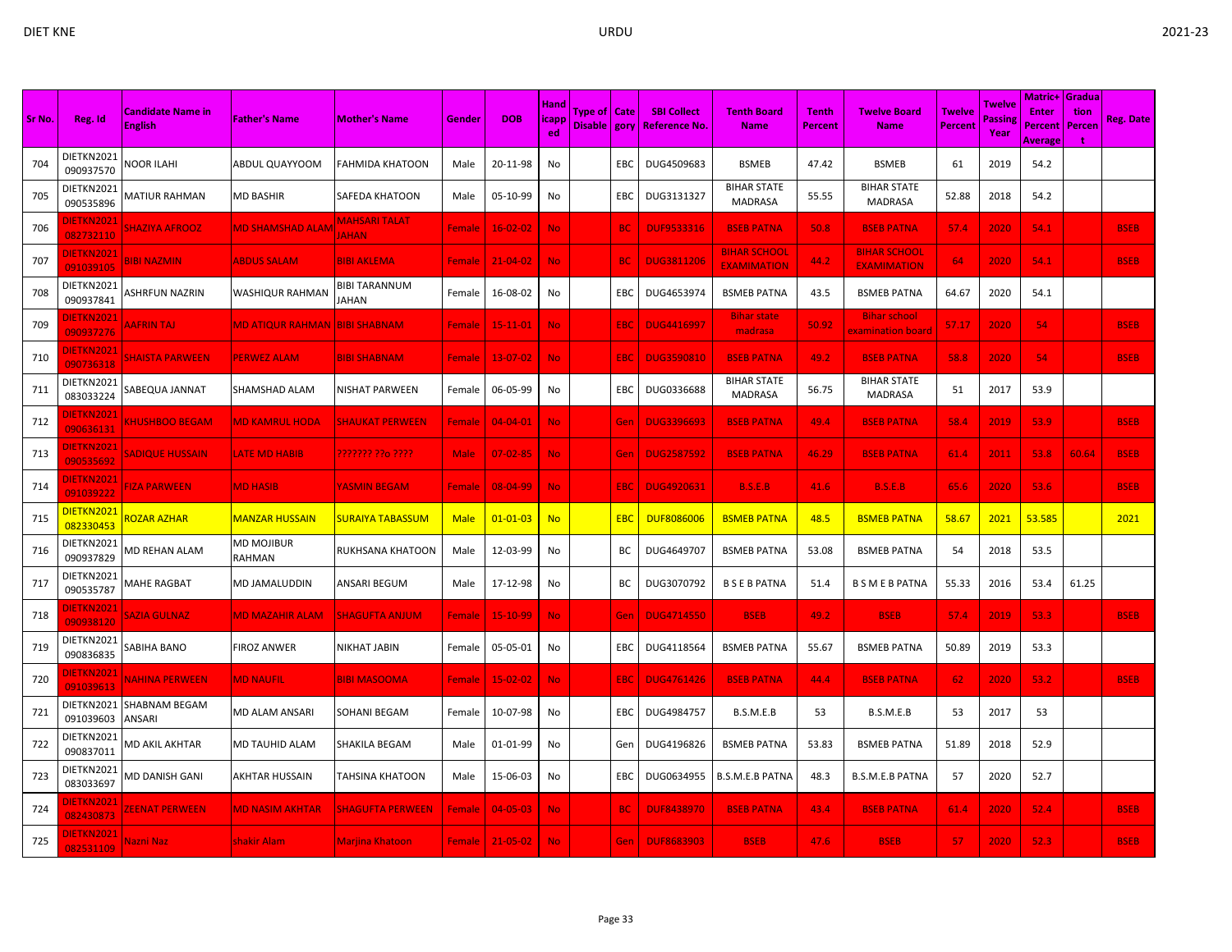| Sr No. | Reg. Id | Candidate Name in English | Father's Name | Mother's Name | Gender | DOB | Handicapped | Type of Disable | Category | SBI Collect Reference No. | Tenth Board Name | Tenth Percent | Twelve Board Name | Twelve Percent | Twelve Passing Year | Matric+ Enter Percent Average | Graduation Percent | Reg. Date |
|---|---|---|---|---|---|---|---|---|---|---|---|---|---|---|---|---|---|---|
| 704 | DIETKN2021090937570 | NOOR ILAHI | ABDUL QUAYYOOM | FAHMIDA KHATOON | Male | 20-11-98 | No | | EBC | DUG4509683 | BSMEB | 47.42 | BSMEB | 61 | 2019 | 54.2 | | |
| 705 | DIETKN2021090535896 | MATIUR RAHMAN | MD BASHIR | SAFEDA KHATOON | Male | 05-10-99 | No | | EBC | DUG3131327 | BIHAR STATE MADRASA | 55.55 | BIHAR STATE MADRASA | 52.88 | 2018 | 54.2 | | |
| 706 | DIETKN2021082732110 | SHAZIYA AFROOZ | MD SHAMSHAD ALAM | MAHSARI TALAT JAHAN | Female | 16-02-02 | No | | BC | DUF9533316 | BSEB PATNA | 50.8 | BSEB PATNA | 57.4 | 2020 | 54.1 | | BSEB |
| 707 | DIETKN2021091039105 | BIBI NAZMIN | ABDUS SALAM | BIBI AKLEMA | Female | 21-04-02 | No | | BC | DUG3811206 | BIHAR SCHOOL EXAMIMATION | 44.2 | BIHAR SCHOOL EXAMIMATION | 64 | 2020 | 54.1 | | BSEB |
| 708 | DIETKN2021090937841 | ASHRFUN NAZRIN | WASHIQUR RAHMAN | BIBI TARANNUM JAHAN | Female | 16-08-02 | No | | EBC | DUG4653974 | BSMEB PATNA | 43.5 | BSMEB PATNA | 64.67 | 2020 | 54.1 | | |
| 709 | DIETKN2021090937276 | AAFRIN TAJ | MD ATIQUR RAHMAN | BIBI SHABNAM | Female | 15-11-01 | No | | EBC | DUG4416997 | Bihar state madrasa | 50.92 | Bihar school examination board | 57.17 | 2020 | 54 | | BSEB |
| 710 | DIETKN2021090736318 | SHAISTA PARWEEN | PERWEZ ALAM | BIBI SHABNAM | Female | 13-07-02 | No | | EBC | DUG3590810 | BSEB PATNA | 49.2 | BSEB PATNA | 58.8 | 2020 | 54 | | BSEB |
| 711 | DIETKN2021083033224 | SABEQUA JANNAT | SHAMSHAD ALAM | NISHAT PARWEEN | Female | 06-05-99 | No | | EBC | DUG0336688 | BIHAR STATE MADRASA | 56.75 | BIHAR STATE MADRASA | 51 | 2017 | 53.9 | | |
| 712 | DIETKN2021090636131 | KHUSHBOO BEGAM | MD KAMRUL HODA | SHAUKAT PERWEEN | Female | 04-04-01 | No | | Gen | DUG3396693 | BSEB PATNA | 49.4 | BSEB PATNA | 58.4 | 2019 | 53.9 | | BSEB |
| 713 | DIETKN2021090535692 | SADIQUE HUSSAIN | LATE MD HABIB | ??????? ??o ???? | Male | 07-02-85 | No | | Gen | DUG2587592 | BSEB PATNA | 46.29 | BSEB PATNA | 61.4 | 2011 | 53.8 | 60.64 | BSEB |
| 714 | DIETKN2021091039222 | FIZA PARWEEN | MD HASIB | YASMIN BEGAM | Female | 08-04-99 | No | | EBC | DUG4920631 | B.S.E.B | 41.6 | B.S.E.B | 65.6 | 2020 | 53.6 | | BSEB |
| 715 | DIETKN2021082330453 | ROZAR AZHAR | MANZAR HUSSAIN | SURAIYA TABASSUM | Male | 01-01-03 | No | | EBC | DUF8086006 | BSMEB PATNA | 48.5 | BSMEB PATNA | 58.67 | 2021 | 53.585 | | 2021 |
| 716 | DIETKN2021090937829 | MD REHAN ALAM | MD MOJIBUR RAHMAN | RUKHSANA KHATOON | Male | 12-03-99 | No | | BC | DUG4649707 | BSMEB PATNA | 53.08 | BSMEB PATNA | 54 | 2018 | 53.5 | | |
| 717 | DIETKN2021090535787 | MAHE RAGBAT | MD JAMALUDDIN | ANSARI BEGUM | Male | 17-12-98 | No | | BC | DUG3070792 | B S E B PATNA | 51.4 | B S M E B PATNA | 55.33 | 2016 | 53.4 | 61.25 | |
| 718 | DIETKN2021090938120 | SAZIA GULNAZ | MD MAZAHIR ALAM | SHAGUFTA ANJUM | Female | 15-10-99 | No | | Gen | DUG4714550 | BSEB | 49.2 | BSEB | 57.4 | 2019 | 53.3 | | BSEB |
| 719 | DIETKN2021090836835 | SABIHA BANO | FIROZ ANWER | NIKHAT JABIN | Female | 05-05-01 | No | | EBC | DUG4118564 | BSMEB PATNA | 55.67 | BSMEB PATNA | 50.89 | 2019 | 53.3 | | |
| 720 | DIETKN2021091039613 | NAHINA PERWEEN | MD NAUFIL | BIBI MASOOMA | Female | 15-02-02 | No | | EBC | DUG4761426 | BSEB PATNA | 44.4 | BSEB PATNA | 62 | 2020 | 53.2 | | BSEB |
| 721 | DIETKN2021091039603 | SHABNAM BEGAM ANSARI | MD ALAM ANSARI | SOHANI BEGAM | Female | 10-07-98 | No | | EBC | DUG4984757 | B.S.M.E.B | 53 | B.S.M.E.B | 53 | 2017 | 53 | | |
| 722 | DIETKN2021090837011 | MD AKIL AKHTAR | MD TAUHID ALAM | SHAKILA BEGAM | Male | 01-01-99 | No | | Gen | DUG4196826 | BSMEB PATNA | 53.83 | BSMEB PATNA | 51.89 | 2018 | 52.9 | | |
| 723 | DIETKN2021083033697 | MD DANISH GANI | AKHTAR HUSSAIN | TAHSINA KHATOON | Male | 15-06-03 | No | | EBC | DUG0634955 | B.S.M.E.B PATNA | 48.3 | B.S.M.E.B PATNA | 57 | 2020 | 52.7 | | |
| 724 | DIETKN2021082430873 | ZEENAT PERWEEN | MD NASIM AKHTAR | SHAGUFTA PERWEEN | Female | 04-05-03 | No | | BC | DUF8438970 | BSEB PATNA | 43.4 | BSEB PATNA | 61.4 | 2020 | 52.4 | | BSEB |
| 725 | DIETKN2021082531109 | Nazni Naz | shakir Alam | Marjina Khatoon | Female | 21-05-02 | No | | Gen | DUF8683903 | BSEB | 47.6 | BSEB | 57 | 2020 | 52.3 | | BSEB |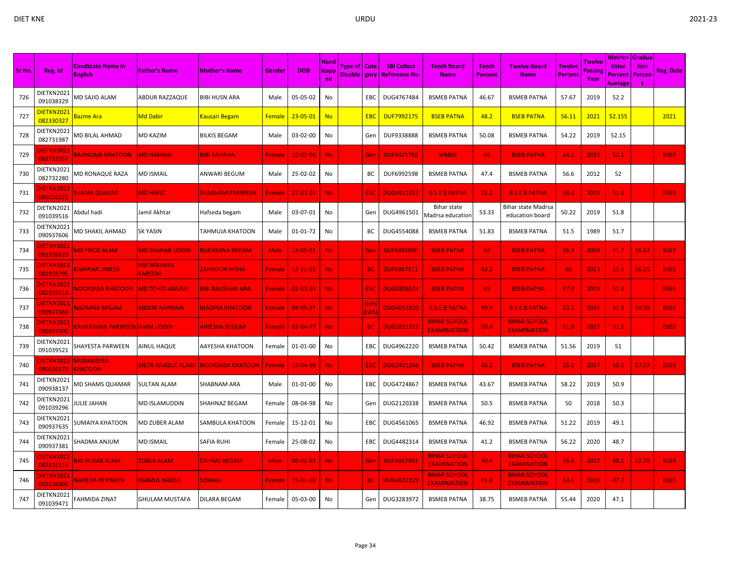| Sr No. | Reg. Id | Candidate Name in English | Father's Name | Mother's Name | Gender | DOB | Handicapped | Type of Disable | Category | SBI Collect Reference No. | Tenth Board Name | Tenth Percent | Twelve Board Name | Twelve Percent | Twelve Passing Year | Matric+Enter Percent Average | Graduation Percent | Reg. Date |
|---|---|---|---|---|---|---|---|---|---|---|---|---|---|---|---|---|---|---|
| 726 | DIETKN2021091038329 | MD SAJID ALAM | ABDUR RAZZAQUE | BIBI HUSN ARA | Male | 05-05-02 | No | | EBC | DUG4767484 | BSMEB PATNA | 46.67 | BSMEB PATNA | 57.67 | 2019 | 52.2 | | |
| 727 | DIETKN2021082330327 | Bazme Ara | Md Dabir | Kausari Begam | Female | 23-05-01 | No | | EBC | DUF7992175 | BSEB PATNA | 48.2 | BSEB PATNA | 56.11 | 2021 | 52.155 | | 2021 |
| 728 | DIETKN2021082731987 | MD BILAL AHMAD | MD KAZIM | BILKIS BEGAM | Male | 03-02-00 | No | | Gen | DUF9338888 | BSMEB PATNA | 50.08 | BSMEB PATNA | 54.22 | 2019 | 52.15 | | |
| 729 | DIETKN2021082732057 | RAHNUMA KHATOON | MD HAMRAJ | BIBI SAHANAJ | Female | 10-02-96 | No | | Gen | DUF9425768 | WBBSE | 40 | BSEB PATNA | 64.2 | 2015 | 52.1 | | BSEB |
| 730 | DIETKN2021082732280 | MD RONAQUE RAZA | MD ISMAIL | ANWARI BEGUM | Male | 25-02-02 | No | | BC | DUF6992598 | BSMEB PATNA | 47.4 | BSMEB PATNA | 56.6 | 2012 | 52 | | |
| 731 | DIETKN2021091039221 | SHAMA QUASAR | MD HAFIZ | SHABNAM PARWEEN | Female | 27-03-01 | No | | EBC | DUG4911257 | B S E B PATNA | 45.2 | B S E B PATNA | 58.4 | 2019 | 51.8 | | BSEB |
| 732 | DIETKN2021091039516 | Abdul hadi | Jamil Akhtar | Hafseda begam | Male | 03-07-01 | No | | Gen | DUG4961501 | Bihar state Madrsa education | 53.33 | Bihar state Madrsa education board | 50.22 | 2019 | 51.8 | | |
| 733 | DIETKN2021090937606 | MD SHAKIL AHMAD | SK YASIN | TAHMUJA KHATOON | Male | 01-01-72 | No | | BC | DUG4554088 | BSMEB PATNA | 51.83 | BSMEB PATNA | 51.5 | 1989 | 51.7 | | |
| 734 | DIETKN2021081928820 | MD FIROZ ALAM | MD SHAHAB UDDIN | RUKHSANA BEGAM | Male | 14-05-91 | No | | Gen | DUF6892690 | BSEB PATNA | 48 | BSEB PATNA | 55.4 | 2009 | 51.7 | 56.67 | BSEB |
| 735 | DIETKN2021081928795 | KISHWAR JABEEN | MD NOUAJUL KAREEM | ZAHADUN NISHA | Female | 14-11-95 | No | | BC | DUF6867511 | BSEB PATNA | 43.2 | BSEB PATNA | 60 | 2013 | 51.6 | 56.25 | BSEB |
| 736 | DIETKN2021082933116 | NOORSABA KHATOON | MD TOHID ANSARI | BIBI RAUSHAN ARA | Female | 02-03-01 | No | | EBC | DUG0206524 | BSEB PATNA | 45 | BSEB PATNA | 57.8 | 2019 | 51.4 | | BSEB |
| 737 | DIETKN2021090937869 | NAZRANA BEGAM | ABDUR RAHMAN | MADINA KHATOON | Female | 04-05-97 | No | | Gen(EWS) | DUG4653820 | B.S.E.B PATNA | 49.4 | B.S.E.B PATNA | 53.2 | 2016 | 51.3 | 50.38 | BSEB |
| 738 | DIETKN2021090937500 | KAHKASHAN PARWEEN | NAIM UDDIN | AWESHA BEGUM | Female | 02-04-97 | No | | BC | DUG3821723 | BIHAR SCHOOL EXAMINATION | 50.4 | BIHAR SCHOOL EXAMINATION | 51.8 | 2017 | 51.1 | | BSEB |
| 739 | DIETKN2021091039521 | SHAYESTA PARWEEN | AINUL HAQUE | AAYESHA KHATOON | Female | 01-01-00 | No | | EBC | DUG4962220 | BSMEB PATNA | 50.42 | BSMEB PATNA | 51.56 | 2019 | 51 | | |
| 740 | DIETKN2021090636175 | MUDABBERA KHATOON | MEER AFAQUE ALAM | NOORSABA KHATOON | Female | 14-04-98 | No | | EBC | DUG3421266 | BSEB PATNA | 46.2 | BSEB PATNA | 55.6 | 2017 | 50.9 | 57.07 | BSEB |
| 741 | DIETKN2021090938137 | MD SHAMS QUAMAR | SULTAN ALAM | SHABNAM ARA | Male | 01-01-00 | No | | EBC | DUG4724867 | BSMEB PATNA | 43.67 | BSMEB PATNA | 58.22 | 2019 | 50.9 | | |
| 742 | DIETKN2021091039296 | JULIE JAHAN | MD ISLAMUDDIN | SHAHNAZ BEGAM | Female | 08-04-98 | No | | Gen | DUG2120338 | BSMEB PATNA | 50.5 | BSMEB PATNA | 50 | 2018 | 50.3 | | |
| 743 | DIETKN2021090937635 | SUMAIYA KHATOON | MD ZUBER ALAM | SAMBULA KHATOON | Female | 15-12-01 | No | | EBC | DUG4561065 | BSMEB PATNA | 46.92 | BSMEB PATNA | 51.22 | 2019 | 49.1 | | |
| 744 | DIETKN2021090937381 | SHADMA ANJUM | MD ISMAIL | SAFIA RUHI | Female | 25-08-02 | No | | EBC | DUG4482314 | BSMEB PATNA | 41.2 | BSMEB PATNA | 56.22 | 2020 | 48.7 | | |
| 745 | DIETKN2021082832515 | MD RUBAB ALAM | ZUBER ALAM | SAHNAJ BEGAM | Male | 06-02-93 | No | | Gen | DUF9867991 | BIHAR SCHOOL EXAMINATION | 40.4 | BIHAR SCHOOL EXAMINATION | 55.8 | 2012 | 48.1 | 52.76 | BSEB |
| 746 | DIETKN2021091038800 | NAHEDA PERWEEN | INAMUL HAQUE | SOHAGI | Female | 15-01-96 | No | | BC | DUG4837229 | BIHAR SCHOOL EXAMINATION | 41.8 | BIHAR SCHOOL EXAMINATION | 53.6 | 2019 | 47.7 | | BSEB |
| 747 | DIETKN2021091039471 | FAHMIDA ZINAT | GHULAM MUSTAFA | DILARA BEGAM | Female | 05-03-00 | No | | Gen | DUG3283972 | BSMEB PATNA | 38.75 | BSMEB PATNA | 55.44 | 2020 | 47.1 | | |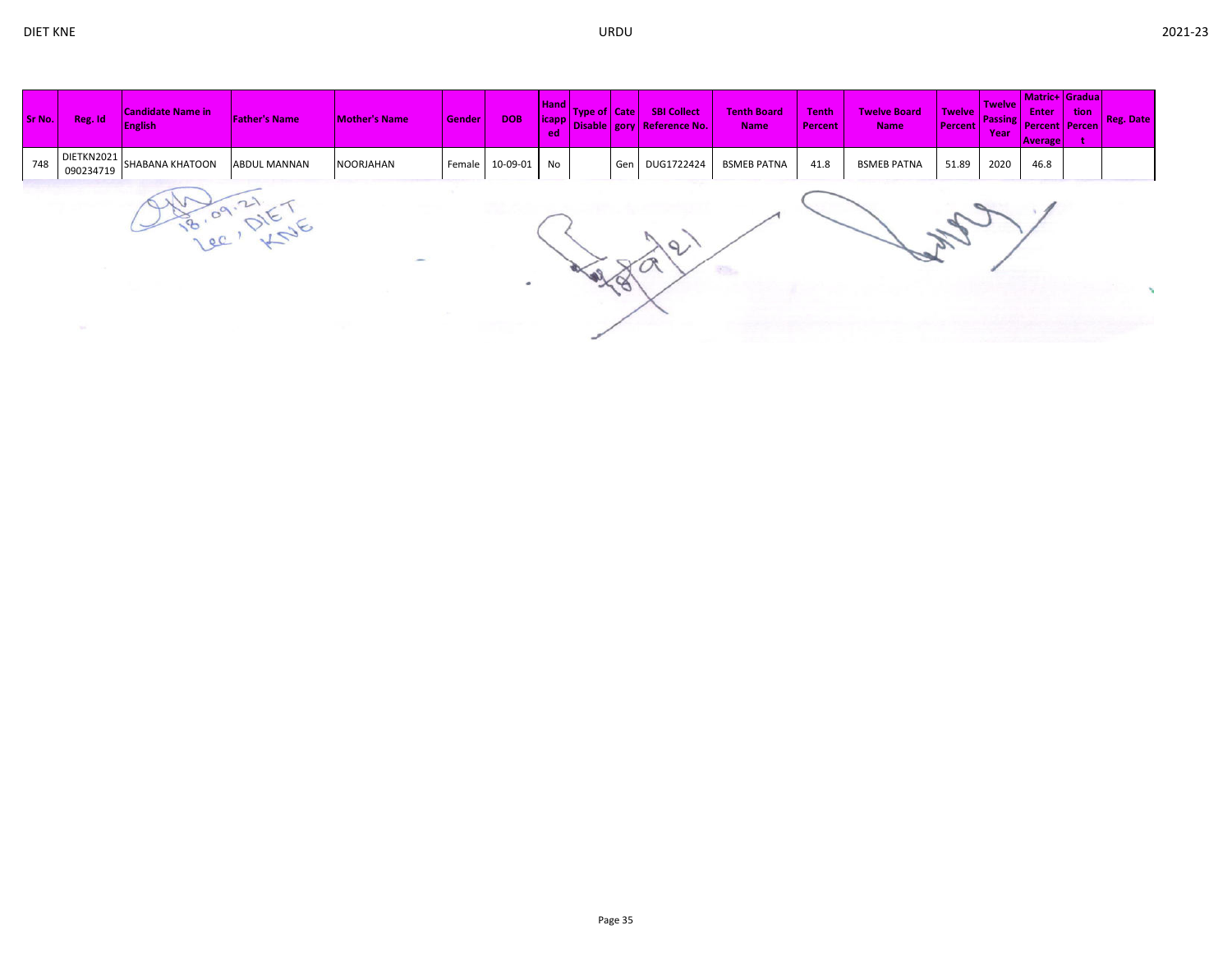| Sr No. | Reg. Id | Candidate Name in English | Father's Name | Mother's Name | Gender | DOB | Handicapped | Type of Disable | Category | SBI Collect Reference No. | Tenth Board Name | Tenth Percent | Twelve Board Name | Twelve Percent | Twelve Passing Year | Matric+ Enter Percent Average | Graduation Percent | Reg. Date |
|---|---|---|---|---|---|---|---|---|---|---|---|---|---|---|---|---|---|---|
| 748 | DIETKN2021090234719 | SHABANA KHATOON | ABDUL MANNAN | NOORJAHAN | Female | 10-09-01 | No | | Gen | DUG1722424 | BSMEB PATNA | 41.8 | BSMEB PATNA | 51.89 | 2020 | 46.8 | | |

18.09.21
Lec, DIET KNE

18/9/21